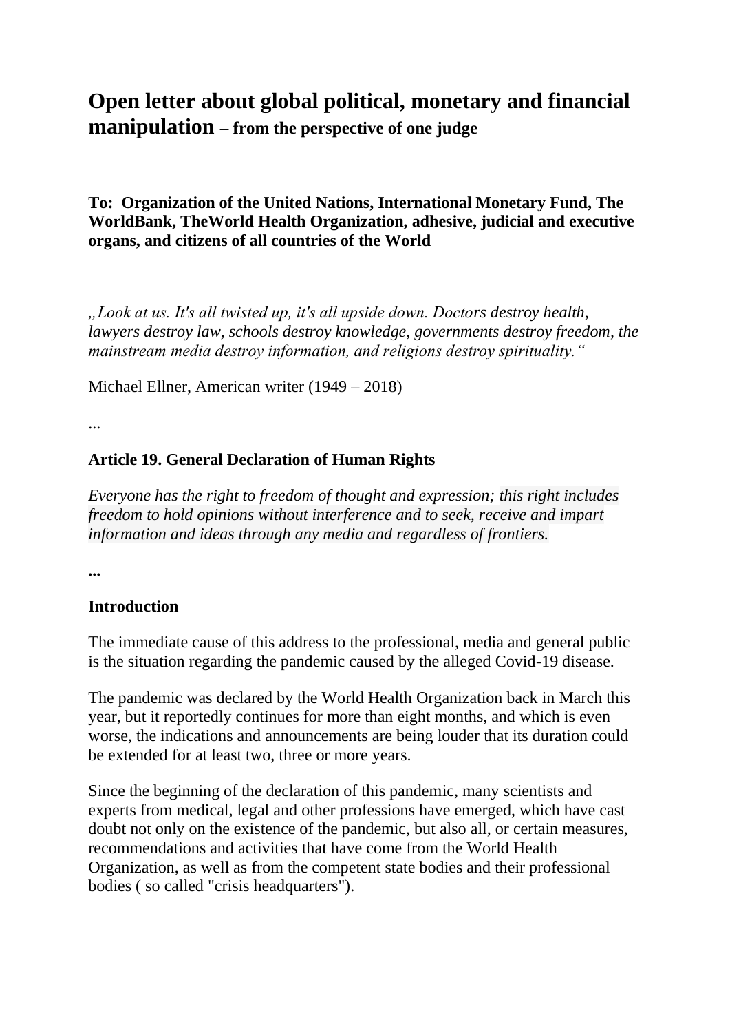# Open letter about global political, monetary and financial manipulation – from the perspective of one judge

**To: Organization of the United Nations, International Monetary Fund, The WorldBank, TheWorld Health Organization, adhesive, judicial and executive organs, and citizens of all countries of the World**

*„Look at us. It's all twisted up, it's all upside down. Doctors destroy health, lawyers destroy law, schools destroy knowledge, governments destroy freedom, the mainstream media destroy information, and religions destroy spirituality.“*

Michael Ellner, American writer (1949 – 2018)

...

**Article 19. General Declaration of Human Rights**

*Everyone has the right to freedom of thought and expression; this right includes freedom to hold opinions without interference and to seek, receive and impart information and ideas through any media and regardless of frontiers.*

**...**

**Introduction**

The immediate cause of this address to the professional, media and general public is the situation regarding the pandemic caused by the alleged Covid-19 disease.

The pandemic was declared by the World Health Organization back in March this year, but it reportedly continues for more than eight months, and which is even worse, the indications and announcements are being louder that its duration could be extended for at least two, three or more years.

Since the beginning of the declaration of this pandemic, many scientists and experts from medical, legal and other professions have emerged, which have cast doubt not only on the existence of the pandemic, but also all, or certain measures, recommendations and activities that have come from the World Health Organization, as well as from the competent state bodies and their professional bodies ( so called "crisis headquarters").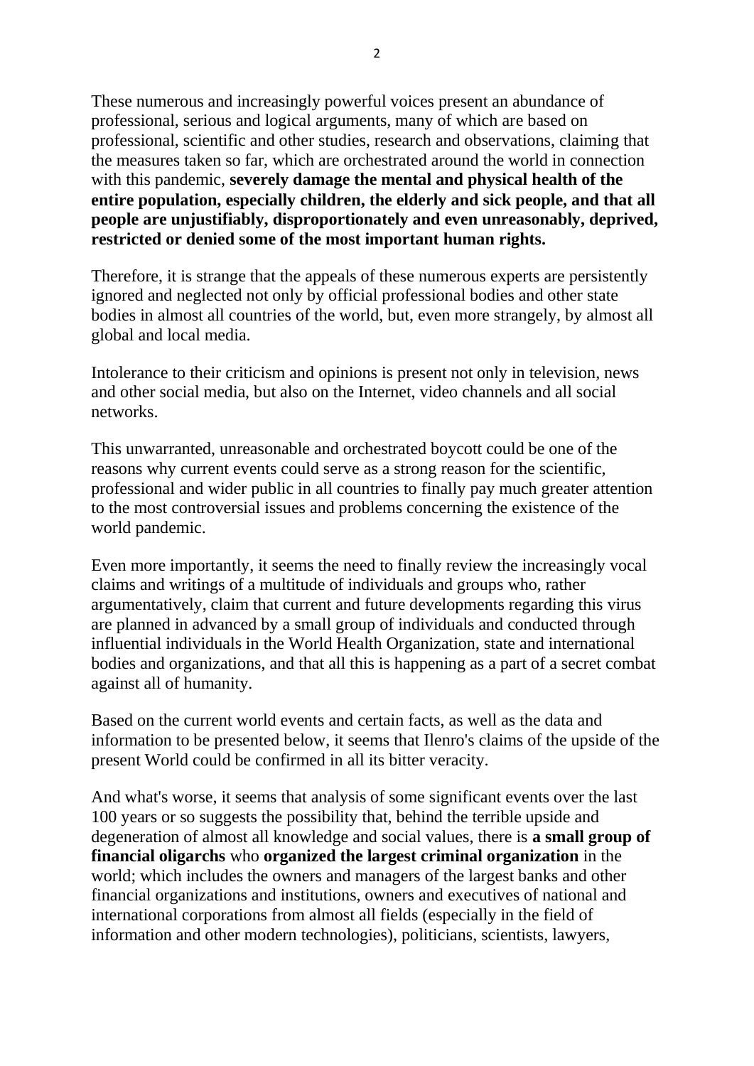These numerous and increasingly powerful voices present an abundance of professional, serious and logical arguments, many of which are based on professional, scientific and other studies, research and observations, claiming that the measures taken so far, which are orchestrated around the world in connection with this pandemic, **severely damage the mental and physical health of the entire population, especially children, the elderly and sick people, and that all people are unjustifiably, disproportionately and even unreasonably, deprived, restricted or denied some of the most important human rights.**

Therefore, it is strange that the appeals of these numerous experts are persistently ignored and neglected not only by official professional bodies and other state bodies in almost all countries of the world, but, even more strangely, by almost all global and local media.

Intolerance to their criticism and opinions is present not only in television, news and other social media, but also on the Internet, video channels and all social networks.

This unwarranted, unreasonable and orchestrated boycott could be one of the reasons why current events could serve as a strong reason for the scientific, professional and wider public in all countries to finally pay much greater attention to the most controversial issues and problems concerning the existence of the world pandemic.

Even more importantly, it seems the need to finally review the increasingly vocal claims and writings of a multitude of individuals and groups who, rather argumentatively, claim that current and future developments regarding this virus are planned in advanced by a small group of individuals and conducted through influential individuals in the World Health Organization, state and international bodies and organizations, and that all this is happening as a part of a secret combat against all of humanity.

Based on the current world events and certain facts, as well as the data and information to be presented below, it seems that Ilenro's claims of the upside of the present World could be confirmed in all its bitter veracity.

And what's worse, it seems that analysis of some significant events over the last 100 years or so suggests the possibility that, behind the terrible upside and degeneration of almost all knowledge and social values, there is **a small group of financial oligarchs** who **organized the largest criminal organization** in the world; which includes the owners and managers of the largest banks and other financial organizations and institutions, owners and executives of national and international corporations from almost all fields (especially in the field of information and other modern technologies), politicians, scientists, lawyers,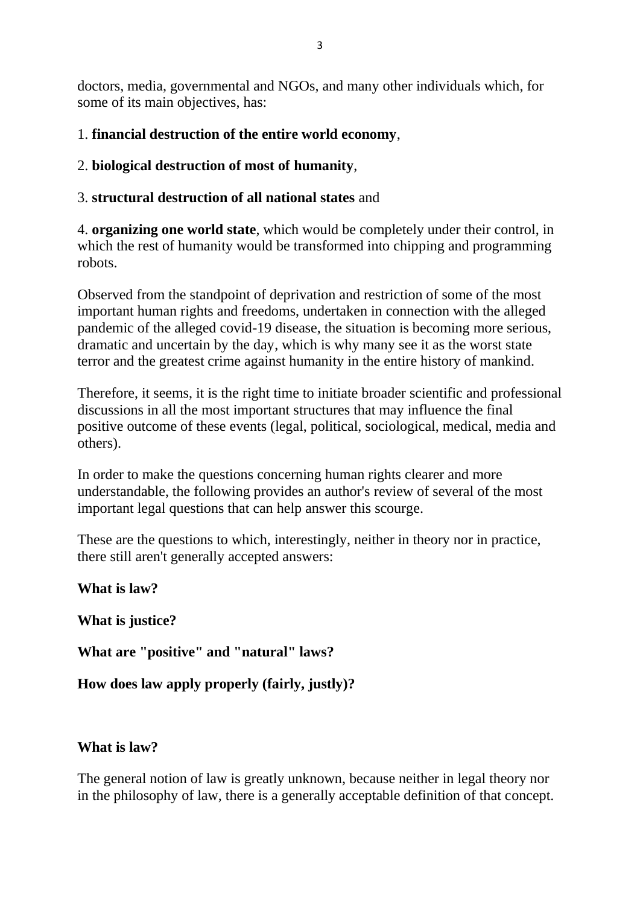doctors, media, governmental and NGOs, and many other individuals which, for some of its main objectives, has:

1. **financial destruction of the entire world economy**,

2. **biological destruction of most of humanity**,

3. **structural destruction of all national states** and

4. **organizing one world state**, which would be completely under their control, in which the rest of humanity would be transformed into chipping and programming robots.

Observed from the standpoint of deprivation and restriction of some of the most important human rights and freedoms, undertaken in connection with the alleged pandemic of the alleged covid-19 disease, the situation is becoming more serious, dramatic and uncertain by the day, which is why many see it as the worst state terror and the greatest crime against humanity in the entire history of mankind.

Therefore, it seems, it is the right time to initiate broader scientific and professional discussions in all the most important structures that may influence the final positive outcome of these events (legal, political, sociological, medical, media and others).

In order to make the questions concerning human rights clearer and more understandable, the following provides an author's review of several of the most important legal questions that can help answer this scourge.

These are the questions to which, interestingly, neither in theory nor in practice, there still aren't generally accepted answers:

**What is law?**

**What is justice?**

**What are "positive" and "natural" laws?**

**How does law apply properly (fairly, justly)?**

**What is law?**

The general notion of law is greatly unknown, because neither in legal theory nor in the philosophy of law, there is a generally acceptable definition of that concept.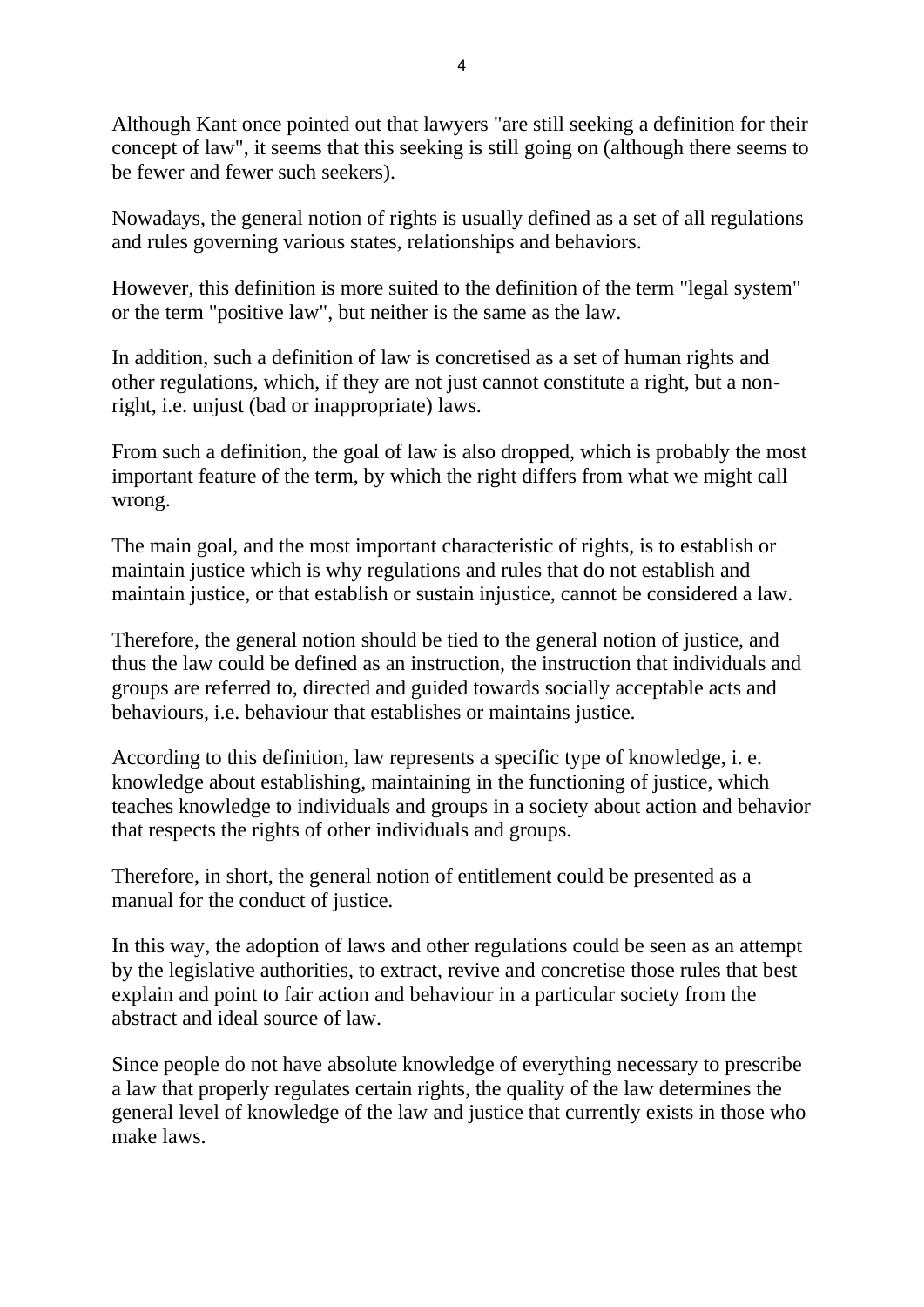Although Kant once pointed out that lawyers "are still seeking a definition for their concept of law", it seems that this seeking is still going on (although there seems to be fewer and fewer such seekers).

Nowadays, the general notion of rights is usually defined as a set of all regulations and rules governing various states, relationships and behaviors.

However, this definition is more suited to the definition of the term "legal system" or the term "positive law", but neither is the same as the law.

In addition, such a definition of law is concretised as a set of human rights and other regulations, which, if they are not just cannot constitute a right, but a non-right, i.e. unjust (bad or inappropriate) laws.

From such a definition, the goal of law is also dropped, which is probably the most important feature of the term, by which the right differs from what we might call wrong.

The main goal, and the most important characteristic of rights, is to establish or maintain justice which is why regulations and rules that do not establish and maintain justice, or that establish or sustain injustice, cannot be considered a law.

Therefore, the general notion should be tied to the general notion of justice, and thus the law could be defined as an instruction, the instruction that individuals and groups are referred to, directed and guided towards socially acceptable acts and behaviours, i.e. behaviour that establishes or maintains justice.

According to this definition, law represents a specific type of knowledge, i. e. knowledge about establishing, maintaining in the functioning of justice, which teaches knowledge to individuals and groups in a society about action and behavior that respects the rights of other individuals and groups.

Therefore, in short, the general notion of entitlement could be presented as a manual for the conduct of justice.

In this way, the adoption of laws and other regulations could be seen as an attempt by the legislative authorities, to extract, revive and concretise those rules that best explain and point to fair action and behaviour in a particular society from the abstract and ideal source of law.

Since people do not have absolute knowledge of everything necessary to prescribe a law that properly regulates certain rights, the quality of the law determines the general level of knowledge of the law and justice that currently exists in those who make laws.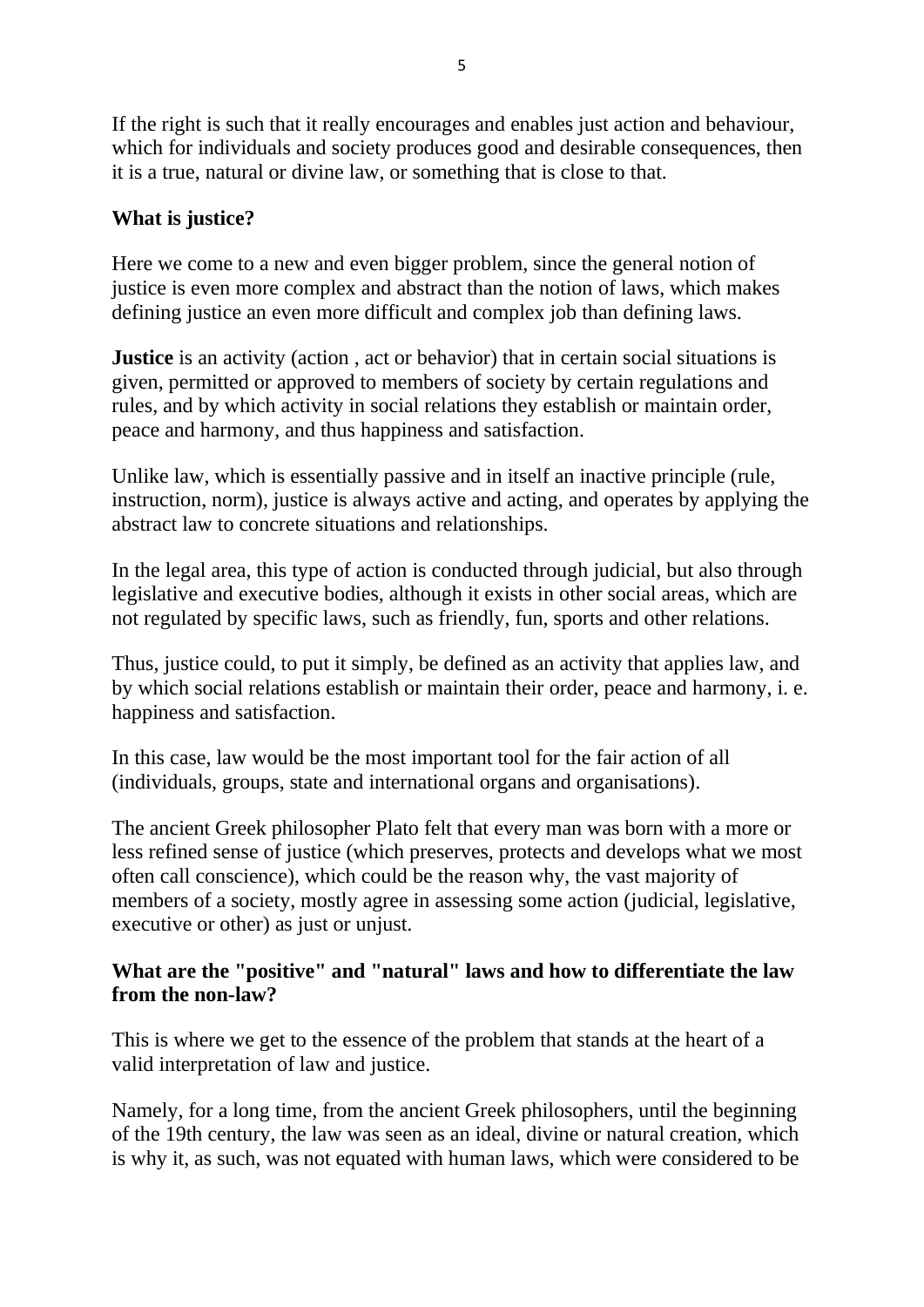If the right is such that it really encourages and enables just action and behaviour, which for individuals and society produces good and desirable consequences, then it is a true, natural or divine law, or something that is close to that.

**What is justice?**

Here we come to a new and even bigger problem, since the general notion of justice is even more complex and abstract than the notion of laws, which makes defining justice an even more difficult and complex job than defining laws.

**Justice** is an activity (action , act or behavior) that in certain social situations is given, permitted or approved to members of society by certain regulations and rules, and by which activity in social relations they establish or maintain order, peace and harmony, and thus happiness and satisfaction.

Unlike law, which is essentially passive and in itself an inactive principle (rule, instruction, norm), justice is always active and acting, and operates by applying the abstract law to concrete situations and relationships.

In the legal area, this type of action is conducted through judicial, but also through legislative and executive bodies, although it exists in other social areas, which are not regulated by specific laws, such as friendly, fun, sports and other relations.

Thus, justice could, to put it simply, be defined as an activity that applies law, and by which social relations establish or maintain their order, peace and harmony, i. e. happiness and satisfaction.

In this case, law would be the most important tool for the fair action of all (individuals, groups, state and international organs and organisations).

The ancient Greek philosopher Plato felt that every man was born with a more or less refined sense of justice (which preserves, protects and develops what we most often call conscience), which could be the reason why, the vast majority of members of a society, mostly agree in assessing some action (judicial, legislative, executive or other) as just or unjust.

**What are the "positive" and "natural" laws and how to differentiate the law from the non-law?**

This is where we get to the essence of the problem that stands at the heart of a valid interpretation of law and justice.

Namely, for a long time, from the ancient Greek philosophers, until the beginning of the 19th century, the law was seen as an ideal, divine or natural creation, which is why it, as such, was not equated with human laws, which were considered to be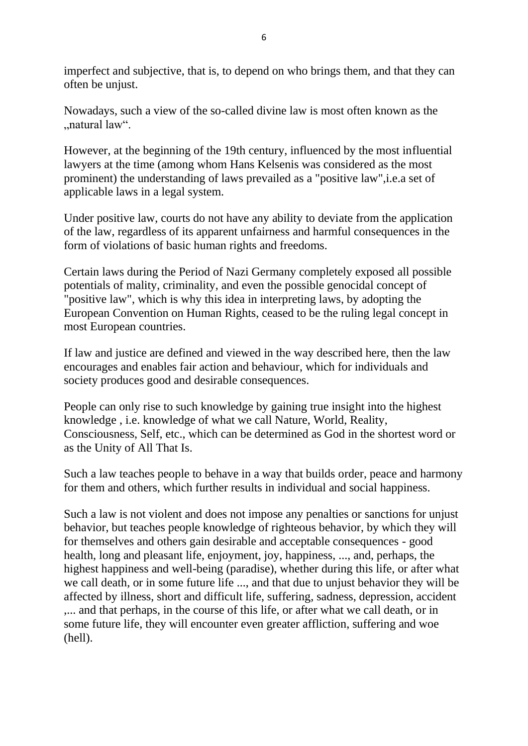imperfect and subjective, that is, to depend on who brings them, and that they can often be unjust.

Nowadays, such a view of the so-called divine law is most often known as the „natural law".

However, at the beginning of the 19th century, influenced by the most influential lawyers at the time (among whom Hans Kelsenis was considered as the most prominent) the understanding of laws prevailed as a "positive law",i.e.a set of applicable laws in a legal system.

Under positive law, courts do not have any ability to deviate from the application of the law, regardless of its apparent unfairness and harmful consequences in the form of violations of basic human rights and freedoms.

Certain laws during the Period of Nazi Germany completely exposed all possible potentials of mality, criminality, and even the possible genocidal concept of "positive law", which is why this idea in interpreting laws, by adopting the European Convention on Human Rights, ceased to be the ruling legal concept in most European countries.

If law and justice are defined and viewed in the way described here, then the law encourages and enables fair action and behaviour, which for individuals and society produces good and desirable consequences.

People can only rise to such knowledge by gaining true insight into the highest knowledge , i.e. knowledge of what we call Nature, World, Reality, Consciousness, Self, etc., which can be determined as God in the shortest word or as the Unity of All That Is.

Such a law teaches people to behave in a way that builds order, peace and harmony for them and others, which further results in individual and social happiness.

Such a law is not violent and does not impose any penalties or sanctions for unjust behavior, but teaches people knowledge of righteous behavior, by which they will for themselves and others gain desirable and acceptable consequences - good health, long and pleasant life, enjoyment, joy, happiness, ..., and, perhaps, the highest happiness and well-being (paradise), whether during this life, or after what we call death, or in some future life ..., and that due to unjust behavior they will be affected by illness, short and difficult life, suffering, sadness, depression, accident ,... and that perhaps, in the course of this life, or after what we call death, or in some future life, they will encounter even greater affliction, suffering and woe (hell).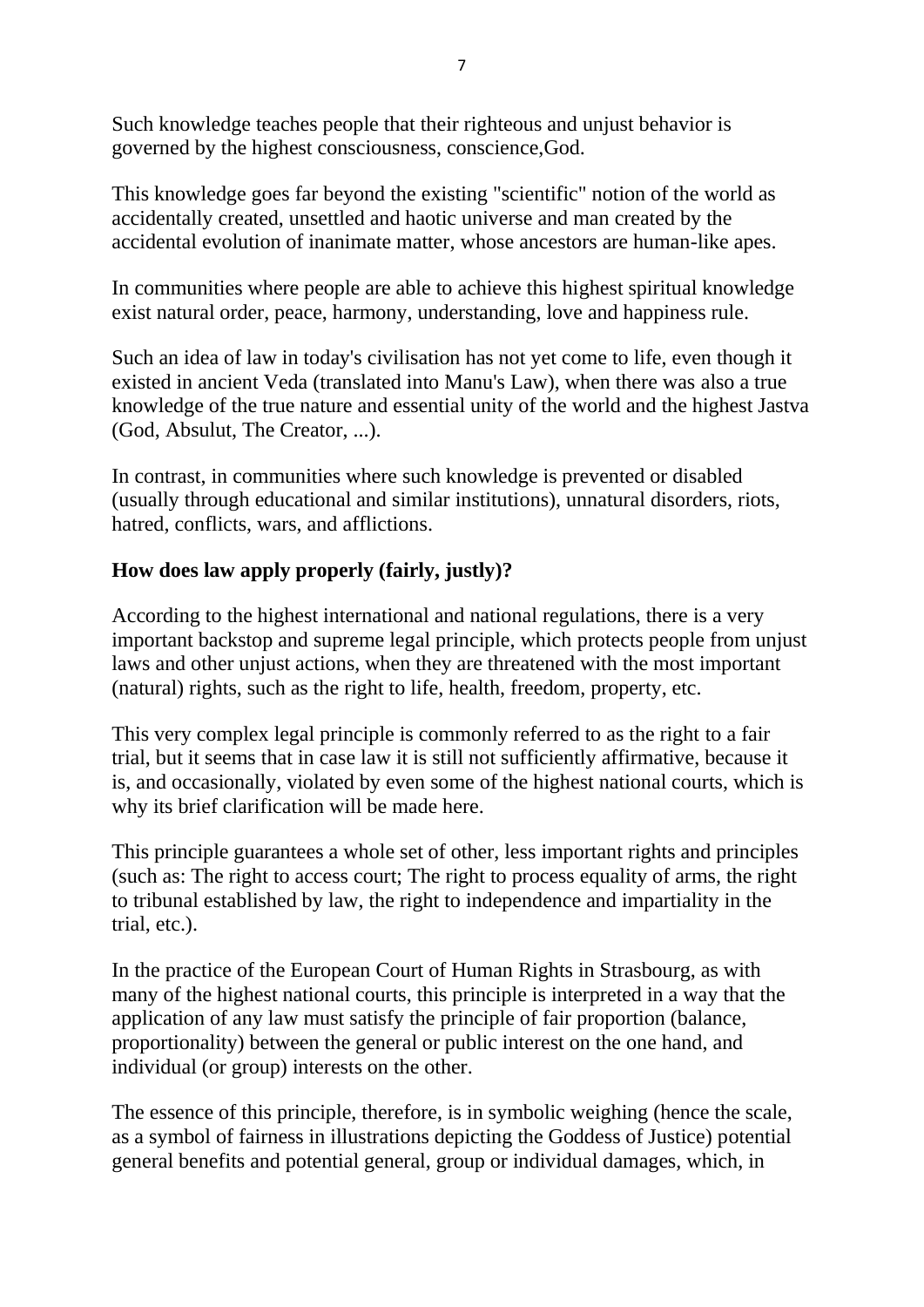Such knowledge teaches people that their righteous and unjust behavior is governed by the highest consciousness, conscience,God.

This knowledge goes far beyond the existing "scientific" notion of the world as accidentally created, unsettled and haotic universe and man created by the accidental evolution of inanimate matter, whose ancestors are human-like apes.

In communities where people are able to achieve this highest spiritual knowledge exist natural order, peace, harmony, understanding, love and happiness rule.

Such an idea of law in today's civilisation has not yet come to life, even though it existed in ancient Veda (translated into Manu's Law), when there was also a true knowledge of the true nature and essential unity of the world and the highest Jastva (God, Absulut, The Creator, ...).

In contrast, in communities where such knowledge is prevented or disabled (usually through educational and similar institutions), unnatural disorders, riots, hatred, conflicts, wars, and afflictions.

**How does law apply properly (fairly, justly)?**

According to the highest international and national regulations, there is a very important backstop and supreme legal principle, which protects people from unjust laws and other unjust actions, when they are threatened with the most important (natural) rights, such as the right to life, health, freedom, property, etc.

This very complex legal principle is commonly referred to as the right to a fair trial, but it seems that in case law it is still not sufficiently affirmative, because it is, and occasionally, violated by even some of the highest national courts, which is why its brief clarification will be made here.

This principle guarantees a whole set of other, less important rights and principles (such as: The right to access court; The right to process equality of arms, the right to tribunal established by law, the right to independence and impartiality in the trial, etc.).

In the practice of the European Court of Human Rights in Strasbourg, as with many of the highest national courts, this principle is interpreted in a way that the application of any law must satisfy the principle of fair proportion (balance, proportionality) between the general or public interest on the one hand, and individual (or group) interests on the other.

The essence of this principle, therefore, is in symbolic weighing (hence the scale, as a symbol of fairness in illustrations depicting the Goddess of Justice) potential general benefits and potential general, group or individual damages, which, in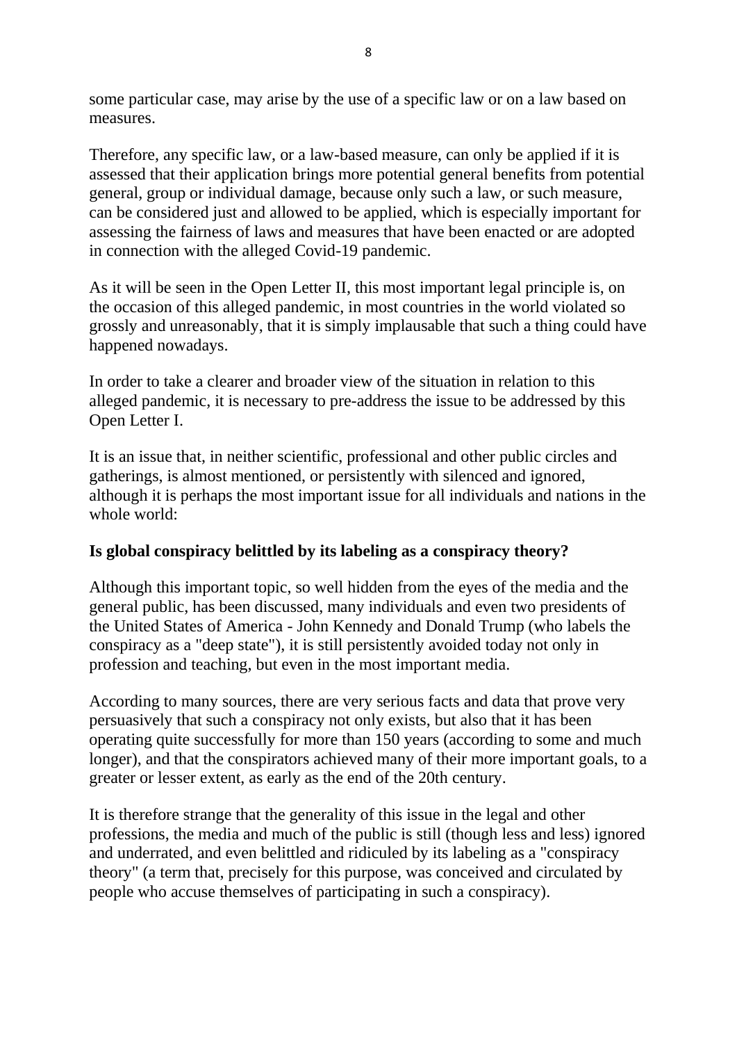some particular case, may arise by the use of a specific law or on a law based on measures.

Therefore, any specific law, or a law-based measure, can only be applied if it is assessed that their application brings more potential general benefits from potential general, group or individual damage, because only such a law, or such measure, can be considered just and allowed to be applied, which is especially important for assessing the fairness of laws and measures that have been enacted or are adopted in connection with the alleged Covid-19 pandemic.

As it will be seen in the Open Letter II, this most important legal principle is, on the occasion of this alleged pandemic, in most countries in the world violated so grossly and unreasonably, that it is simply implausable that such a thing could have happened nowadays.

In order to take a clearer and broader view of the situation in relation to this alleged pandemic, it is necessary to pre-address the issue to be addressed by this Open Letter I.

It is an issue that, in neither scientific, professional and other public circles and gatherings, is almost mentioned, or persistently with silenced and ignored, although it is perhaps the most important issue for all individuals and nations in the whole world:

**Is global conspiracy belittled by its labeling as a conspiracy theory?**

Although this important topic, so well hidden from the eyes of the media and the general public, has been discussed, many individuals and even two presidents of the United States of America - John Kennedy and Donald Trump (who labels the conspiracy as a "deep state"), it is still persistently avoided today not only in profession and teaching, but even in the most important media.

According to many sources, there are very serious facts and data that prove very persuasively that such a conspiracy not only exists, but also that it has been operating quite successfully for more than 150 years (according to some and much longer), and that the conspirators achieved many of their more important goals, to a greater or lesser extent, as early as the end of the 20th century.

It is therefore strange that the generality of this issue in the legal and other professions, the media and much of the public is still (though less and less) ignored and underrated, and even belittled and ridiculed by its labeling as a "conspiracy theory" (a term that, precisely for this purpose, was conceived and circulated by people who accuse themselves of participating in such a conspiracy).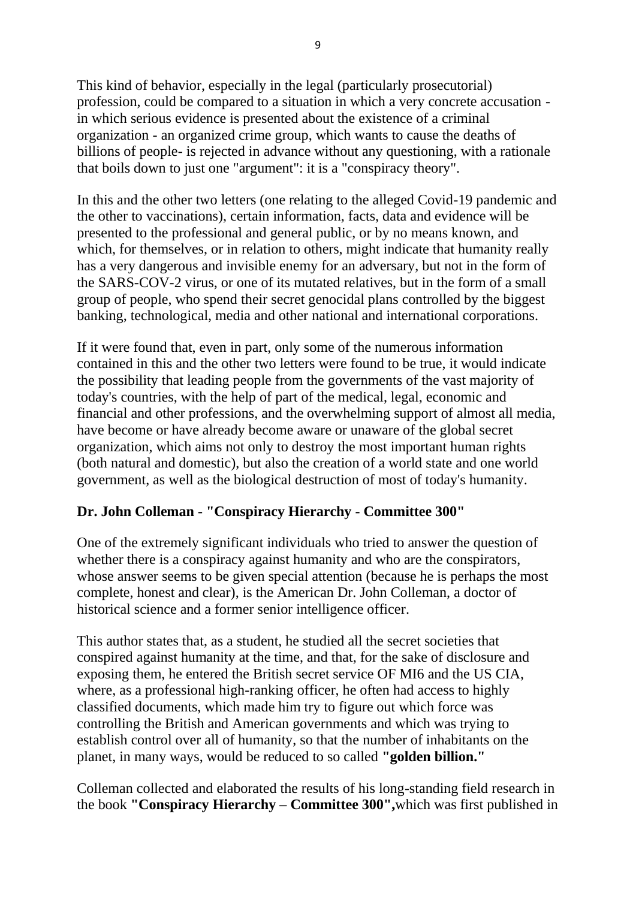This kind of behavior, especially in the legal (particularly prosecutorial) profession, could be compared to a situation in which a very concrete accusation - in which serious evidence is presented about the existence of a criminal organization - an organized crime group, which wants to cause the deaths of billions of people- is rejected in advance without any questioning, with a rationale that boils down to just one "argument": it is a "conspiracy theory".

In this and the other two letters (one relating to the alleged Covid-19 pandemic and the other to vaccinations), certain information, facts, data and evidence will be presented to the professional and general public, or by no means known, and which, for themselves, or in relation to others, might indicate that humanity really has a very dangerous and invisible enemy for an adversary, but not in the form of the SARS-COV-2 virus, or one of its mutated relatives, but in the form of a small group of people, who spend their secret genocidal plans controlled by the biggest banking, technological, media and other national and international corporations.

If it were found that, even in part, only some of the numerous information contained in this and the other two letters were found to be true, it would indicate the possibility that leading people from the governments of the vast majority of today's countries, with the help of part of the medical, legal, economic and financial and other professions, and the overwhelming support of almost all media, have become or have already become aware or unaware of the global secret organization, which aims not only to destroy the most important human rights (both natural and domestic), but also the creation of a world state and one world government, as well as the biological destruction of most of today's humanity.

**Dr. John Colleman - "Conspiracy Hierarchy - Committee 300"**

One of the extremely significant individuals who tried to answer the question of whether there is a conspiracy against humanity and who are the conspirators, whose answer seems to be given special attention (because he is perhaps the most complete, honest and clear), is the American Dr. John Colleman, a doctor of historical science and a former senior intelligence officer.

This author states that, as a student, he studied all the secret societies that conspired against humanity at the time, and that, for the sake of disclosure and exposing them, he entered the British secret service OF MI6 and the US CIA, where, as a professional high-ranking officer, he often had access to highly classified documents, which made him try to figure out which force was controlling the British and American governments and which was trying to establish control over all of humanity, so that the number of inhabitants on the planet, in many ways, would be reduced to so called **"golden billion."**

Colleman collected and elaborated the results of his long-standing field research in the book **"Conspiracy Hierarchy – Committee 300",**which was first published in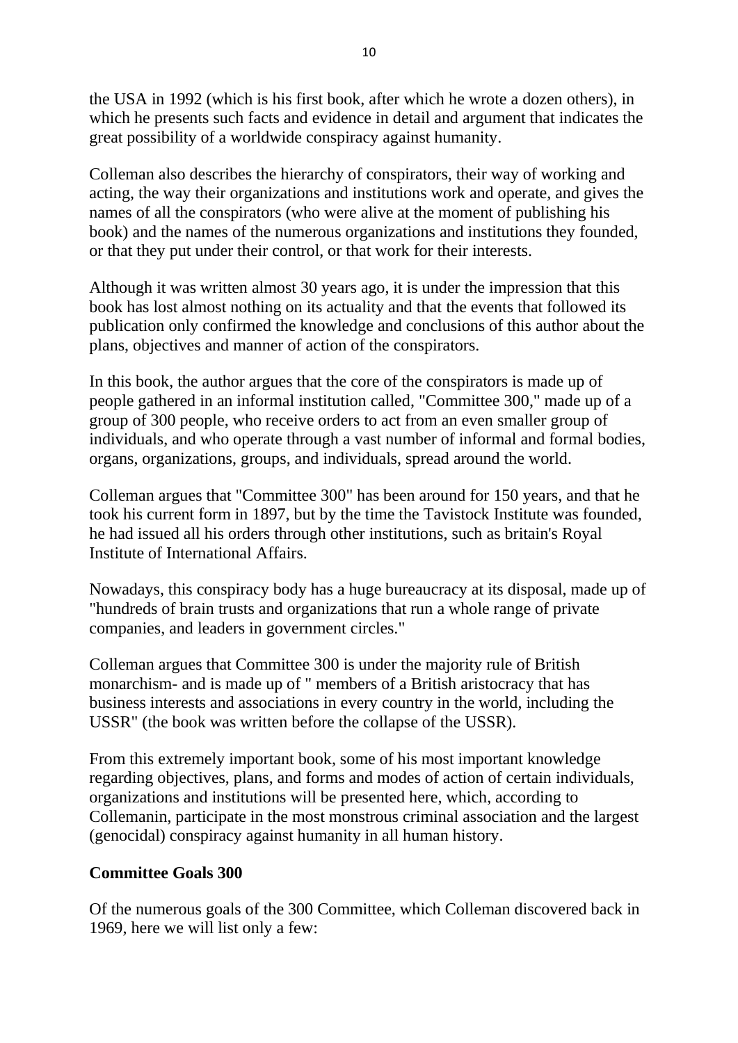the USA in 1992 (which is his first book, after which he wrote a dozen others), in which he presents such facts and evidence in detail and argument that indicates the great possibility of a worldwide conspiracy against humanity.

Colleman also describes the hierarchy of conspirators, their way of working and acting, the way their organizations and institutions work and operate, and gives the names of all the conspirators (who were alive at the moment of publishing his book) and the names of the numerous organizations and institutions they founded, or that they put under their control, or that work for their interests.

Although it was written almost 30 years ago, it is under the impression that this book has lost almost nothing on its actuality and that the events that followed its publication only confirmed the knowledge and conclusions of this author about the plans, objectives and manner of action of the conspirators.

In this book, the author argues that the core of the conspirators is made up of people gathered in an informal institution called, "Committee 300," made up of a group of 300 people, who receive orders to act from an even smaller group of individuals, and who operate through a vast number of informal and formal bodies, organs, organizations, groups, and individuals, spread around the world.

Colleman argues that "Committee 300" has been around for 150 years, and that he took his current form in 1897, but by the time the Tavistock Institute was founded, he had issued all his orders through other institutions, such as britain's Royal Institute of International Affairs.

Nowadays, this conspiracy body has a huge bureaucracy at its disposal, made up of "hundreds of brain trusts and organizations that run a whole range of private companies, and leaders in government circles."

Colleman argues that Committee 300 is under the majority rule of British monarchism- and is made up of " members of a British aristocracy that has business interests and associations in every country in the world, including the USSR" (the book was written before the collapse of the USSR).

From this extremely important book, some of his most important knowledge regarding objectives, plans, and forms and modes of action of certain individuals, organizations and institutions will be presented here, which, according to Collemanin, participate in the most monstrous criminal association and the largest (genocidal) conspiracy against humanity in all human history.

**Committee Goals 300**

Of the numerous goals of the 300 Committee, which Colleman discovered back in 1969, here we will list only a few: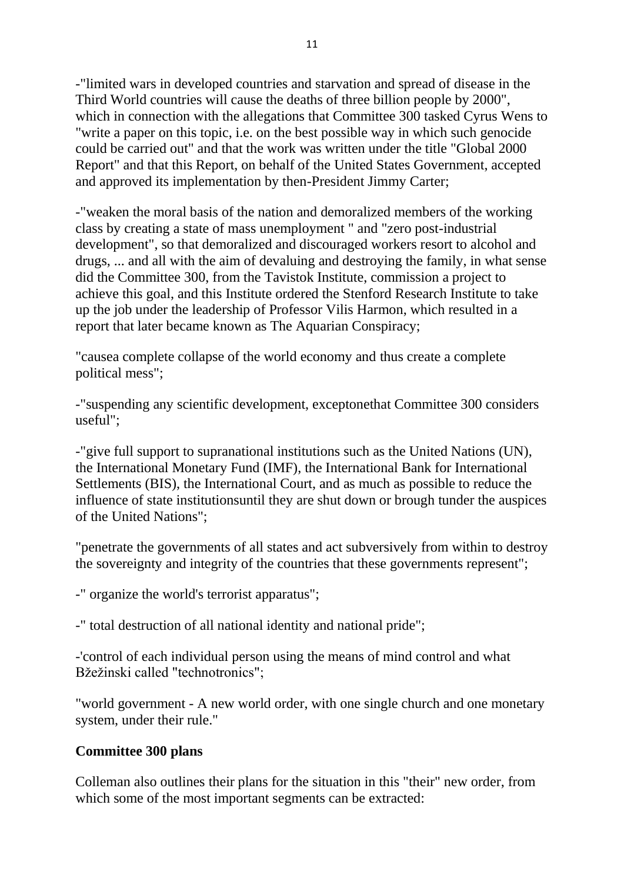-"limited wars in developed countries and starvation and spread of disease in the Third World countries will cause the deaths of three billion people by 2000", which in connection with the allegations that Committee 300 tasked Cyrus Wens to "write a paper on this topic, i.e. on the best possible way in which such genocide could be carried out" and that the work was written under the title "Global 2000 Report" and that this Report, on behalf of the United States Government, accepted and approved its implementation by then-President Jimmy Carter;

-"weaken the moral basis of the nation and demoralized members of the working class by creating a state of mass unemployment " and "zero post-industrial development", so that demoralized and discouraged workers resort to alcohol and drugs, ... and all with the aim of devaluing and destroying the family, in what sense did the Committee 300, from the Tavistok Institute, commission a project to achieve this goal, and this Institute ordered the Stenford Research Institute to take up the job under the leadership of Professor Vilis Harmon, which resulted in a report that later became known as The Aquarian Conspiracy;

"causea complete collapse of the world economy and thus create a complete political mess";

-"suspending any scientific development, exceptonethat Committee 300 considers useful";

-"give full support to supranational institutions such as the United Nations (UN), the International Monetary Fund (IMF), the International Bank for International Settlements (BIS), the International Court, and as much as possible to reduce the influence of state institutionsuntil they are shut down or brough tunder the auspices of the United Nations";

"penetrate the governments of all states and act subversively from within to destroy the sovereignty and integrity of the countries that these governments represent";

-" organize the world's terrorist apparatus";

-" total destruction of all national identity and national pride";

-'control of each individual person using the means of mind control and what Bžežinski called "technotronics";

"world government - A new world order, with one single church and one monetary system, under their rule."

**Committee 300 plans**

Colleman also outlines their plans for the situation in this "their" new order, from which some of the most important segments can be extracted: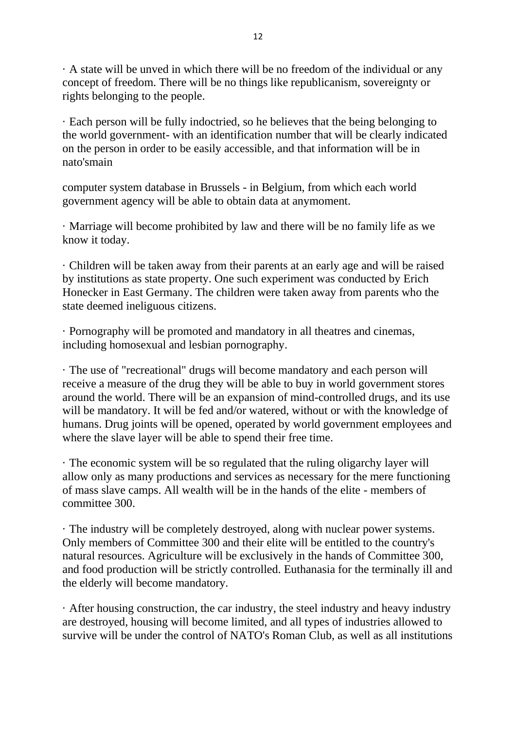· A state will be unved in which there will be no freedom of the individual or any concept of freedom. There will be no things like republicanism, sovereignty or rights belonging to the people.

· Each person will be fully indoctried, so he believes that the being belonging to the world government- with an identification number that will be clearly indicated on the person in order to be easily accessible, and that information will be in nato'smain

computer system database in Brussels - in Belgium, from which each world government agency will be able to obtain data at anymoment.

· Marriage will become prohibited by law and there will be no family life as we know it today.

· Children will be taken away from their parents at an early age and will be raised by institutions as state property. One such experiment was conducted by Erich Honecker in East Germany. The children were taken away from parents who the state deemed ineliguous citizens.

· Pornography will be promoted and mandatory in all theatres and cinemas, including homosexual and lesbian pornography.

· The use of "recreational" drugs will become mandatory and each person will receive a measure of the drug they will be able to buy in world government stores around the world. There will be an expansion of mind-controlled drugs, and its use will be mandatory. It will be fed and/or watered, without or with the knowledge of humans. Drug joints will be opened, operated by world government employees and where the slave layer will be able to spend their free time.

· The economic system will be so regulated that the ruling oligarchy layer will allow only as many productions and services as necessary for the mere functioning of mass slave camps. All wealth will be in the hands of the elite - members of committee 300.

· The industry will be completely destroyed, along with nuclear power systems. Only members of Committee 300 and their elite will be entitled to the country's natural resources. Agriculture will be exclusively in the hands of Committee 300, and food production will be strictly controlled. Euthanasia for the terminally ill and the elderly will become mandatory.

· After housing construction, the car industry, the steel industry and heavy industry are destroyed, housing will become limited, and all types of industries allowed to survive will be under the control of NATO's Roman Club, as well as all institutions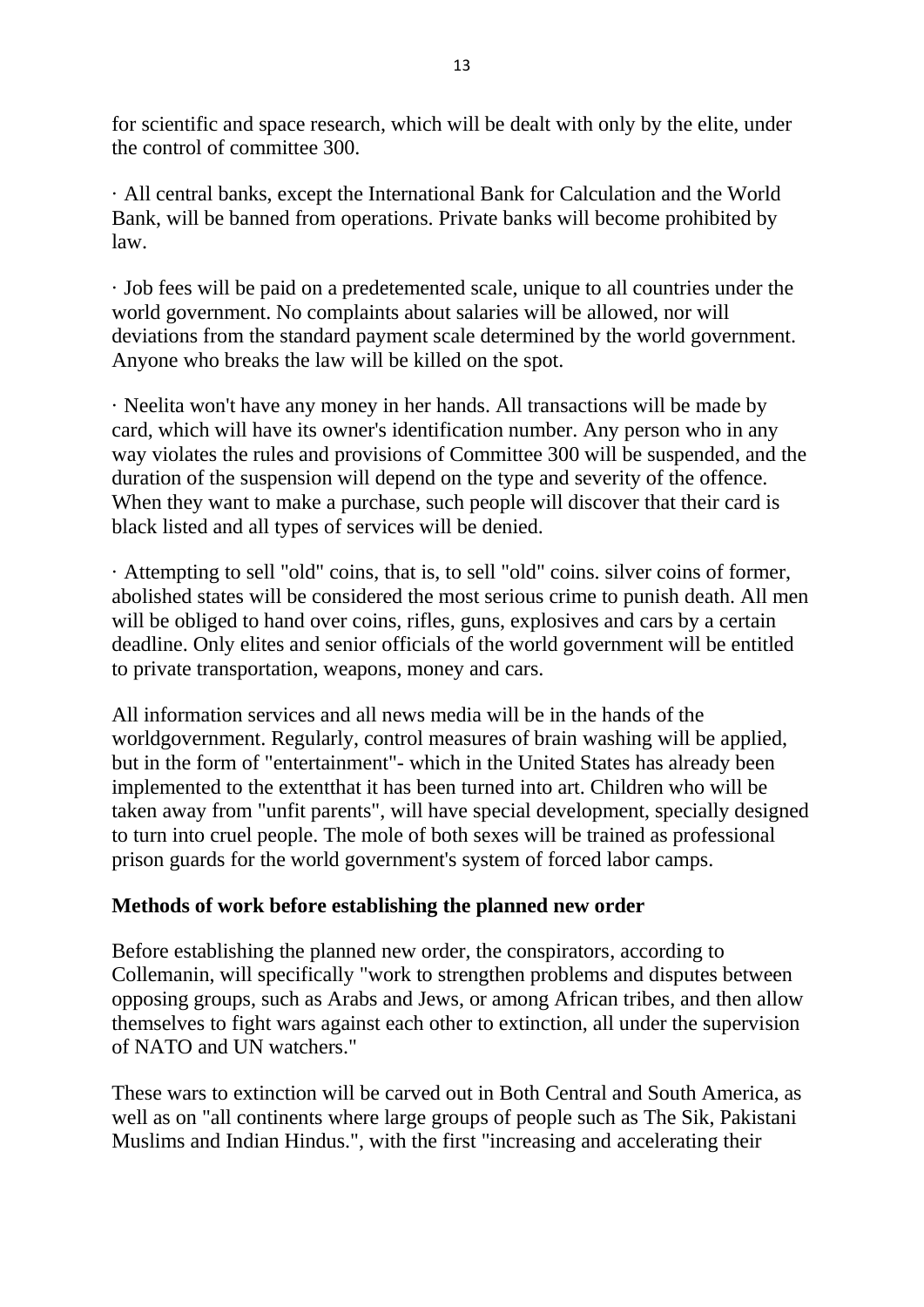for scientific and space research, which will be dealt with only by the elite, under the control of committee 300.

· All central banks, except the International Bank for Calculation and the World Bank, will be banned from operations. Private banks will become prohibited by law.

· Job fees will be paid on a predetemented scale, unique to all countries under the world government. No complaints about salaries will be allowed, nor will deviations from the standard payment scale determined by the world government. Anyone who breaks the law will be killed on the spot.

· Neelita won't have any money in her hands. All transactions will be made by card, which will have its owner's identification number. Any person who in any way violates the rules and provisions of Committee 300 will be suspended, and the duration of the suspension will depend on the type and severity of the offence. When they want to make a purchase, such people will discover that their card is black listed and all types of services will be denied.

· Attempting to sell "old" coins, that is, to sell "old" coins. silver coins of former, abolished states will be considered the most serious crime to punish death. All men will be obliged to hand over coins, rifles, guns, explosives and cars by a certain deadline. Only elites and senior officials of the world government will be entitled to private transportation, weapons, money and cars.

All information services and all news media will be in the hands of the worldgovernment. Regularly, control measures of brain washing will be applied, but in the form of "entertainment"- which in the United States has already been implemented to the extentthat it has been turned into art. Children who will be taken away from "unfit parents", will have special development, specially designed to turn into cruel people. The mole of both sexes will be trained as professional prison guards for the world government's system of forced labor camps.

**Methods of work before establishing the planned new order**

Before establishing the planned new order, the conspirators, according to Collemanin, will specifically "work to strengthen problems and disputes between opposing groups, such as Arabs and Jews, or among African tribes, and then allow themselves to fight wars against each other to extinction, all under the supervision of NATO and UN watchers."

These wars to extinction will be carved out in Both Central and South America, as well as on "all continents where large groups of people such as The Sik, Pakistani Muslims and Indian Hindus.", with the first "increasing and accelerating their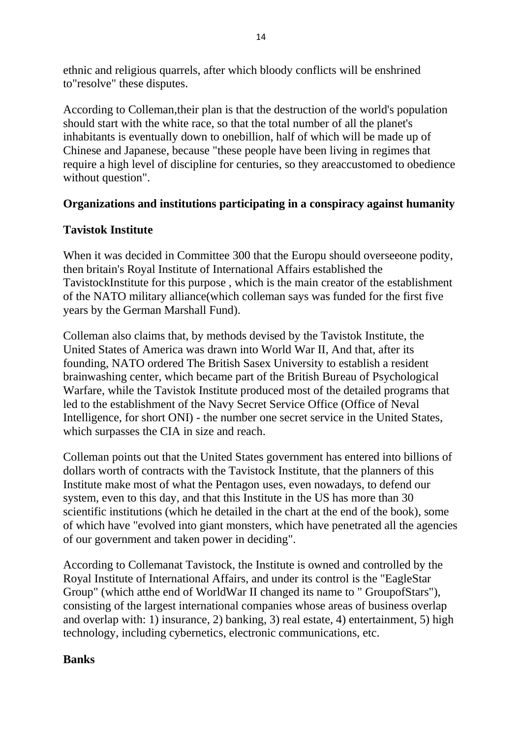ethnic and religious quarrels, after which bloody conflicts will be enshrined to"resolve" these disputes.

According to Colleman,their plan is that the destruction of the world's population should start with the white race, so that the total number of all the planet's inhabitants is eventually down to onebillion, half of which will be made up of Chinese and Japanese, because "these people have been living in regimes that require a high level of discipline for centuries, so they areaccustomed to obedience without question".

**Organizations and institutions participating in a conspiracy against humanity**

**Tavistok Institute**

When it was decided in Committee 300 that the Europu should overseeone podity, then britain's Royal Institute of International Affairs established the TavistockInstitute for this purpose , which is the main creator of the establishment of the NATO military alliance(which colleman says was funded for the first five years by the German Marshall Fund).

Colleman also claims that, by methods devised by the Tavistok Institute, the United States of America was drawn into World War II, And that, after its founding, NATO ordered The British Sasex University to establish a resident brainwashing center, which became part of the British Bureau of Psychological Warfare, while the Tavistok Institute produced most of the detailed programs that led to the establishment of the Navy Secret Service Office (Office of Neval Intelligence, for short ONI) - the number one secret service in the United States, which surpasses the CIA in size and reach.

Colleman points out that the United States government has entered into billions of dollars worth of contracts with the Tavistock Institute, that the planners of this Institute make most of what the Pentagon uses, even nowadays, to defend our system, even to this day, and that this Institute in the US has more than 30 scientific institutions (which he detailed in the chart at the end of the book), some of which have "evolved into giant monsters, which have penetrated all the agencies of our government and taken power in deciding".

According to Collemanat Tavistock, the Institute is owned and controlled by the Royal Institute of International Affairs, and under its control is the "EagleStar Group" (which atthe end of WorldWar II changed its name to " GroupofStars"), consisting of the largest international companies whose areas of business overlap and overlap with: 1) insurance, 2) banking, 3) real estate, 4) entertainment, 5) high technology, including cybernetics, electronic communications, etc.

**Banks**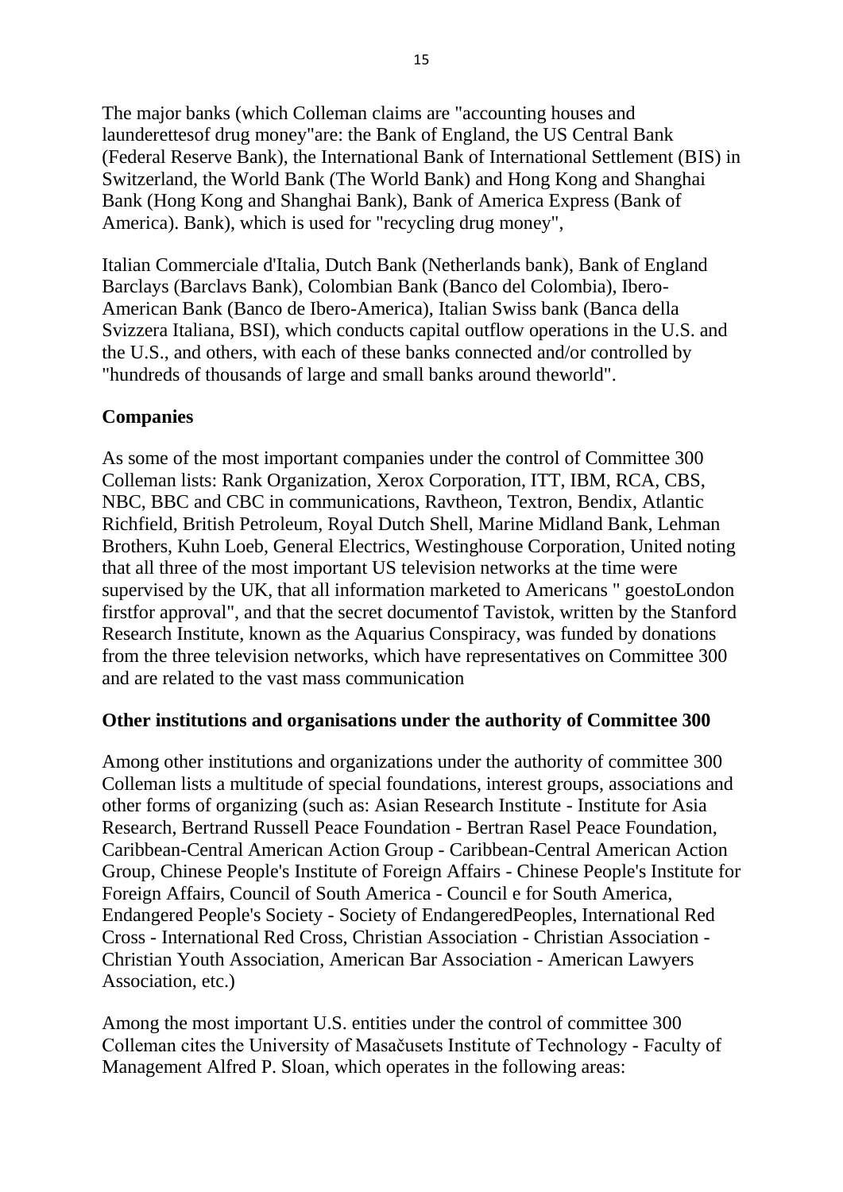The major banks (which Colleman claims are "accounting houses and launderettesof drug money"are: the Bank of England, the US Central Bank (Federal Reserve Bank), the International Bank of International Settlement (BIS) in Switzerland, the World Bank (The World Bank) and Hong Kong and Shanghai Bank (Hong Kong and Shanghai Bank), Bank of America Express (Bank of America). Bank), which is used for "recycling drug money",

Italian Commerciale d'Italia, Dutch Bank (Netherlands bank), Bank of England Barclays (Barclavs Bank), Colombian Bank (Banco del Colombia), Ibero-American Bank (Banco de Ibero-America), Italian Swiss bank (Banca della Svizzera Italiana, BSI), which conducts capital outflow operations in the U.S. and the U.S., and others, with each of these banks connected and/or controlled by "hundreds of thousands of large and small banks around theworld".

**Companies**

As some of the most important companies under the control of Committee 300 Colleman lists: Rank Organization, Xerox Corporation, ITT, IBM, RCA, CBS, NBC, BBC and CBC in communications, Ravtheon, Textron, Bendix, Atlantic Richfield, British Petroleum, Royal Dutch Shell, Marine Midland Bank, Lehman Brothers, Kuhn Loeb, General Electrics, Westinghouse Corporation, United noting that all three of the most important US television networks at the time were supervised by the UK, that all information marketed to Americans " goestoLondon firstfor approval", and that the secret documentof Tavistok, written by the Stanford Research Institute, known as the Aquarius Conspiracy, was funded by donations from the three television networks, which have representatives on Committee 300 and are related to the vast mass communication

**Other institutions and organisations under the authority of Committee 300**

Among other institutions and organizations under the authority of committee 300 Colleman lists a multitude of special foundations, interest groups, associations and other forms of organizing (such as: Asian Research Institute - Institute for Asia Research, Bertrand Russell Peace Foundation - Bertran Rasel Peace Foundation, Caribbean-Central American Action Group - Caribbean-Central American Action Group, Chinese People's Institute of Foreign Affairs - Chinese People's Institute for Foreign Affairs, Council of South America - Council e for South America, Endangered People's Society - Society of EndangeredPeoples, International Red Cross - International Red Cross, Christian Association - Christian Association - Christian Youth Association, American Bar Association - American Lawyers Association, etc.)

Among the most important U.S. entities under the control of committee 300 Colleman cites the University of Masačusets Institute of Technology - Faculty of Management Alfred P. Sloan, which operates in the following areas: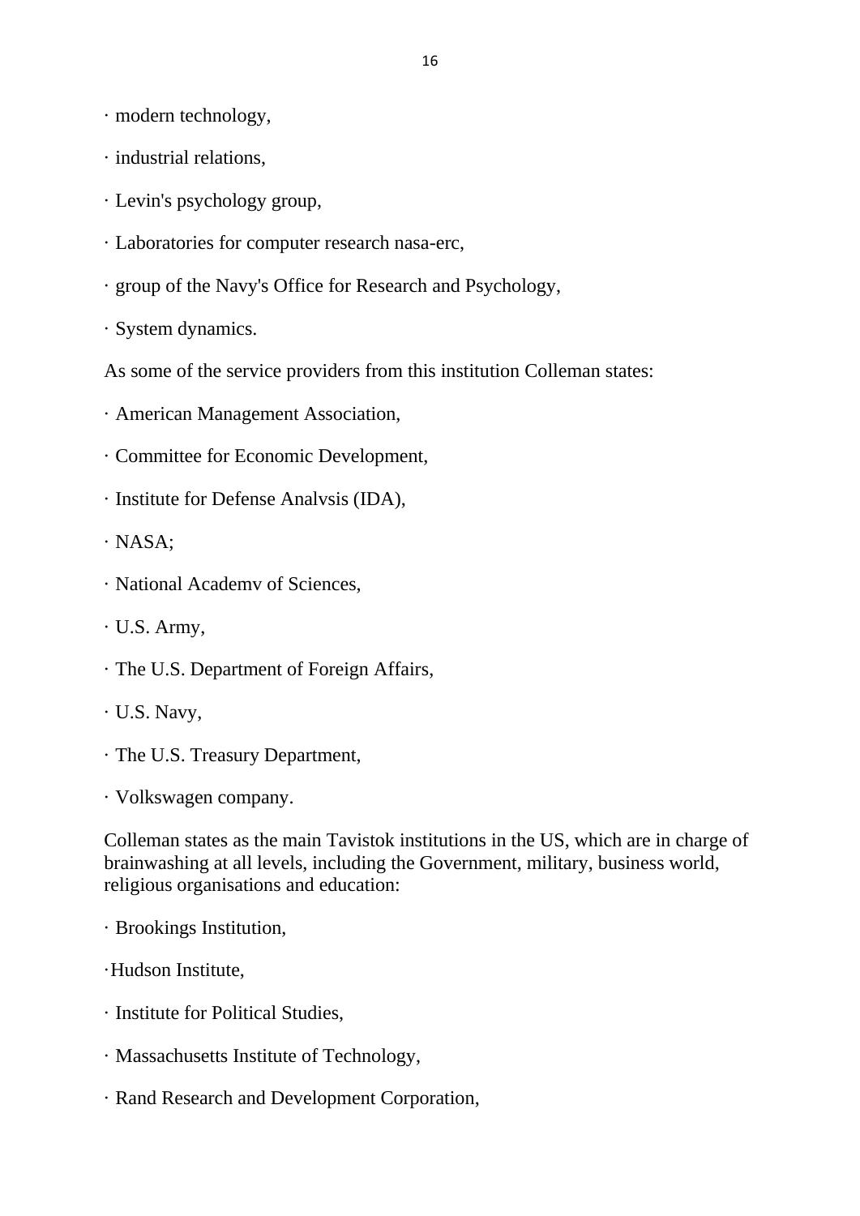· modern technology,

· industrial relations,

· Levin's psychology group,

· Laboratories for computer research nasa-erc,

· group of the Navy's Office for Research and Psychology,

· System dynamics.

As some of the service providers from this institution Colleman states:

· American Management Association,

· Committee for Economic Development,

· Institute for Defense Analvsis (IDA),

· NASA;

· National Academv of Sciences,

· U.S. Army,

· The U.S. Department of Foreign Affairs,

· U.S. Navy,

· The U.S. Treasury Department,

· Volkswagen company.

Colleman states as the main Tavistok institutions in the US, which are in charge of brainwashing at all levels, including the Government, military, business world, religious organisations and education:

· Brookings Institution,

·Hudson Institute,

· Institute for Political Studies,

· Massachusetts Institute of Technology,

· Rand Research and Development Corporation,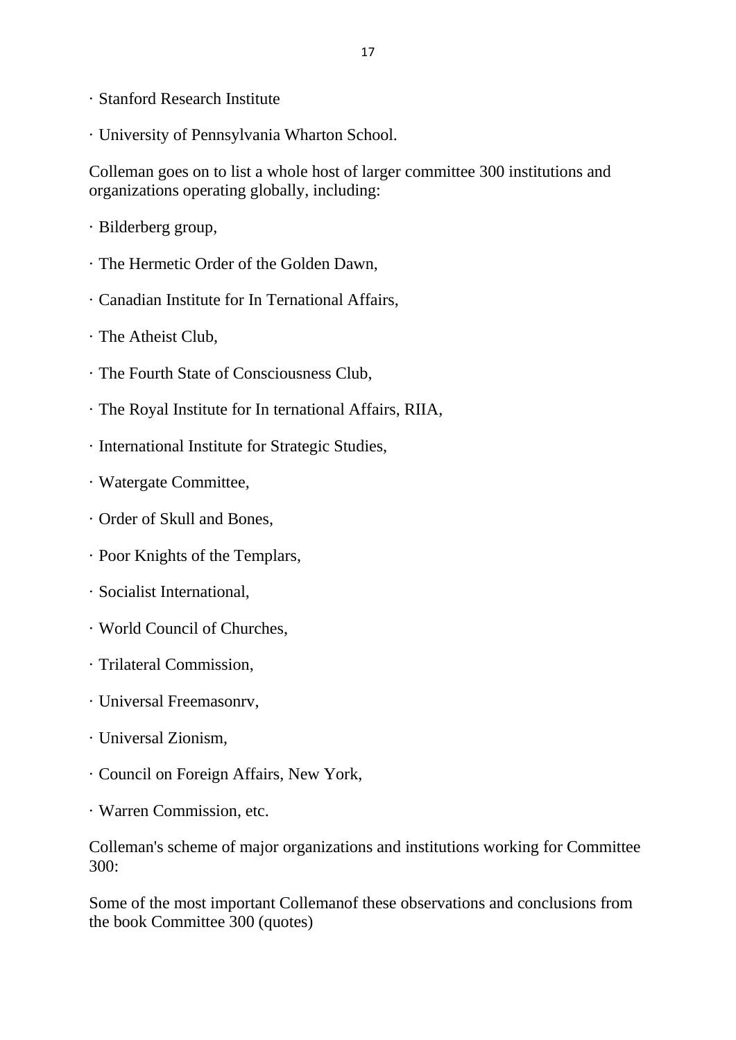· Stanford Research Institute

· University of Pennsylvania Wharton School.

Colleman goes on to list a whole host of larger committee 300 institutions and organizations operating globally, including:

· Bilderberg group,

· The Hermetic Order of the Golden Dawn,

· Canadian Institute for In Ternational Affairs,

· The Atheist Club,

· The Fourth State of Consciousness Club,

· The Royal Institute for In ternational Affairs, RIIA,

· International Institute for Strategic Studies,

· Watergate Committee,

· Order of Skull and Bones,

· Poor Knights of the Templars,

· Socialist International,

· World Council of Churches,

· Trilateral Commission,

· Universal Freemasonrv,

· Universal Zionism,

· Council on Foreign Affairs, New York,

· Warren Commission, etc.

Colleman's scheme of major organizations and institutions working for Committee 300:

Some of the most important Collemanof these observations and conclusions from the book Committee 300 (quotes)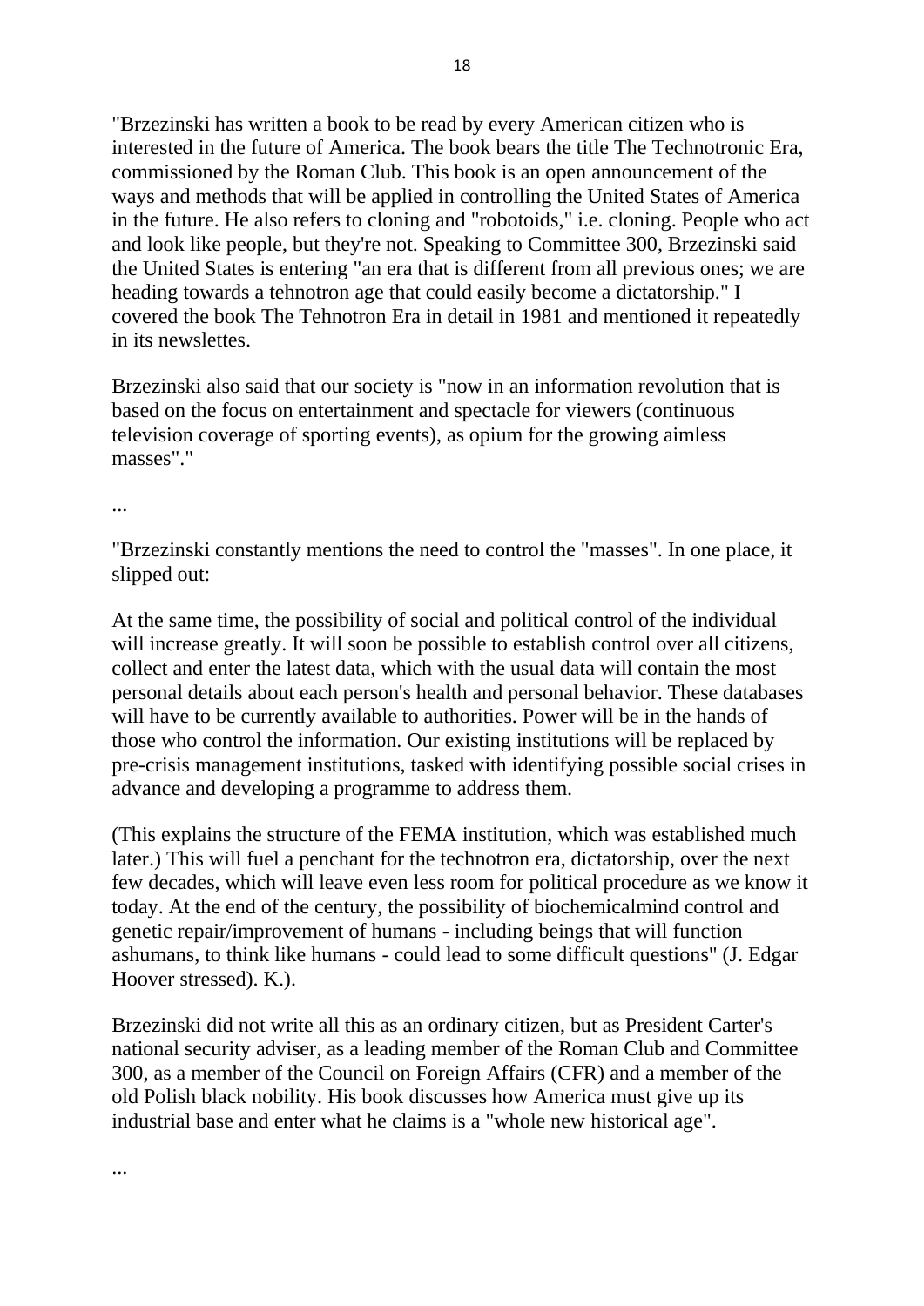"Brzezinski has written a book to be read by every American citizen who is interested in the future of America. The book bears the title The Technotronic Era, commissioned by the Roman Club. This book is an open announcement of the ways and methods that will be applied in controlling the United States of America in the future. He also refers to cloning and "robotoids," i.e. cloning. People who act and look like people, but they're not. Speaking to Committee 300, Brzezinski said the United States is entering "an era that is different from all previous ones; we are heading towards a tehnotron age that could easily become a dictatorship." I covered the book The Tehnotron Era in detail in 1981 and mentioned it repeatedly in its newslettes.

Brzezinski also said that our society is "now in an information revolution that is based on the focus on entertainment and spectacle for viewers (continuous television coverage of sporting events), as opium for the growing aimless masses"."

...

"Brzezinski constantly mentions the need to control the "masses". In one place, it slipped out:

At the same time, the possibility of social and political control of the individual will increase greatly. It will soon be possible to establish control over all citizens, collect and enter the latest data, which with the usual data will contain the most personal details about each person's health and personal behavior. These databases will have to be currently available to authorities. Power will be in the hands of those who control the information. Our existing institutions will be replaced by pre-crisis management institutions, tasked with identifying possible social crises in advance and developing a programme to address them.

(This explains the structure of the FEMA institution, which was established much later.) This will fuel a penchant for the technotron era, dictatorship, over the next few decades, which will leave even less room for political procedure as we know it today. At the end of the century, the possibility of biochemicalmind control and genetic repair/improvement of humans - including beings that will function ashumans, to think like humans - could lead to some difficult questions" (J. Edgar Hoover stressed). K.).

Brzezinski did not write all this as an ordinary citizen, but as President Carter's national security adviser, as a leading member of the Roman Club and Committee 300, as a member of the Council on Foreign Affairs (CFR) and a member of the old Polish black nobility. His book discusses how America must give up its industrial base and enter what he claims is a "whole new historical age".

...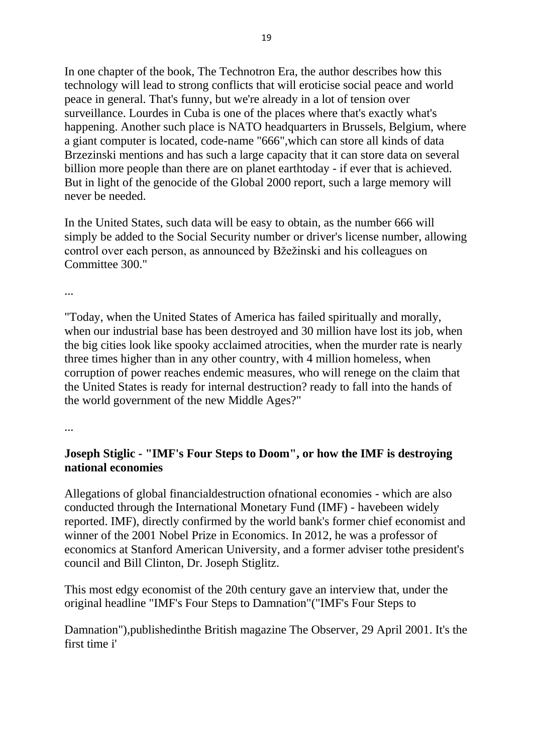In one chapter of the book, The Technotron Era, the author describes how this technology will lead to strong conflicts that will eroticise social peace and world peace in general. That's funny, but we're already in a lot of tension over surveillance. Lourdes in Cuba is one of the places where that's exactly what's happening. Another such place is NATO headquarters in Brussels, Belgium, where a giant computer is located, code-name "666",which can store all kinds of data Brzezinski mentions and has such a large capacity that it can store data on several billion more people than there are on planet earthtoday - if ever that is achieved. But in light of the genocide of the Global 2000 report, such a large memory will never be needed.

In the United States, such data will be easy to obtain, as the number 666 will simply be added to the Social Security number or driver's license number, allowing control over each person, as announced by Bžežinski and his colleagues on Committee 300."

...

"Today, when the United States of America has failed spiritually and morally, when our industrial base has been destroyed and 30 million have lost its job, when the big cities look like spooky acclaimed atrocities, when the murder rate is nearly three times higher than in any other country, with 4 million homeless, when corruption of power reaches endemic measures, who will renege on the claim that the United States is ready for internal destruction? ready to fall into the hands of the world government of the new Middle Ages?"

...

**Joseph Stiglic - "IMF's Four Steps to Doom", or how the IMF is destroying national economies**

Allegations of global financialdestruction ofnational economies - which are also conducted through the International Monetary Fund (IMF) - havebeen widely reported. IMF), directly confirmed by the world bank's former chief economist and winner of the 2001 Nobel Prize in Economics. In 2012, he was a professor of economics at Stanford American University, and a former adviser tothe president's council and Bill Clinton, Dr. Joseph Stiglitz.

This most edgy economist of the 20th century gave an interview that, under the original headline "IMF's Four Steps to Damnation"("IMF's Four Steps to

Damnation"),publishedinthe British magazine The Observer, 29 April 2001. It's the first time i'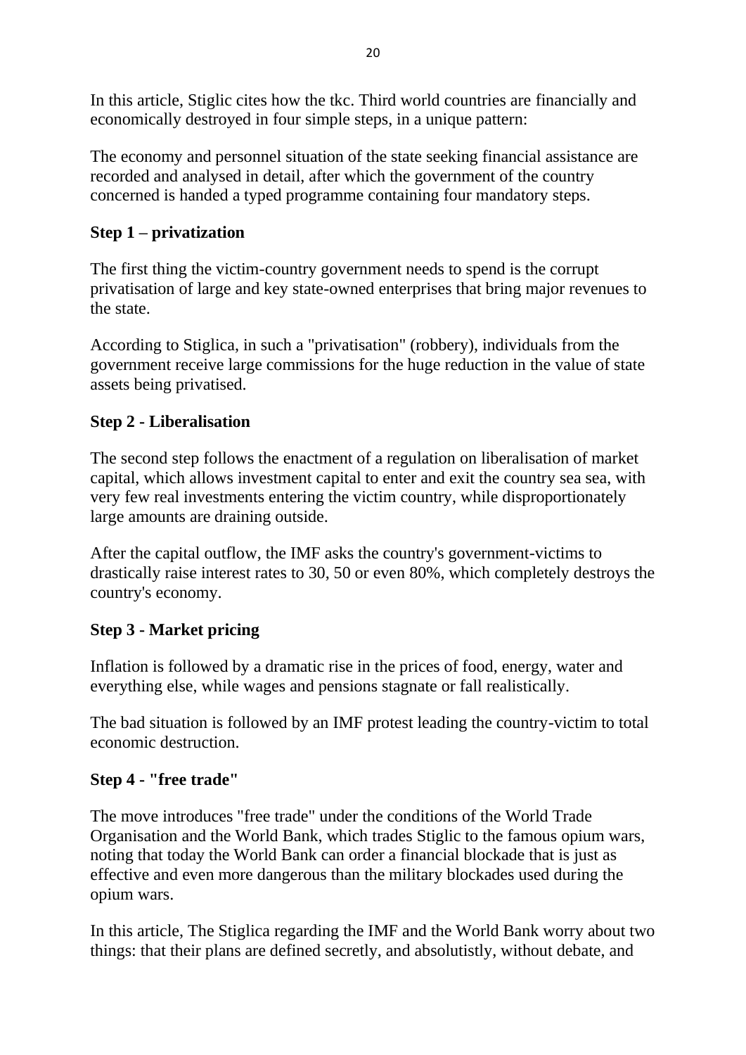In this article, Stiglic cites how the tkc. Third world countries are financially and economically destroyed in four simple steps, in a unique pattern:

The economy and personnel situation of the state seeking financial assistance are recorded and analysed in detail, after which the government of the country concerned is handed a typed programme containing four mandatory steps.

**Step 1 – privatization**

The first thing the victim-country government needs to spend is the corrupt privatisation of large and key state-owned enterprises that bring major revenues to the state.

According to Stiglica, in such a "privatisation" (robbery), individuals from the government receive large commissions for the huge reduction in the value of state assets being privatised.

**Step 2 - Liberalisation**

The second step follows the enactment of a regulation on liberalisation of market capital, which allows investment capital to enter and exit the country sea sea, with very few real investments entering the victim country, while disproportionately large amounts are draining outside.

After the capital outflow, the IMF asks the country's government-victims to drastically raise interest rates to 30, 50 or even 80%, which completely destroys the country's economy.

**Step 3 - Market pricing**

Inflation is followed by a dramatic rise in the prices of food, energy, water and everything else, while wages and pensions stagnate or fall realistically.

The bad situation is followed by an IMF protest leading the country-victim to total economic destruction.

**Step 4 - "free trade"**

The move introduces "free trade" under the conditions of the World Trade Organisation and the World Bank, which trades Stiglic to the famous opium wars, noting that today the World Bank can order a financial blockade that is just as effective and even more dangerous than the military blockades used during the opium wars.

In this article, The Stiglica regarding the IMF and the World Bank worry about two things: that their plans are defined secretly, and absolutistly, without debate, and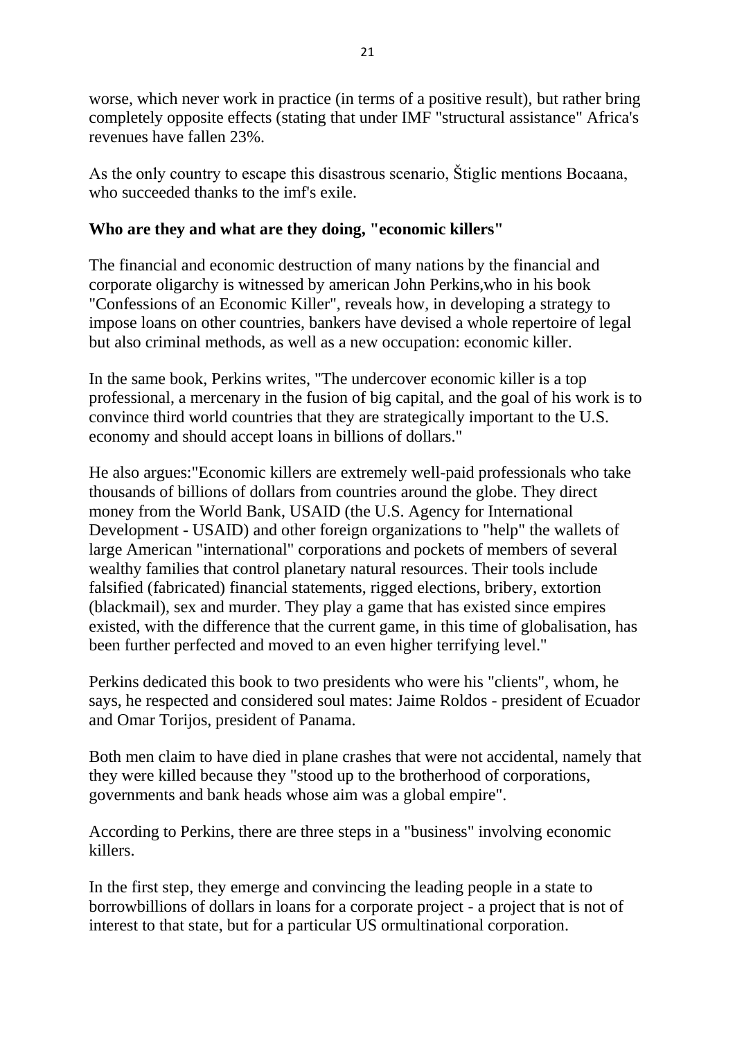worse, which never work in practice (in terms of a positive result), but rather bring completely opposite effects (stating that under IMF "structural assistance" Africa's revenues have fallen 23%.

As the only country to escape this disastrous scenario, Štiglic mentions Bocaana, who succeeded thanks to the imf's exile.

**Who are they and what are they doing, "economic killers"**

The financial and economic destruction of many nations by the financial and corporate oligarchy is witnessed by american John Perkins,who in his book "Confessions of an Economic Killer", reveals how, in developing a strategy to impose loans on other countries, bankers have devised a whole repertoire of legal but also criminal methods, as well as a new occupation: economic killer.

In the same book, Perkins writes, "The undercover economic killer is a top professional, a mercenary in the fusion of big capital, and the goal of his work is to convince third world countries that they are strategically important to the U.S. economy and should accept loans in billions of dollars."

He also argues:"Economic killers are extremely well-paid professionals who take thousands of billions of dollars from countries around the globe. They direct money from the World Bank, USAID (the U.S. Agency for International Development - USAID) and other foreign organizations to "help" the wallets of large American "international" corporations and pockets of members of several wealthy families that control planetary natural resources. Their tools include falsified (fabricated) financial statements, rigged elections, bribery, extortion (blackmail), sex and murder. They play a game that has existed since empires existed, with the difference that the current game, in this time of globalisation, has been further perfected and moved to an even higher terrifying level."

Perkins dedicated this book to two presidents who were his "clients", whom, he says, he respected and considered soul mates: Jaime Roldos - president of Ecuador and Omar Torijos, president of Panama.

Both men claim to have died in plane crashes that were not accidental, namely that they were killed because they "stood up to the brotherhood of corporations, governments and bank heads whose aim was a global empire".

According to Perkins, there are three steps in a "business" involving economic killers.

In the first step, they emerge and convincing the leading people in a state to borrowbillions of dollars in loans for a corporate project - a project that is not of interest to that state, but for a particular US ormultinational corporation.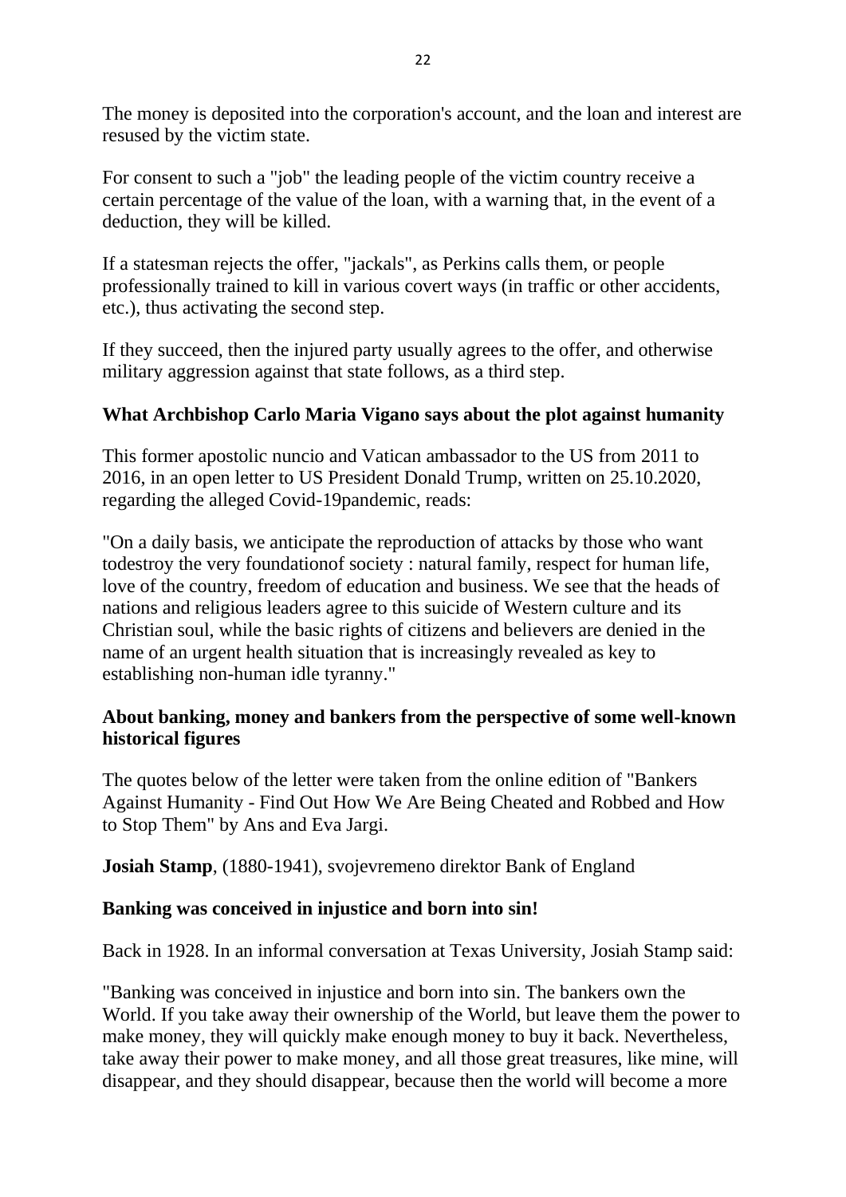The money is deposited into the corporation's account, and the loan and interest are resused by the victim state.

For consent to such a "job" the leading people of the victim country receive a certain percentage of the value of the loan, with a warning that, in the event of a deduction, they will be killed.

If a statesman rejects the offer, "jackals", as Perkins calls them, or people professionally trained to kill in various covert ways (in traffic or other accidents, etc.), thus activating the second step.

If they succeed, then the injured party usually agrees to the offer, and otherwise military aggression against that state follows, as a third step.

**What Archbishop Carlo Maria Vigano says about the plot against humanity**

This former apostolic nuncio and Vatican ambassador to the US from 2011 to 2016, in an open letter to US President Donald Trump, written on 25.10.2020, regarding the alleged Covid-19pandemic, reads:

"On a daily basis, we anticipate the reproduction of attacks by those who want todestroy the very foundationof society : natural family, respect for human life, love of the country, freedom of education and business. We see that the heads of nations and religious leaders agree to this suicide of Western culture and its Christian soul, while the basic rights of citizens and believers are denied in the name of an urgent health situation that is increasingly revealed as key to establishing non-human idle tyranny."

**About banking, money and bankers from the perspective of some well-known historical figures**

The quotes below of the letter were taken from the online edition of "Bankers Against Humanity - Find Out How We Are Being Cheated and Robbed and How to Stop Them" by Ans and Eva Jargi.

**Josiah Stamp**, (1880-1941), svojevremeno direktor Bank of England

**Banking was conceived in injustice and born into sin!**

Back in 1928. In an informal conversation at Texas University, Josiah Stamp said:

"Banking was conceived in injustice and born into sin. The bankers own the World. If you take away their ownership of the World, but leave them the power to make money, they will quickly make enough money to buy it back. Nevertheless, take away their power to make money, and all those great treasures, like mine, will disappear, and they should disappear, because then the world will become a more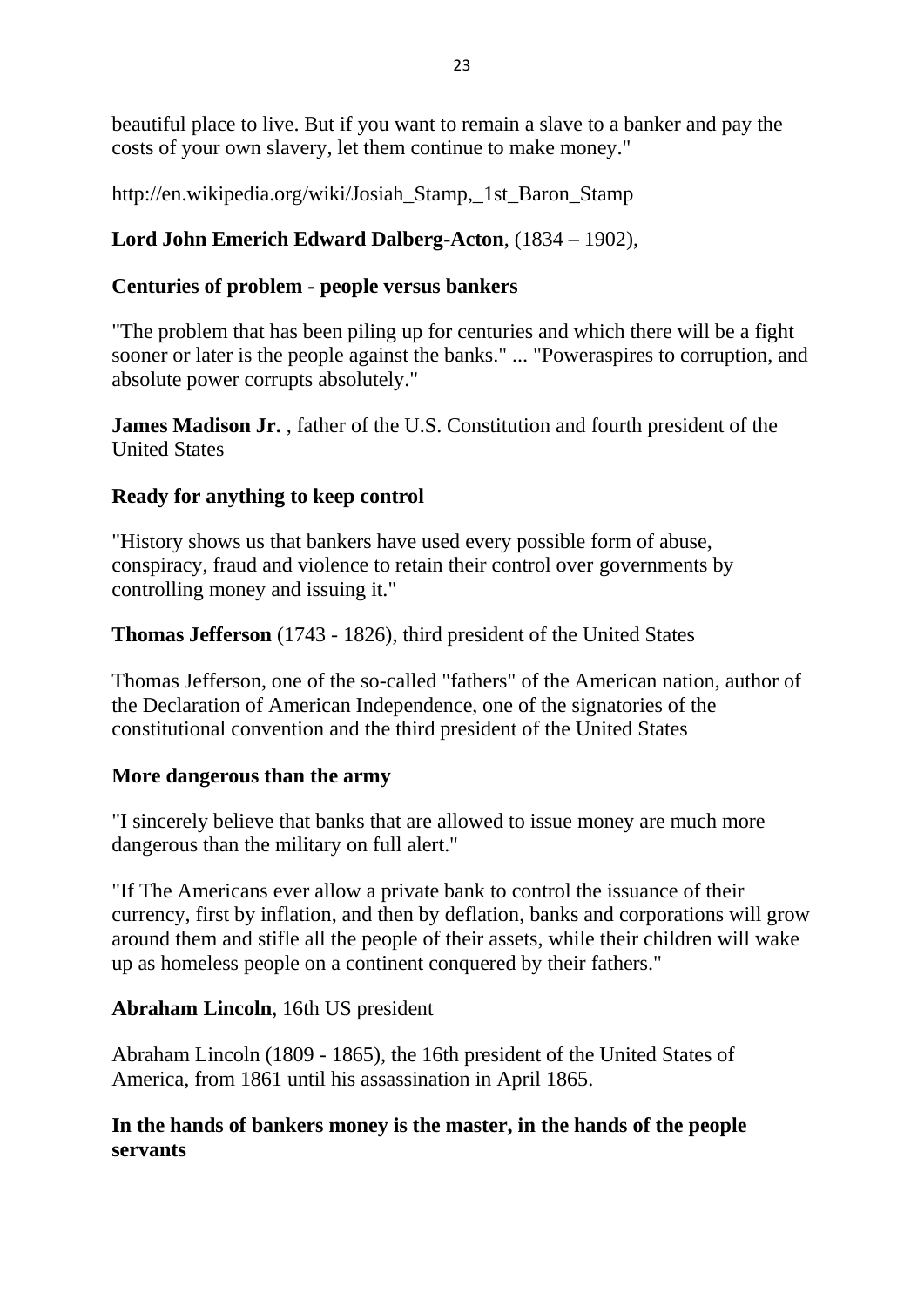beautiful place to live. But if you want to remain a slave to a banker and pay the costs of your own slavery, let them continue to make money."

http://en.wikipedia.org/wiki/Josiah_Stamp,_1st_Baron_Stamp

**Lord John Emerich Edward Dalberg-Acton**, (1834 – 1902),

**Centuries of problem - people versus bankers**

"The problem that has been piling up for centuries and which there will be a fight sooner or later is the people against the banks." ... "Poweraspires to corruption, and absolute power corrupts absolutely."

**James Madison Jr.** , father of the U.S. Constitution and fourth president of the United States

**Ready for anything to keep control**

"History shows us that bankers have used every possible form of abuse, conspiracy, fraud and violence to retain their control over governments by controlling money and issuing it."

**Thomas Jefferson** (1743 - 1826), third president of the United States

Thomas Jefferson, one of the so-called "fathers" of the American nation, author of the Declaration of American Independence, one of the signatories of the constitutional convention and the third president of the United States

**More dangerous than the army**

"I sincerely believe that banks that are allowed to issue money are much more dangerous than the military on full alert."

"If The Americans ever allow a private bank to control the issuance of their currency, first by inflation, and then by deflation, banks and corporations will grow around them and stifle all the people of their assets, while their children will wake up as homeless people on a continent conquered by their fathers."

**Abraham Lincoln**, 16th US president

Abraham Lincoln (1809 - 1865), the 16th president of the United States of America, from 1861 until his assassination in April 1865.

**In the hands of bankers money is the master, in the hands of the people servants**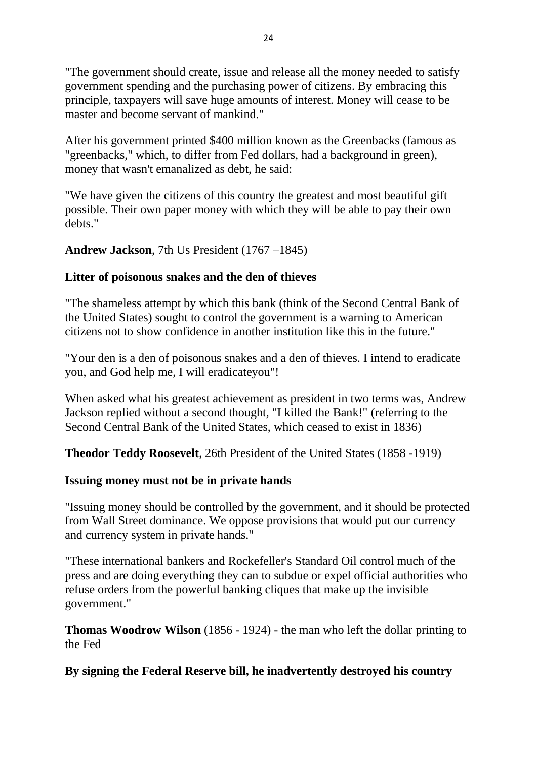"The government should create, issue and release all the money needed to satisfy government spending and the purchasing power of citizens. By embracing this principle, taxpayers will save huge amounts of interest. Money will cease to be master and become servant of mankind."

After his government printed $400 million known as the Greenbacks (famous as "greenbacks," which, to differ from Fed dollars, had a background in green), money that wasn't emanalized as debt, he said:

"We have given the citizens of this country the greatest and most beautiful gift possible. Their own paper money with which they will be able to pay their own debts."

**Andrew Jackson**, 7th Us President (1767 –1845)

**Litter of poisonous snakes and the den of thieves**

"The shameless attempt by which this bank (think of the Second Central Bank of the United States) sought to control the government is a warning to American citizens not to show confidence in another institution like this in the future."

"Your den is a den of poisonous snakes and a den of thieves. I intend to eradicate you, and God help me, I will eradicateyou"!

When asked what his greatest achievement as president in two terms was, Andrew Jackson replied without a second thought, "I killed the Bank!" (referring to the Second Central Bank of the United States, which ceased to exist in 1836)

**Theodor Teddy Roosevelt**, 26th President of the United States (1858 -1919)

**Issuing money must not be in private hands**

"Issuing money should be controlled by the government, and it should be protected from Wall Street dominance. We oppose provisions that would put our currency and currency system in private hands."

"These international bankers and Rockefeller's Standard Oil control much of the press and are doing everything they can to subdue or expel official authorities who refuse orders from the powerful banking cliques that make up the invisible government."

**Thomas Woodrow Wilson** (1856 - 1924) - the man who left the dollar printing to the Fed

**By signing the Federal Reserve bill, he inadvertently destroyed his country**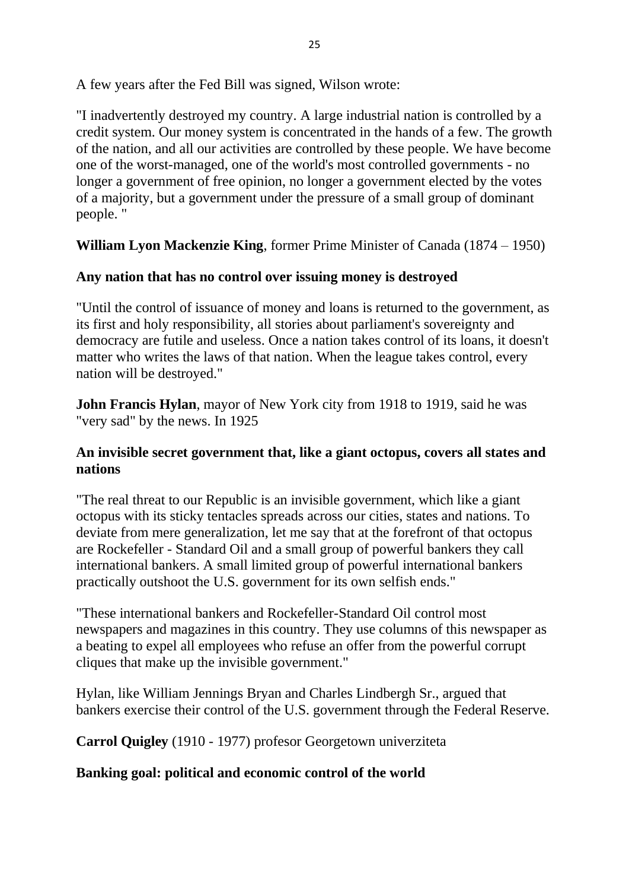A few years after the Fed Bill was signed, Wilson wrote:

"I inadvertently destroyed my country. A large industrial nation is controlled by a credit system. Our money system is concentrated in the hands of a few. The growth of the nation, and all our activities are controlled by these people. We have become one of the worst-managed, one of the world's most controlled governments - no longer a government of free opinion, no longer a government elected by the votes of a majority, but a government under the pressure of a small group of dominant people. "

**William Lyon Mackenzie King**, former Prime Minister of Canada (1874 – 1950)

**Any nation that has no control over issuing money is destroyed**

"Until the control of issuance of money and loans is returned to the government, as its first and holy responsibility, all stories about parliament's sovereignty and democracy are futile and useless. Once a nation takes control of its loans, it doesn't matter who writes the laws of that nation. When the league takes control, every nation will be destroyed."

**John Francis Hylan**, mayor of New York city from 1918 to 1919, said he was "very sad" by the news. In 1925

**An invisible secret government that, like a giant octopus, covers all states and nations**

"The real threat to our Republic is an invisible government, which like a giant octopus with its sticky tentacles spreads across our cities, states and nations. To deviate from mere generalization, let me say that at the forefront of that octopus are Rockefeller - Standard Oil and a small group of powerful bankers they call international bankers. A small limited group of powerful international bankers practically outshoot the U.S. government for its own selfish ends."

"These international bankers and Rockefeller-Standard Oil control most newspapers and magazines in this country. They use columns of this newspaper as a beating to expel all employees who refuse an offer from the powerful corrupt cliques that make up the invisible government."

Hylan, like William Jennings Bryan and Charles Lindbergh Sr., argued that bankers exercise their control of the U.S. government through the Federal Reserve.

**Carrol Quigley** (1910 - 1977) profesor Georgetown univerziteta

**Banking goal: political and economic control of the world**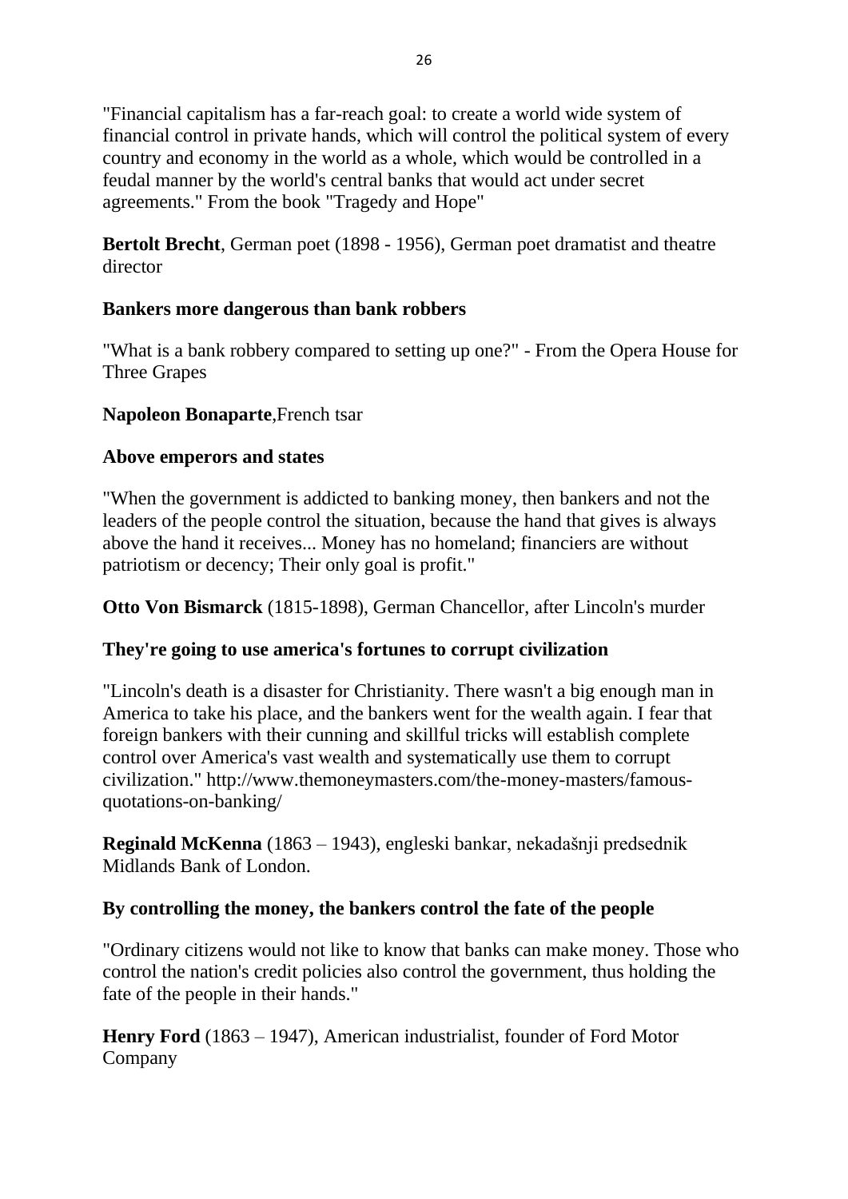"Financial capitalism has a far-reach goal: to create a world wide system of financial control in private hands, which will control the political system of every country and economy in the world as a whole, which would be controlled in a feudal manner by the world's central banks that would act under secret agreements." From the book "Tragedy and Hope"

**Bertolt Brecht**, German poet (1898 - 1956), German poet dramatist and theatre director

**Bankers more dangerous than bank robbers**

"What is a bank robbery compared to setting up one?" - From the Opera House for Three Grapes

**Napoleon Bonaparte**,French tsar

**Above emperors and states**

"When the government is addicted to banking money, then bankers and not the leaders of the people control the situation, because the hand that gives is always above the hand it receives... Money has no homeland; financiers are without patriotism or decency; Their only goal is profit."

**Otto Von Bismarck** (1815-1898), German Chancellor, after Lincoln's murder

**They're going to use america's fortunes to corrupt civilization**

"Lincoln's death is a disaster for Christianity. There wasn't a big enough man in America to take his place, and the bankers went for the wealth again. I fear that foreign bankers with their cunning and skillful tricks will establish complete control over America's vast wealth and systematically use them to corrupt civilization." http://www.themoneymasters.com/the-money-masters/famous-quotations-on-banking/

**Reginald McKenna** (1863 – 1943), engleski bankar, nekadašnji predsednik Midlands Bank of London.

**By controlling the money, the bankers control the fate of the people**

"Ordinary citizens would not like to know that banks can make money. Those who control the nation's credit policies also control the government, thus holding the fate of the people in their hands."

**Henry Ford** (1863 – 1947), American industrialist, founder of Ford Motor Company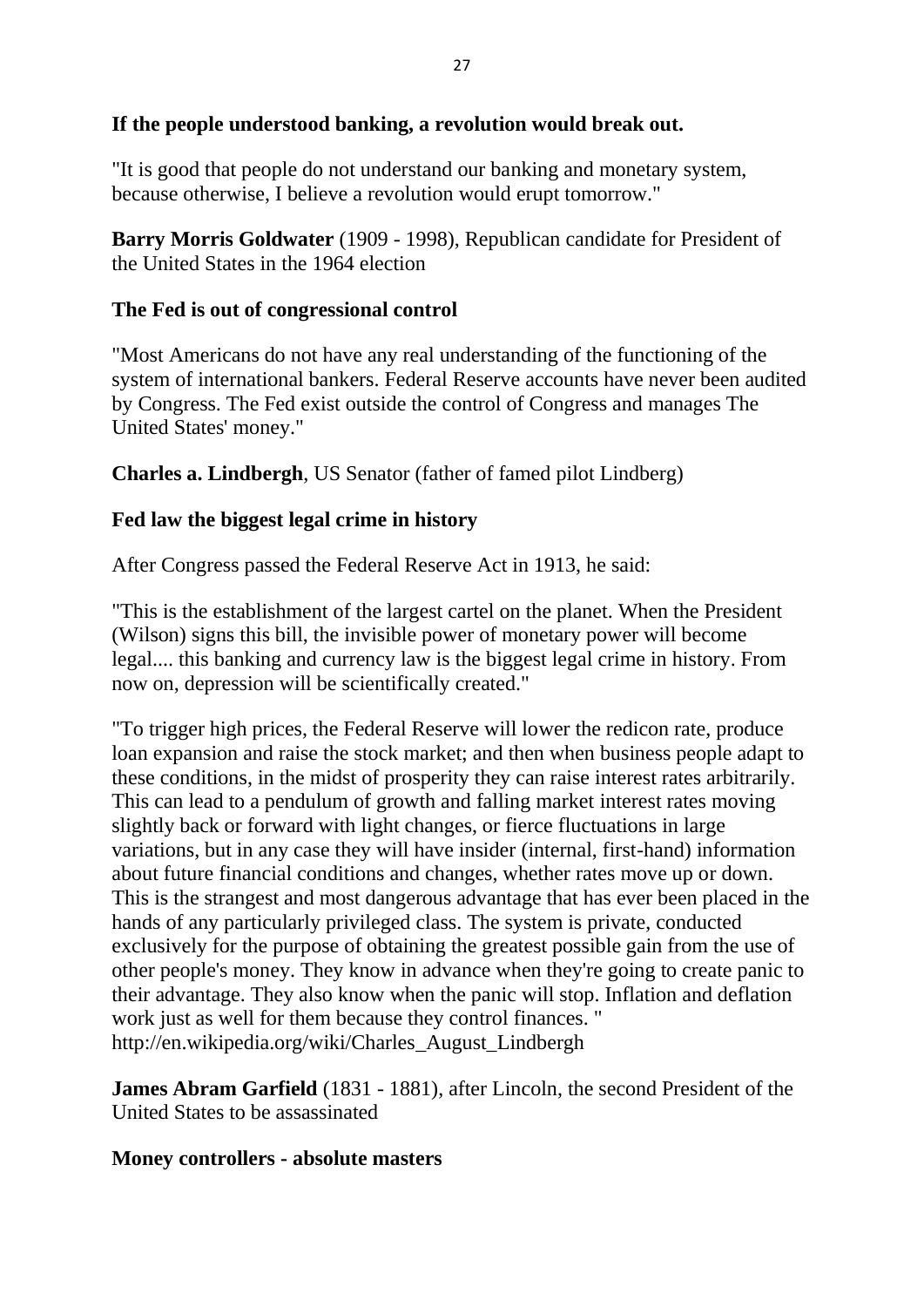**If the people understood banking, a revolution would break out.**

"It is good that people do not understand our banking and monetary system, because otherwise, I believe a revolution would erupt tomorrow."

**Barry Morris Goldwater** (1909 - 1998), Republican candidate for President of the United States in the 1964 election

**The Fed is out of congressional control**

"Most Americans do not have any real understanding of the functioning of the system of international bankers. Federal Reserve accounts have never been audited by Congress. The Fed exist outside the control of Congress and manages The United States' money."

**Charles a. Lindbergh**, US Senator (father of famed pilot Lindberg)

**Fed law the biggest legal crime in history**

After Congress passed the Federal Reserve Act in 1913, he said:

"This is the establishment of the largest cartel on the planet. When the President (Wilson) signs this bill, the invisible power of monetary power will become legal.... this banking and currency law is the biggest legal crime in history. From now on, depression will be scientifically created."

"To trigger high prices, the Federal Reserve will lower the redicon rate, produce loan expansion and raise the stock market; and then when business people adapt to these conditions, in the midst of prosperity they can raise interest rates arbitrarily. This can lead to a pendulum of growth and falling market interest rates moving slightly back or forward with light changes, or fierce fluctuations in large variations, but in any case they will have insider (internal, first-hand) information about future financial conditions and changes, whether rates move up or down. This is the strangest and most dangerous advantage that has ever been placed in the hands of any particularly privileged class. The system is private, conducted exclusively for the purpose of obtaining the greatest possible gain from the use of other people's money. They know in advance when they're going to create panic to their advantage. They also know when the panic will stop. Inflation and deflation work just as well for them because they control finances. "
http://en.wikipedia.org/wiki/Charles_August_Lindbergh

**James Abram Garfield** (1831 - 1881), after Lincoln, the second President of the United States to be assassinated

**Money controllers - absolute masters**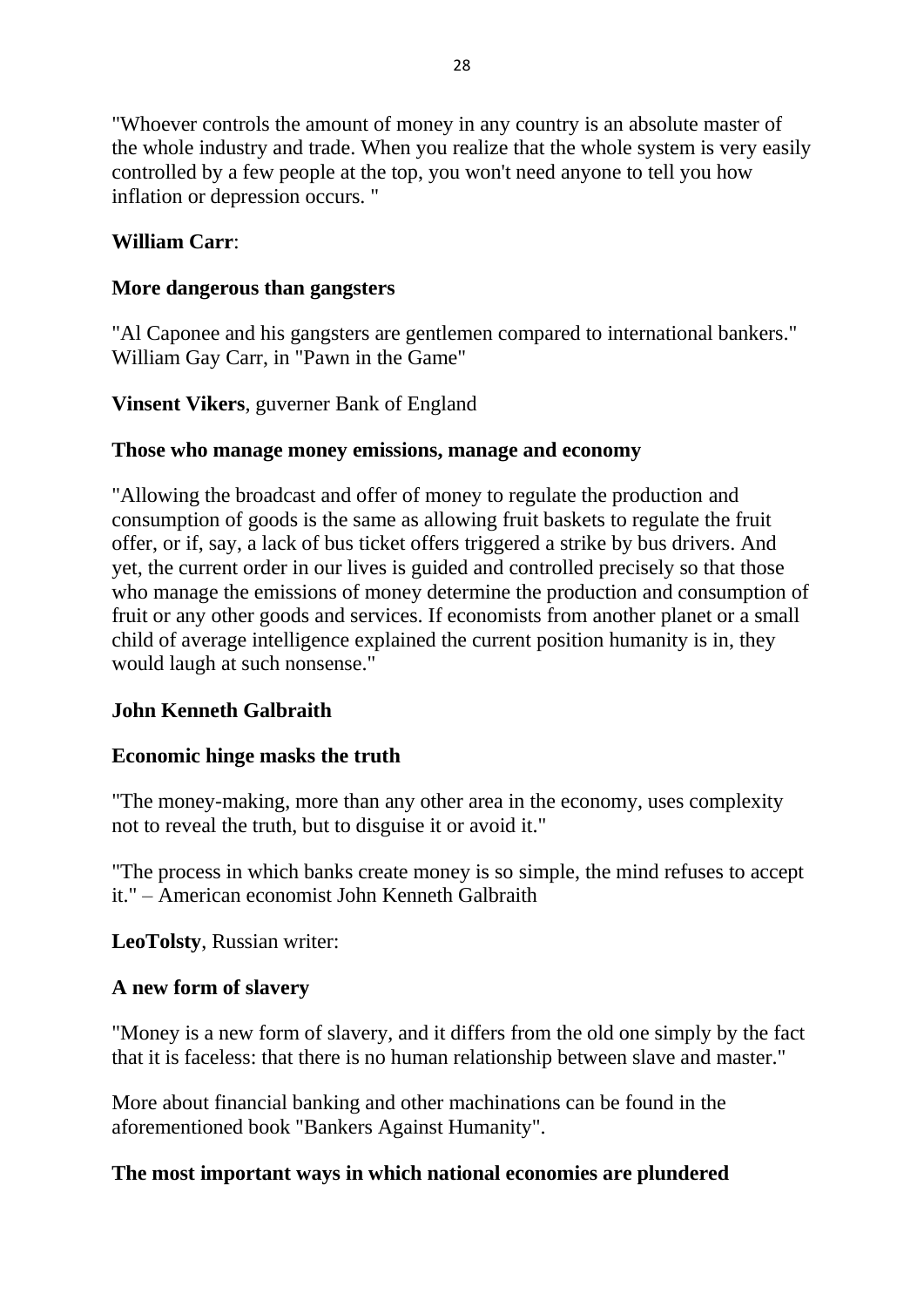"Whoever controls the amount of money in any country is an absolute master of the whole industry and trade. When you realize that the whole system is very easily controlled by a few people at the top, you won't need anyone to tell you how inflation or depression occurs. "

**William Carr**:

**More dangerous than gangsters**

"Al Caponee and his gangsters are gentlemen compared to international bankers." William Gay Carr, in "Pawn in the Game"

**Vinsent Vikers**, guverner Bank of England

**Those who manage money emissions, manage and economy**

"Allowing the broadcast and offer of money to regulate the production and consumption of goods is the same as allowing fruit baskets to regulate the fruit offer, or if, say, a lack of bus ticket offers triggered a strike by bus drivers. And yet, the current order in our lives is guided and controlled precisely so that those who manage the emissions of money determine the production and consumption of fruit or any other goods and services. If economists from another planet or a small child of average intelligence explained the current position humanity is in, they would laugh at such nonsense."

**John Kenneth Galbraith**

**Economic hinge masks the truth**

"The money-making, more than any other area in the economy, uses complexity not to reveal the truth, but to disguise it or avoid it."

"The process in which banks create money is so simple, the mind refuses to accept it." – American economist John Kenneth Galbraith

**LeoTolsty**, Russian writer:

**A new form of slavery**

"Money is a new form of slavery, and it differs from the old one simply by the fact that it is faceless: that there is no human relationship between slave and master."

More about financial banking and other machinations can be found in the aforementioned book "Bankers Against Humanity".

**The most important ways in which national economies are plundered**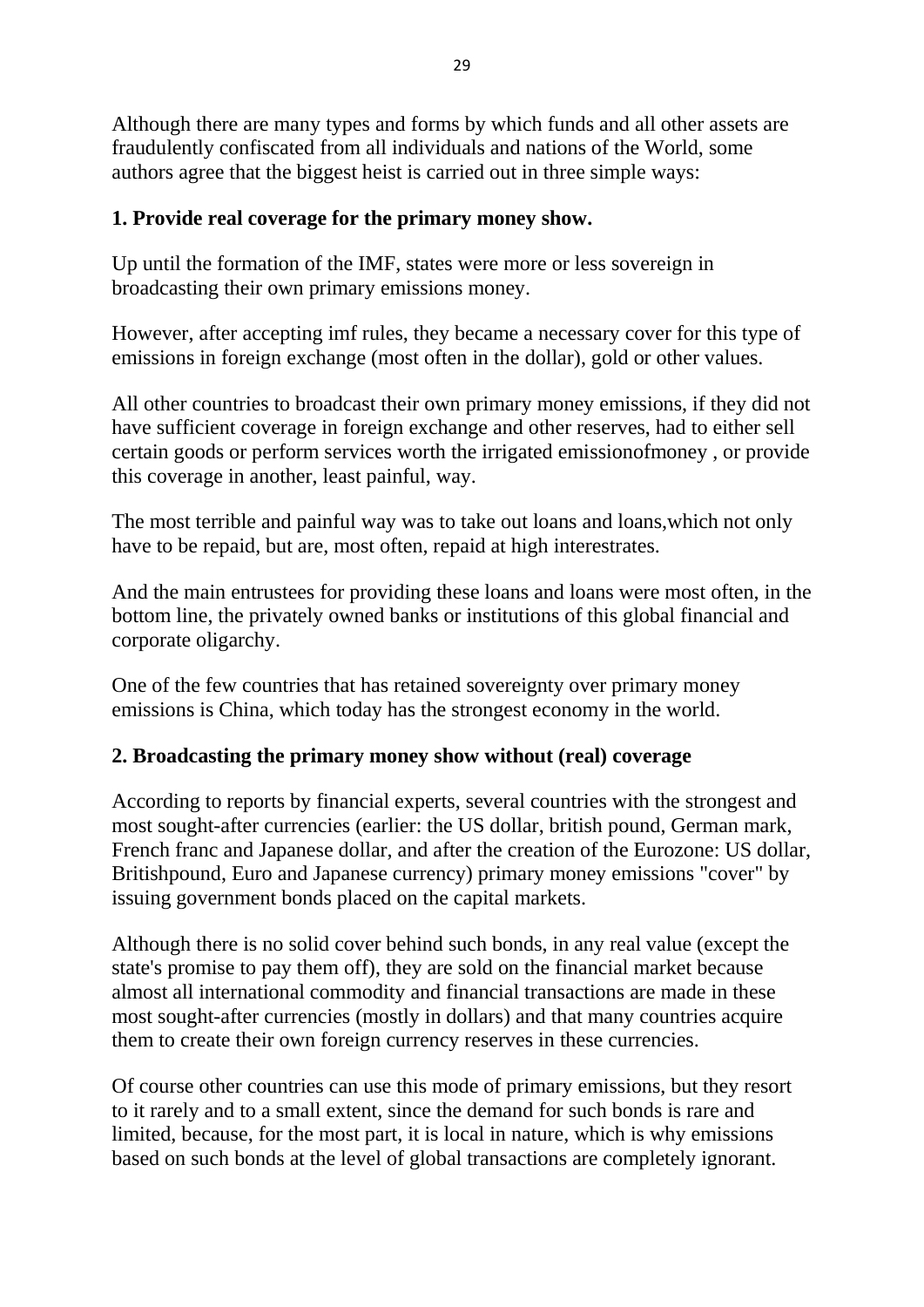Although there are many types and forms by which funds and all other assets are fraudulently confiscated from all individuals and nations of the World, some authors agree that the biggest heist is carried out in three simple ways:

**1. Provide real coverage for the primary money show.**

Up until the formation of the IMF, states were more or less sovereign in broadcasting their own primary emissions money.

However, after accepting imf rules, they became a necessary cover for this type of emissions in foreign exchange (most often in the dollar), gold or other values.

All other countries to broadcast their own primary money emissions, if they did not have sufficient coverage in foreign exchange and other reserves, had to either sell certain goods or perform services worth the irrigated emissionofmoney , or provide this coverage in another, least painful, way.

The most terrible and painful way was to take out loans and loans,which not only have to be repaid, but are, most often, repaid at high interestrates.

And the main entrustees for providing these loans and loans were most often, in the bottom line, the privately owned banks or institutions of this global financial and corporate oligarchy.

One of the few countries that has retained sovereignty over primary money emissions is China, which today has the strongest economy in the world.

**2. Broadcasting the primary money show without (real) coverage**

According to reports by financial experts, several countries with the strongest and most sought-after currencies (earlier: the US dollar, british pound, German mark, French franc and Japanese dollar, and after the creation of the Eurozone: US dollar, Britishpound, Euro and Japanese currency) primary money emissions "cover" by issuing government bonds placed on the capital markets.

Although there is no solid cover behind such bonds, in any real value (except the state's promise to pay them off), they are sold on the financial market because almost all international commodity and financial transactions are made in these most sought-after currencies (mostly in dollars) and that many countries acquire them to create their own foreign currency reserves in these currencies.

Of course other countries can use this mode of primary emissions, but they resort to it rarely and to a small extent, since the demand for such bonds is rare and limited, because, for the most part, it is local in nature, which is why emissions based on such bonds at the level of global transactions are completely ignorant.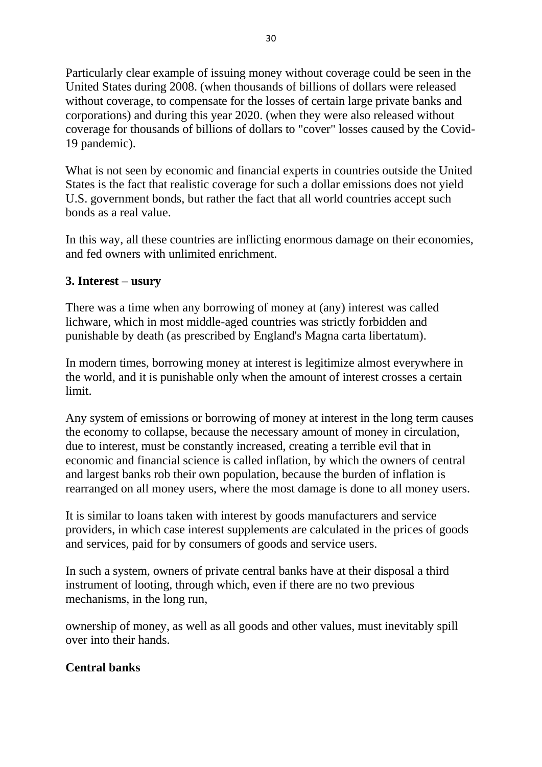Particularly clear example of issuing money without coverage could be seen in the United States during 2008. (when thousands of billions of dollars were released without coverage, to compensate for the losses of certain large private banks and corporations) and during this year 2020. (when they were also released without coverage for thousands of billions of dollars to "cover" losses caused by the Covid-19 pandemic).

What is not seen by economic and financial experts in countries outside the United States is the fact that realistic coverage for such a dollar emissions does not yield U.S. government bonds, but rather the fact that all world countries accept such bonds as a real value.

In this way, all these countries are inflicting enormous damage on their economies, and fed owners with unlimited enrichment.

### 3. Interest – usury

There was a time when any borrowing of money at (any) interest was called lichware, which in most middle-aged countries was strictly forbidden and punishable by death (as prescribed by England's Magna carta libertatum).

In modern times, borrowing money at interest is legitimize almost everywhere in the world, and it is punishable only when the amount of interest crosses a certain limit.

Any system of emissions or borrowing of money at interest in the long term causes the economy to collapse, because the necessary amount of money in circulation, due to interest, must be constantly increased, creating a terrible evil that in economic and financial science is called inflation, by which the owners of central and largest banks rob their own population, because the burden of inflation is rearranged on all money users, where the most damage is done to all money users.

It is similar to loans taken with interest by goods manufacturers and service providers, in which case interest supplements are calculated in the prices of goods and services, paid for by consumers of goods and service users.

In such a system, owners of private central banks have at their disposal a third instrument of looting, through which, even if there are no two previous mechanisms, in the long run,

ownership of money, as well as all goods and other values, must inevitably spill over into their hands.

### Central banks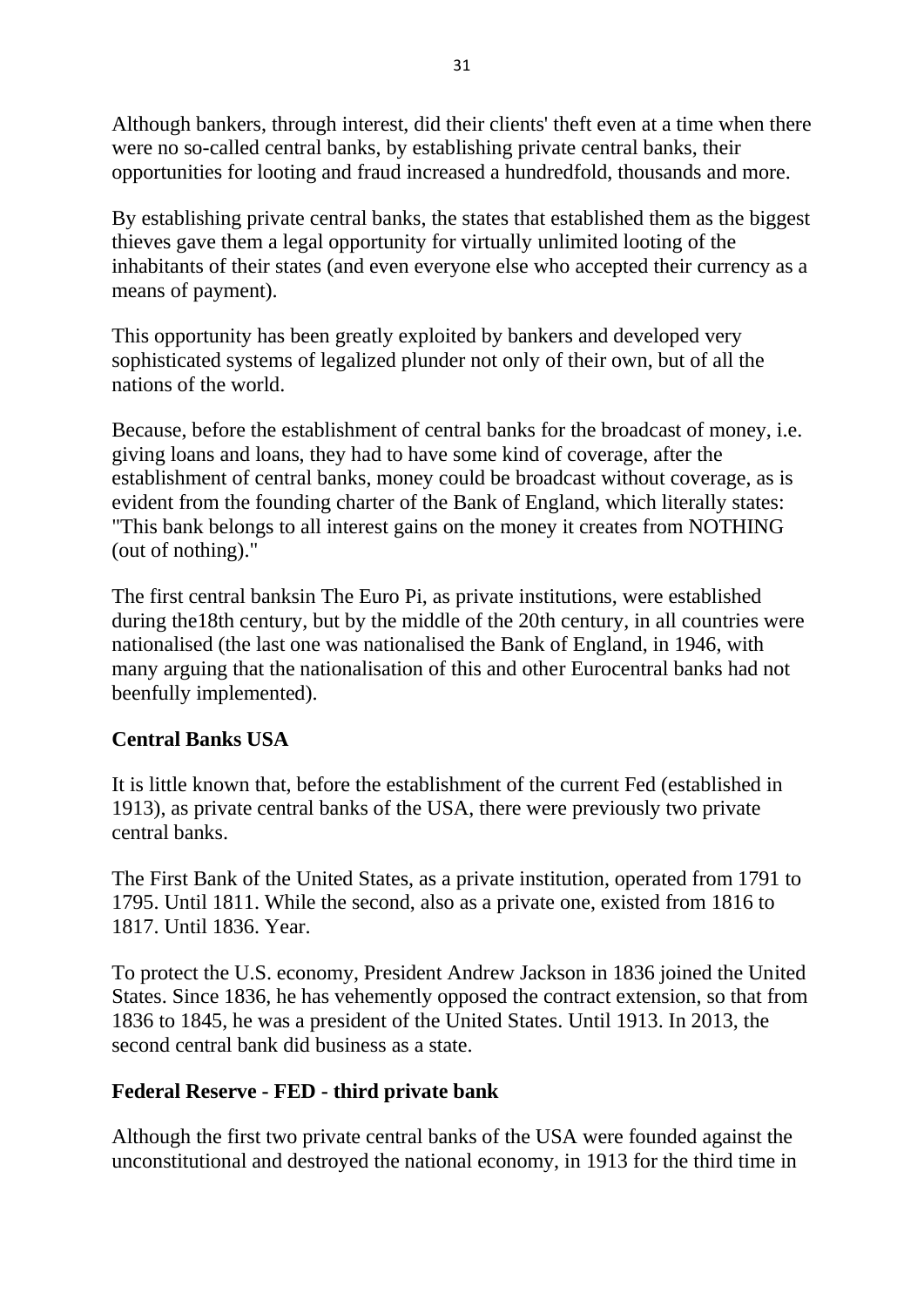Although bankers, through interest, did their clients' theft even at a time when there were no so-called central banks, by establishing private central banks, their opportunities for looting and fraud increased a hundredfold, thousands and more.

By establishing private central banks, the states that established them as the biggest thieves gave them a legal opportunity for virtually unlimited looting of the inhabitants of their states (and even everyone else who accepted their currency as a means of payment).

This opportunity has been greatly exploited by bankers and developed very sophisticated systems of legalized plunder not only of their own, but of all the nations of the world.

Because, before the establishment of central banks for the broadcast of money, i.e. giving loans and loans, they had to have some kind of coverage, after the establishment of central banks, money could be broadcast without coverage, as is evident from the founding charter of the Bank of England, which literally states: "This bank belongs to all interest gains on the money it creates from NOTHING (out of nothing)."

The first central banksin The Euro Pi, as private institutions, were established during the18th century, but by the middle of the 20th century, in all countries were nationalised (the last one was nationalised the Bank of England, in 1946, with many arguing that the nationalisation of this and other Eurocentral banks had not beenfully implemented).

## Central Banks USA

It is little known that, before the establishment of the current Fed (established in 1913), as private central banks of the USA, there were previously two private central banks.

The First Bank of the United States, as a private institution, operated from 1791 to 1795. Until 1811. While the second, also as a private one, existed from 1816 to 1817. Until 1836. Year.

To protect the U.S. economy, President Andrew Jackson in 1836 joined the United States. Since 1836, he has vehemently opposed the contract extension, so that from 1836 to 1845, he was a president of the United States. Until 1913. In 2013, the second central bank did business as a state.

## Federal Reserve - FED - third private bank

Although the first two private central banks of the USA were founded against the unconstitutional and destroyed the national economy, in 1913 for the third time in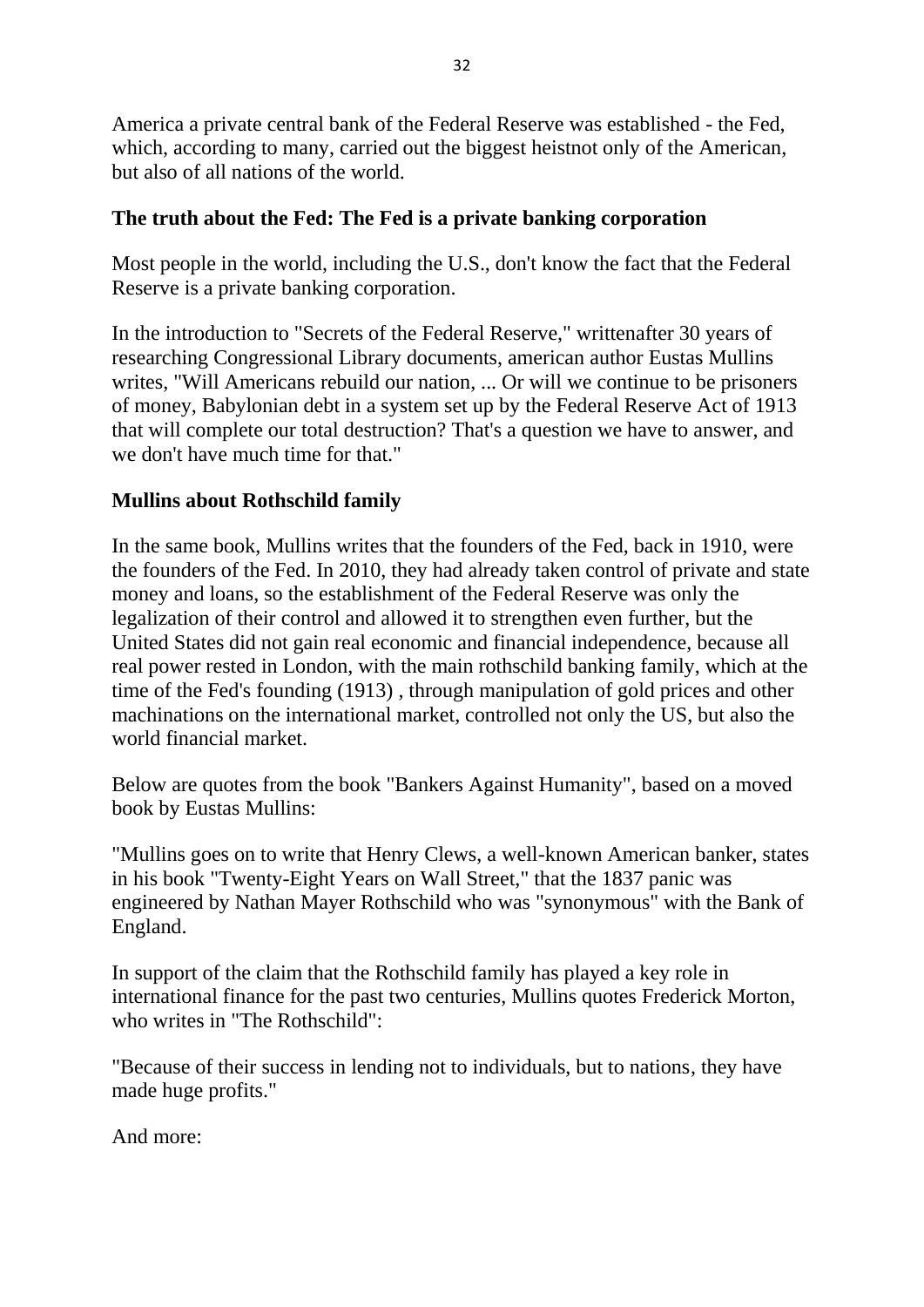America a private central bank of the Federal Reserve was established - the Fed, which, according to many, carried out the biggest heistnot only of the American, but also of all nations of the world.

**The truth about the Fed: The Fed is a private banking corporation**

Most people in the world, including the U.S., don't know the fact that the Federal Reserve is a private banking corporation.

In the introduction to "Secrets of the Federal Reserve," writtenafter 30 years of researching Congressional Library documents, american author Eustas Mullins writes, "Will Americans rebuild our nation, ... Or will we continue to be prisoners of money, Babylonian debt in a system set up by the Federal Reserve Act of 1913 that will complete our total destruction? That's a question we have to answer, and we don't have much time for that."

**Mullins about Rothschild family**

In the same book, Mullins writes that the founders of the Fed, back in 1910, were the founders of the Fed. In 2010, they had already taken control of private and state money and loans, so the establishment of the Federal Reserve was only the legalization of their control and allowed it to strengthen even further, but the United States did not gain real economic and financial independence, because all real power rested in London, with the main rothschild banking family, which at the time of the Fed's founding (1913) , through manipulation of gold prices and other machinations on the international market, controlled not only the US, but also the world financial market.

Below are quotes from the book "Bankers Against Humanity", based on a moved book by Eustas Mullins:

"Mullins goes on to write that Henry Clews, a well-known American banker, states in his book "Twenty-Eight Years on Wall Street," that the 1837 panic was engineered by Nathan Mayer Rothschild who was "synonymous" with the Bank of England.

In support of the claim that the Rothschild family has played a key role in international finance for the past two centuries, Mullins quotes Frederick Morton, who writes in "The Rothschild":

"Because of their success in lending not to individuals, but to nations, they have made huge profits."

And more: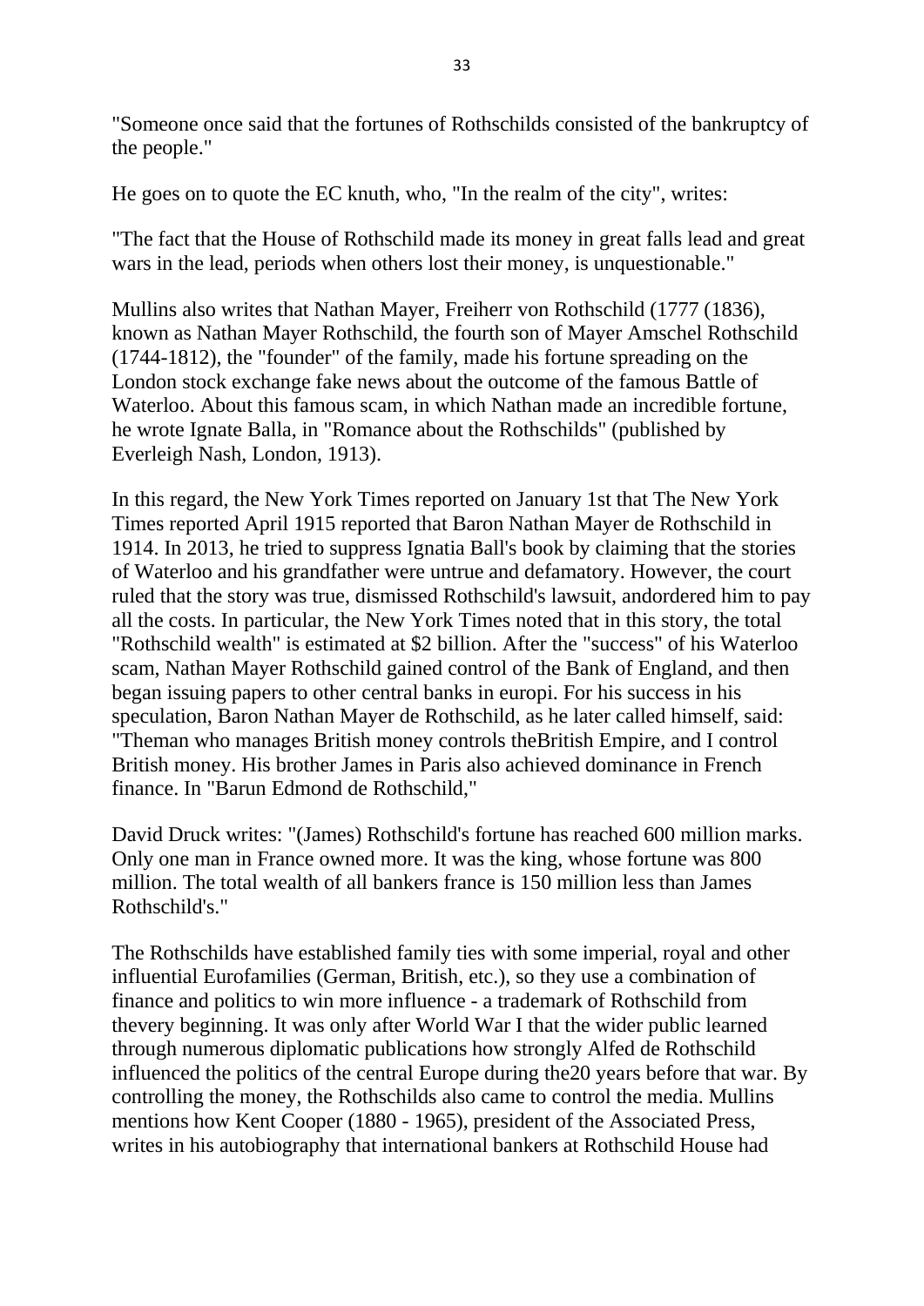"Someone once said that the fortunes of Rothschilds consisted of the bankruptcy of the people."

He goes on to quote the EC knuth, who, "In the realm of the city", writes:

"The fact that the House of Rothschild made its money in great falls lead and great wars in the lead, periods when others lost their money, is unquestionable."

Mullins also writes that Nathan Mayer, Freiherr von Rothschild (1777 (1836), known as Nathan Mayer Rothschild, the fourth son of Mayer Amschel Rothschild (1744-1812), the "founder" of the family, made his fortune spreading on the London stock exchange fake news about the outcome of the famous Battle of Waterloo. About this famous scam, in which Nathan made an incredible fortune, he wrote Ignate Balla, in "Romance about the Rothschilds" (published by Everleigh Nash, London, 1913).

In this regard, the New York Times reported on January 1st that The New York Times reported April 1915 reported that Baron Nathan Mayer de Rothschild in 1914. In 2013, he tried to suppress Ignatia Ball's book by claiming that the stories of Waterloo and his grandfather were untrue and defamatory. However, the court ruled that the story was true, dismissed Rothschild's lawsuit, andordered him to pay all the costs. In particular, the New York Times noted that in this story, the total "Rothschild wealth" is estimated at $2 billion. After the "success" of his Waterloo scam, Nathan Mayer Rothschild gained control of the Bank of England, and then began issuing papers to other central banks in europi. For his success in his speculation, Baron Nathan Mayer de Rothschild, as he later called himself, said: "Theman who manages British money controls theBritish Empire, and I control British money. His brother James in Paris also achieved dominance in French finance. In "Barun Edmond de Rothschild,"

David Druck writes: "(James) Rothschild's fortune has reached 600 million marks. Only one man in France owned more. It was the king, whose fortune was 800 million. The total wealth of all bankers france is 150 million less than James Rothschild's."

The Rothschilds have established family ties with some imperial, royal and other influential Eurofamilies (German, British, etc.), so they use a combination of finance and politics to win more influence - a trademark of Rothschild from thevery beginning. It was only after World War I that the wider public learned through numerous diplomatic publications how strongly Alfed de Rothschild influenced the politics of the central Europe during the20 years before that war. By controlling the money, the Rothschilds also came to control the media. Mullins mentions how Kent Cooper (1880 - 1965), president of the Associated Press, writes in his autobiography that international bankers at Rothschild House had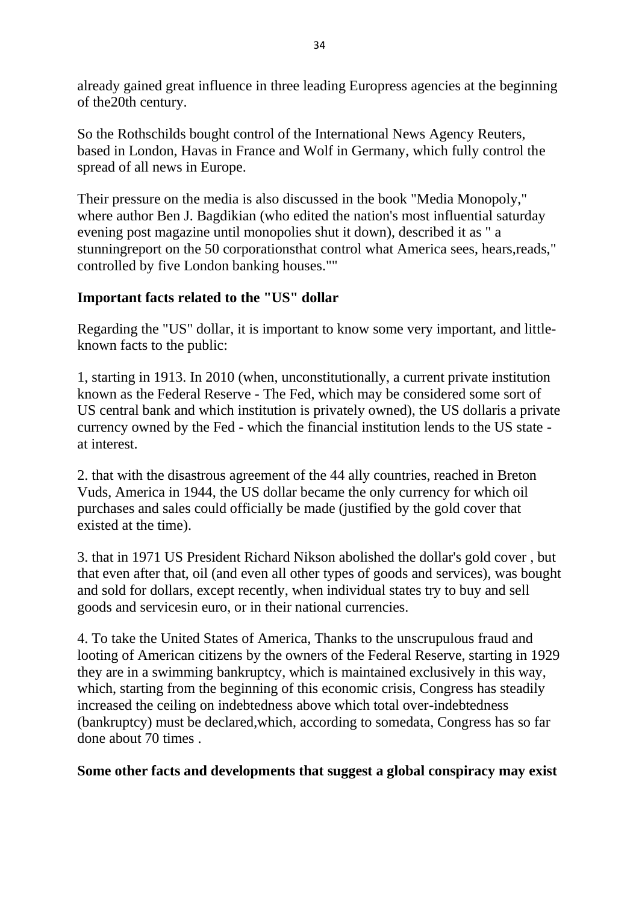already gained great influence in three leading Europress agencies at the beginning of the20th century.

So the Rothschilds bought control of the International News Agency Reuters, based in London, Havas in France and Wolf in Germany, which fully control the spread of all news in Europe.

Their pressure on the media is also discussed in the book "Media Monopoly," where author Ben J. Bagdikian (who edited the nation's most influential saturday evening post magazine until monopolies shut it down), described it as " a stunningreport on the 50 corporationsthat control what America sees, hears,reads," controlled by five London banking houses.""

**Important facts related to the "US" dollar**

Regarding the "US" dollar, it is important to know some very important, and little-known facts to the public:

1, starting in 1913. In 2010 (when, unconstitutionally, a current private institution known as the Federal Reserve - The Fed, which may be considered some sort of US central bank and which institution is privately owned), the US dollaris a private currency owned by the Fed - which the financial institution lends to the US state - at interest.

2. that with the disastrous agreement of the 44 ally countries, reached in Breton Vuds, America in 1944, the US dollar became the only currency for which oil purchases and sales could officially be made (justified by the gold cover that existed at the time).

3. that in 1971 US President Richard Nikson abolished the dollar's gold cover , but that even after that, oil (and even all other types of goods and services), was bought and sold for dollars, except recently, when individual states try to buy and sell goods and servicesin euro, or in their national currencies.

4. To take the United States of America, Thanks to the unscrupulous fraud and looting of American citizens by the owners of the Federal Reserve, starting in 1929 they are in a swimming bankruptcy, which is maintained exclusively in this way, which, starting from the beginning of this economic crisis, Congress has steadily increased the ceiling on indebtedness above which total over-indebtedness (bankruptcy) must be declared,which, according to somedata, Congress has so far done about 70 times .

**Some other facts and developments that suggest a global conspiracy may exist**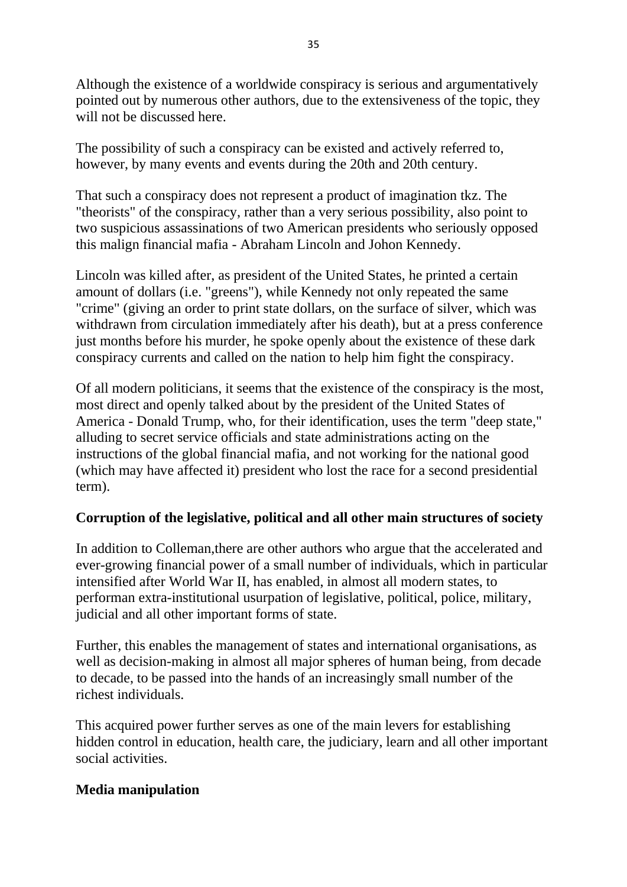Although the existence of a worldwide conspiracy is serious and argumentatively pointed out by numerous other authors, due to the extensiveness of the topic, they will not be discussed here.

The possibility of such a conspiracy can be existed and actively referred to, however, by many events and events during the 20th and 20th century.

That such a conspiracy does not represent a product of imagination tkz. The "theorists" of the conspiracy, rather than a very serious possibility, also point to two suspicious assassinations of two American presidents who seriously opposed this malign financial mafia - Abraham Lincoln and Johon Kennedy.

Lincoln was killed after, as president of the United States, he printed a certain amount of dollars (i.e. "greens"), while Kennedy not only repeated the same "crime" (giving an order to print state dollars, on the surface of silver, which was withdrawn from circulation immediately after his death), but at a press conference just months before his murder, he spoke openly about the existence of these dark conspiracy currents and called on the nation to help him fight the conspiracy.

Of all modern politicians, it seems that the existence of the conspiracy is the most, most direct and openly talked about by the president of the United States of America - Donald Trump, who, for their identification, uses the term "deep state," alluding to secret service officials and state administrations acting on the instructions of the global financial mafia, and not working for the national good (which may have affected it) president who lost the race for a second presidential term).

**Corruption of the legislative, political and all other main structures of society**

In addition to Colleman,there are other authors who argue that the accelerated and ever-growing financial power of a small number of individuals, which in particular intensified after World War II, has enabled, in almost all modern states, to performan extra-institutional usurpation of legislative, political, police, military, judicial and all other important forms of state.

Further, this enables the management of states and international organisations, as well as decision-making in almost all major spheres of human being, from decade to decade, to be passed into the hands of an increasingly small number of the richest individuals.

This acquired power further serves as one of the main levers for establishing hidden control in education, health care, the judiciary, learn and all other important social activities.

**Media manipulation**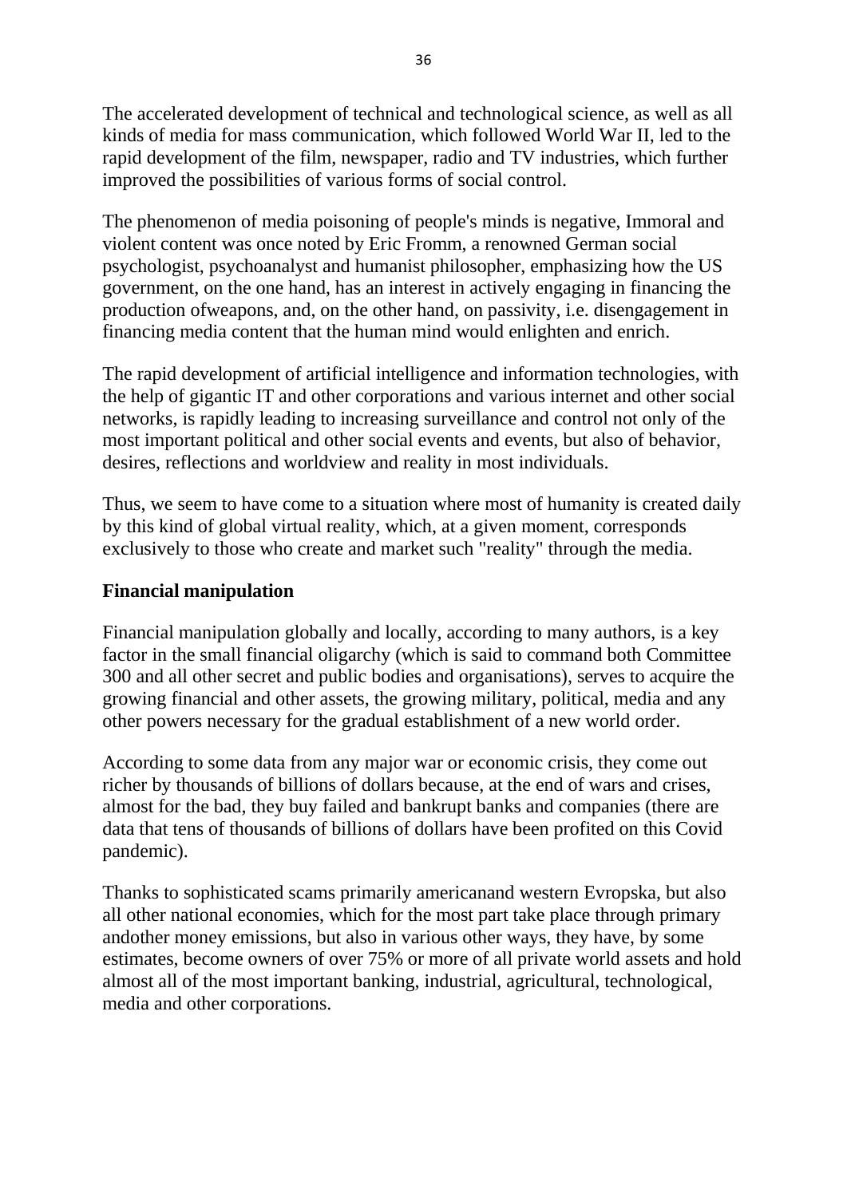The accelerated development of technical and technological science, as well as all kinds of media for mass communication, which followed World War II, led to the rapid development of the film, newspaper, radio and TV industries, which further improved the possibilities of various forms of social control.

The phenomenon of media poisoning of people's minds is negative, Immoral and violent content was once noted by Eric Fromm, a renowned German social psychologist, psychoanalyst and humanist philosopher, emphasizing how the US government, on the one hand, has an interest in actively engaging in financing the production ofweapons, and, on the other hand, on passivity, i.e. disengagement in financing media content that the human mind would enlighten and enrich.

The rapid development of artificial intelligence and information technologies, with the help of gigantic IT and other corporations and various internet and other social networks, is rapidly leading to increasing surveillance and control not only of the most important political and other social events and events, but also of behavior, desires, reflections and worldview and reality in most individuals.

Thus, we seem to have come to a situation where most of humanity is created daily by this kind of global virtual reality, which, at a given moment, corresponds exclusively to those who create and market such "reality" through the media.

**Financial manipulation**

Financial manipulation globally and locally, according to many authors, is a key factor in the small financial oligarchy (which is said to command both Committee 300 and all other secret and public bodies and organisations), serves to acquire the growing financial and other assets, the growing military, political, media and any other powers necessary for the gradual establishment of a new world order.

According to some data from any major war or economic crisis, they come out richer by thousands of billions of dollars because, at the end of wars and crises, almost for the bad, they buy failed and bankrupt banks and companies (there are data that tens of thousands of billions of dollars have been profited on this Covid pandemic).

Thanks to sophisticated scams primarily americanand western Evropska, but also all other national economies, which for the most part take place through primary andother money emissions, but also in various other ways, they have, by some estimates, become owners of over 75% or more of all private world assets and hold almost all of the most important banking, industrial, agricultural, technological, media and other corporations.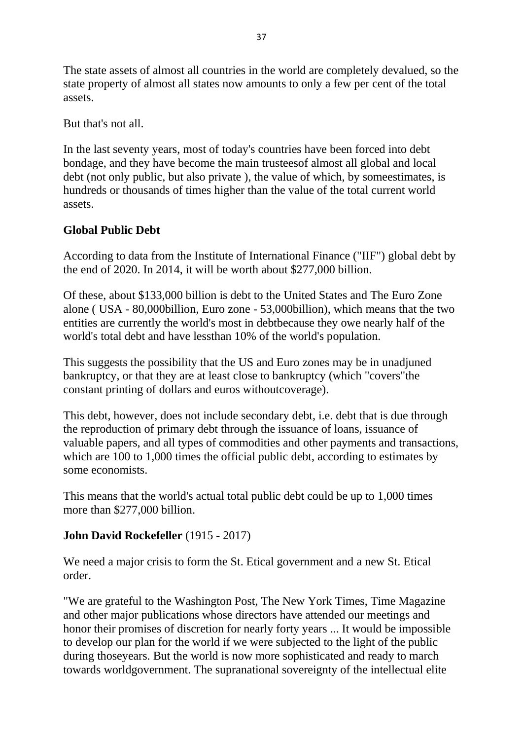The state assets of almost all countries in the world are completely devalued, so the state property of almost all states now amounts to only a few per cent of the total assets.

But that's not all.

In the last seventy years, most of today's countries have been forced into debt bondage, and they have become the main trusteesof almost all global and local debt (not only public, but also private ), the value of which, by someestimates, is hundreds or thousands of times higher than the value of the total current world assets.

**Global Public Debt**

According to data from the Institute of International Finance ("IIF") global debt by the end of 2020. In 2014, it will be worth about $277,000 billion.

Of these, about $133,000 billion is debt to the United States and The Euro Zone alone ( USA - 80,000billion, Euro zone - 53,000billion), which means that the two entities are currently the world's most in debtbecause they owe nearly half of the world's total debt and have lessthan 10% of the world's population.

This suggests the possibility that the US and Euro zones may be in unadjuned bankruptcy, or that they are at least close to bankruptcy (which "covers"the constant printing of dollars and euros withoutcoverage).

This debt, however, does not include secondary debt, i.e. debt that is due through the reproduction of primary debt through the issuance of loans, issuance of valuable papers, and all types of commodities and other payments and transactions, which are 100 to 1,000 times the official public debt, according to estimates by some economists.

This means that the world's actual total public debt could be up to 1,000 times more than $277,000 billion.

**John David Rockefeller** (1915 - 2017)

We need a major crisis to form the St. Etical government and a new St. Etical order.

"We are grateful to the Washington Post, The New York Times, Time Magazine and other major publications whose directors have attended our meetings and honor their promises of discretion for nearly forty years ... It would be impossible to develop our plan for the world if we were subjected to the light of the public during thoseyears. But the world is now more sophisticated and ready to march towards worldgovernment. The supranational sovereignty of the intellectual elite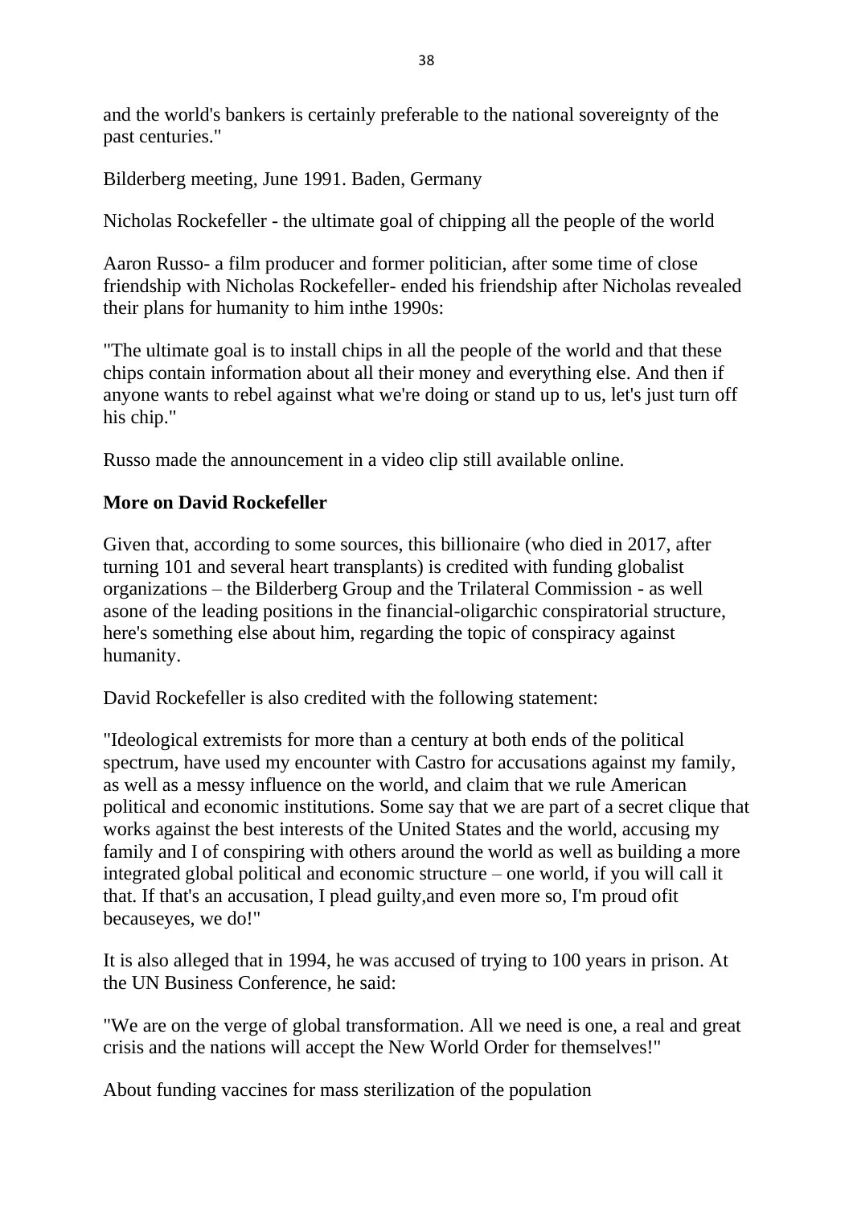and the world's bankers is certainly preferable to the national sovereignty of the past centuries."

Bilderberg meeting, June 1991. Baden, Germany

Nicholas Rockefeller - the ultimate goal of chipping all the people of the world

Aaron Russo- a film producer and former politician, after some time of close friendship with Nicholas Rockefeller- ended his friendship after Nicholas revealed their plans for humanity to him inthe 1990s:

"The ultimate goal is to install chips in all the people of the world and that these chips contain information about all their money and everything else. And then if anyone wants to rebel against what we're doing or stand up to us, let's just turn off his chip."

Russo made the announcement in a video clip still available online.

**More on David Rockefeller**

Given that, according to some sources, this billionaire (who died in 2017, after turning 101 and several heart transplants) is credited with funding globalist organizations – the Bilderberg Group and the Trilateral Commission - as well asone of the leading positions in the financial-oligarchic conspiratorial structure, here's something else about him, regarding the topic of conspiracy against humanity.

David Rockefeller is also credited with the following statement:

"Ideological extremists for more than a century at both ends of the political spectrum, have used my encounter with Castro for accusations against my family, as well as a messy influence on the world, and claim that we rule American political and economic institutions. Some say that we are part of a secret clique that works against the best interests of the United States and the world, accusing my family and I of conspiring with others around the world as well as building a more integrated global political and economic structure – one world, if you will call it that. If that's an accusation, I plead guilty,and even more so, I'm proud ofit becauseyes, we do!"

It is also alleged that in 1994, he was accused of trying to 100 years in prison. At the UN Business Conference, he said:

"We are on the verge of global transformation. All we need is one, a real and great crisis and the nations will accept the New World Order for themselves!"

About funding vaccines for mass sterilization of the population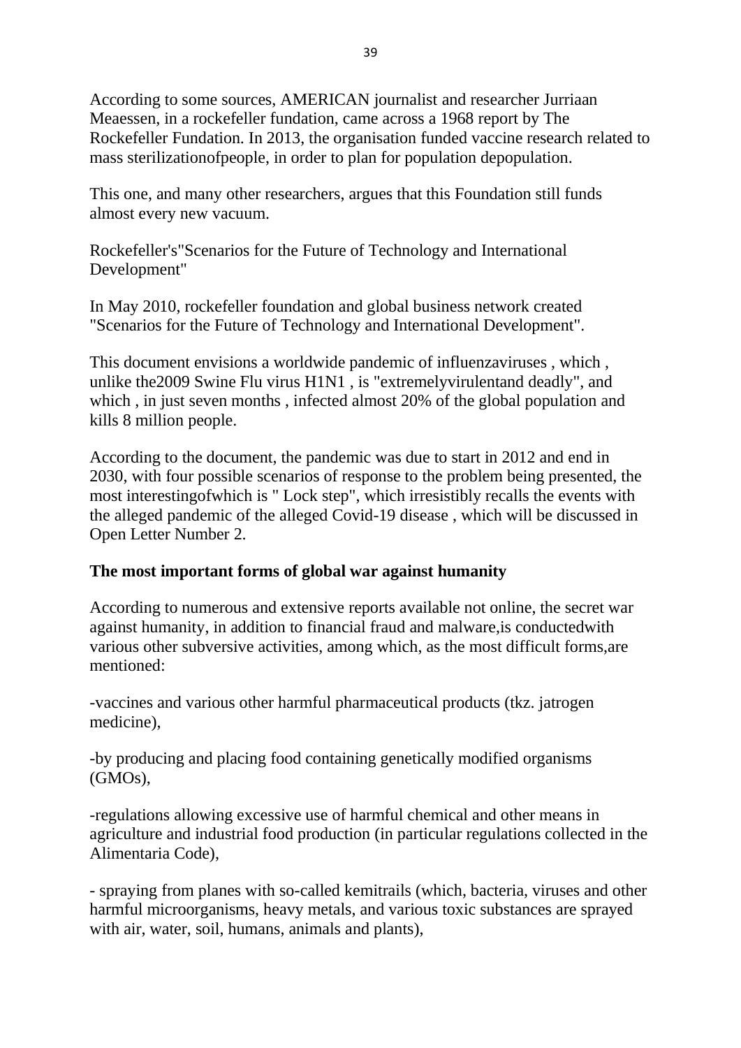According to some sources, AMERICAN journalist and researcher Jurriaan Meaessen, in a rockefeller fundation, came across a 1968 report by The Rockefeller Fundation. In 2013, the organisation funded vaccine research related to mass sterilizationofpeople, in order to plan for population depopulation.

This one, and many other researchers, argues that this Foundation still funds almost every new vacuum.

Rockefeller's"Scenarios for the Future of Technology and International Development"

In May 2010, rockefeller foundation and global business network created "Scenarios for the Future of Technology and International Development".

This document envisions a worldwide pandemic of influenzaviruses , which , unlike the2009 Swine Flu virus H1N1 , is "extremelyvirulentand deadly", and which , in just seven months , infected almost 20% of the global population and kills 8 million people.

According to the document, the pandemic was due to start in 2012 and end in 2030, with four possible scenarios of response to the problem being presented, the most interestingofwhich is " Lock step", which irresistibly recalls the events with the alleged pandemic of the alleged Covid-19 disease , which will be discussed in Open Letter Number 2.

**The most important forms of global war against humanity**

According to numerous and extensive reports available not online, the secret war against humanity, in addition to financial fraud and malware,is conductedwith various other subversive activities, among which, as the most difficult forms,are mentioned:

-vaccines and various other harmful pharmaceutical products (tkz. jatrogen medicine),

-by producing and placing food containing genetically modified organisms (GMOs),

-regulations allowing excessive use of harmful chemical and other means in agriculture and industrial food production (in particular regulations collected in the Alimentaria Code),

- spraying from planes with so-called kemitrails (which, bacteria, viruses and other harmful microorganisms, heavy metals, and various toxic substances are sprayed with air, water, soil, humans, animals and plants),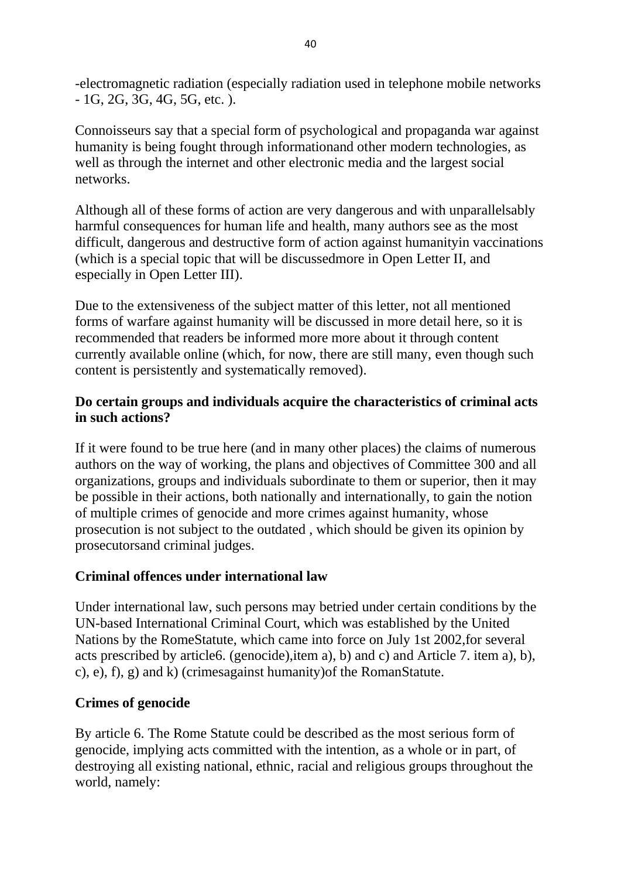-electromagnetic radiation (especially radiation used in telephone mobile networks - 1G, 2G, 3G, 4G, 5G, etc. ).

Connoisseurs say that a special form of psychological and propaganda war against humanity is being fought through informationand other modern technologies, as well as through the internet and other electronic media and the largest social networks.

Although all of these forms of action are very dangerous and with unparallelsably harmful consequences for human life and health, many authors see as the most difficult, dangerous and destructive form of action against humanityin vaccinations (which is a special topic that will be discussedmore in Open Letter II, and especially in Open Letter III).

Due to the extensiveness of the subject matter of this letter, not all mentioned forms of warfare against humanity will be discussed in more detail here, so it is recommended that readers be informed more more about it through content currently available online (which, for now, there are still many, even though such content is persistently and systematically removed).

**Do certain groups and individuals acquire the characteristics of criminal acts in such actions?**

If it were found to be true here (and in many other places) the claims of numerous authors on the way of working, the plans and objectives of Committee 300 and all organizations, groups and individuals subordinate to them or superior, then it may be possible in their actions, both nationally and internationally, to gain the notion of multiple crimes of genocide and more crimes against humanity, whose prosecution is not subject to the outdated , which should be given its opinion by prosecutorsand criminal judges.

**Criminal offences under international law**

Under international law, such persons may betried under certain conditions by the UN-based International Criminal Court, which was established by the United Nations by the RomeStatute, which came into force on July 1st 2002,for several acts prescribed by article6. (genocide),item a), b) and c) and Article 7. item a), b), c), e), f), g) and k) (crimesagainst humanity)of the RomanStatute.

**Crimes of genocide**

By article 6. The Rome Statute could be described as the most serious form of genocide, implying acts committed with the intention, as a whole or in part, of destroying all existing national, ethnic, racial and religious groups throughout the world, namely: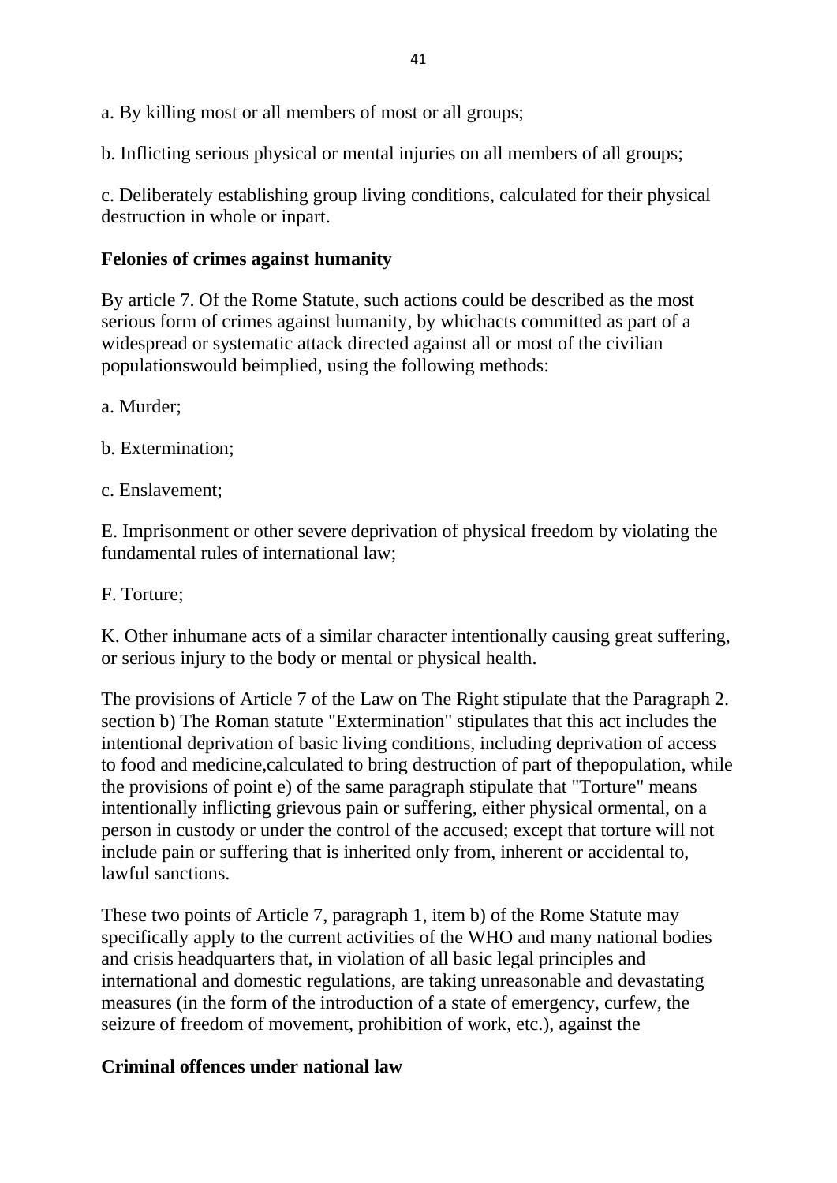a. By killing most or all members of most or all groups;

b. Inflicting serious physical or mental injuries on all members of all groups;

c. Deliberately establishing group living conditions, calculated for their physical destruction in whole or inpart.

**Felonies of crimes against humanity**

By article 7. Of the Rome Statute, such actions could be described as the most serious form of crimes against humanity, by whichacts committed as part of a widespread or systematic attack directed against all or most of the civilian populationswould beimplied, using the following methods:

a. Murder;

b. Extermination;

c. Enslavement;

E. Imprisonment or other severe deprivation of physical freedom by violating the fundamental rules of international law;

F. Torture;

K. Other inhumane acts of a similar character intentionally causing great suffering, or serious injury to the body or mental or physical health.

The provisions of Article 7 of the Law on The Right stipulate that the Paragraph 2. section b) The Roman statute "Extermination" stipulates that this act includes the intentional deprivation of basic living conditions, including deprivation of access to food and medicine,calculated to bring destruction of part of thepopulation, while the provisions of point e) of the same paragraph stipulate that "Torture" means intentionally inflicting grievous pain or suffering, either physical ormental, on a person in custody or under the control of the accused; except that torture will not include pain or suffering that is inherited only from, inherent or accidental to, lawful sanctions.

These two points of Article 7, paragraph 1, item b) of the Rome Statute may specifically apply to the current activities of the WHO and many national bodies and crisis headquarters that, in violation of all basic legal principles and international and domestic regulations, are taking unreasonable and devastating measures (in the form of the introduction of a state of emergency, curfew, the seizure of freedom of movement, prohibition of work, etc.), against the

**Criminal offences under national law**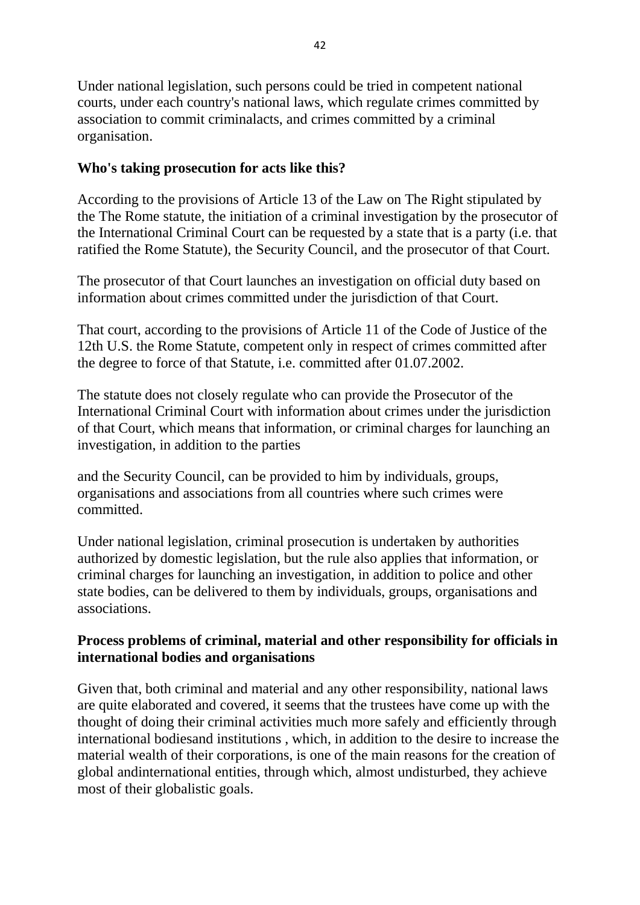Under national legislation, such persons could be tried in competent national courts, under each country's national laws, which regulate crimes committed by association to commit criminalacts, and crimes committed by a criminal organisation.

**Who's taking prosecution for acts like this?**

According to the provisions of Article 13 of the Law on The Right stipulated by the The Rome statute, the initiation of a criminal investigation by the prosecutor of the International Criminal Court can be requested by a state that is a party (i.e. that ratified the Rome Statute), the Security Council, and the prosecutor of that Court.

The prosecutor of that Court launches an investigation on official duty based on information about crimes committed under the jurisdiction of that Court.

That court, according to the provisions of Article 11 of the Code of Justice of the 12th U.S. the Rome Statute, competent only in respect of crimes committed after the degree to force of that Statute, i.e. committed after 01.07.2002.

The statute does not closely regulate who can provide the Prosecutor of the International Criminal Court with information about crimes under the jurisdiction of that Court, which means that information, or criminal charges for launching an investigation, in addition to the parties

and the Security Council, can be provided to him by individuals, groups, organisations and associations from all countries where such crimes were committed.

Under national legislation, criminal prosecution is undertaken by authorities authorized by domestic legislation, but the rule also applies that information, or criminal charges for launching an investigation, in addition to police and other state bodies, can be delivered to them by individuals, groups, organisations and associations.

**Process problems of criminal, material and other responsibility for officials in international bodies and organisations**

Given that, both criminal and material and any other responsibility, national laws are quite elaborated and covered, it seems that the trustees have come up with the thought of doing their criminal activities much more safely and efficiently through international bodiesand institutions , which, in addition to the desire to increase the material wealth of their corporations, is one of the main reasons for the creation of global andinternational entities, through which, almost undisturbed, they achieve most of their globalistic goals.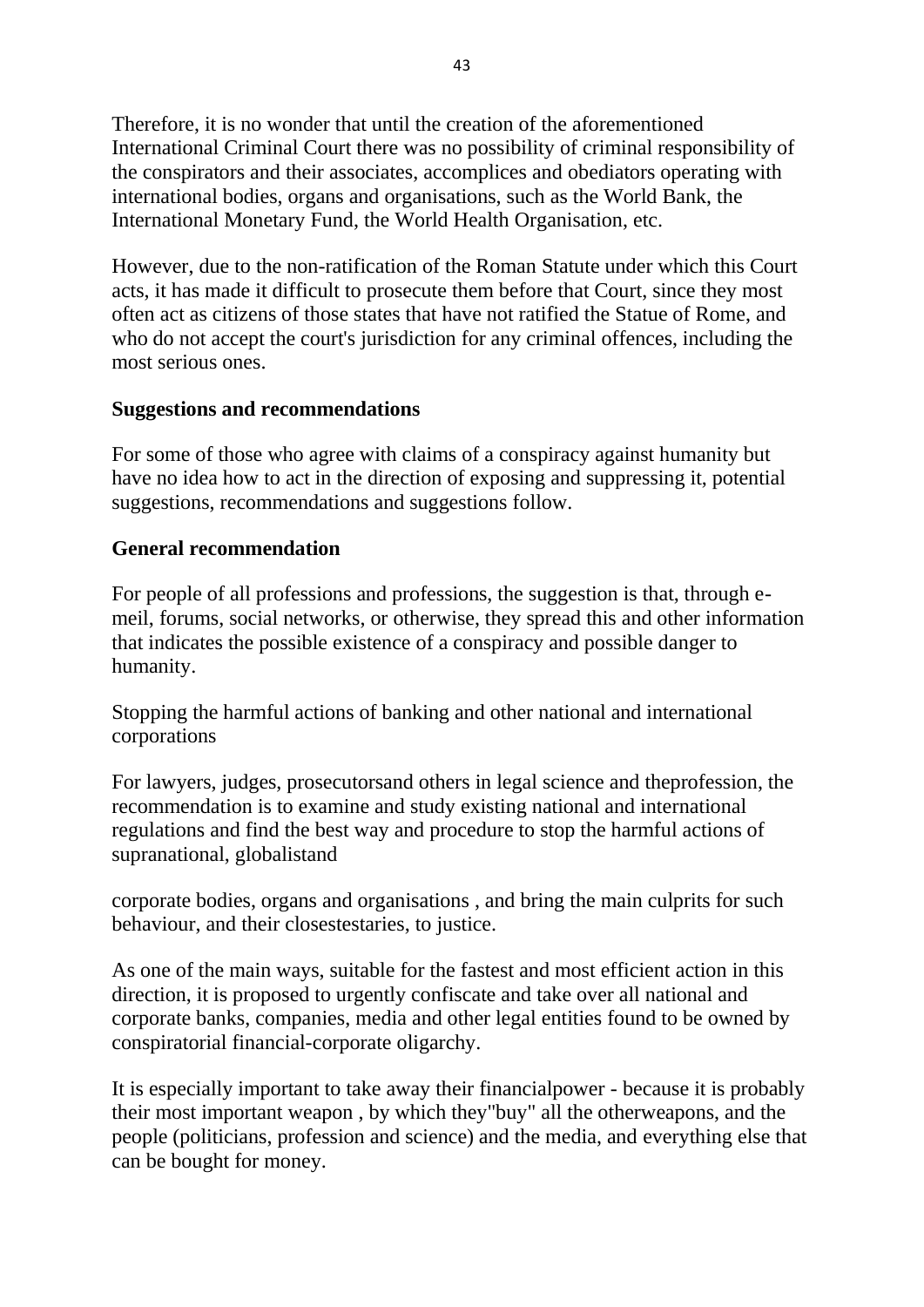Therefore, it is no wonder that until the creation of the aforementioned International Criminal Court there was no possibility of criminal responsibility of the conspirators and their associates, accomplices and obediators operating with international bodies, organs and organisations, such as the World Bank, the International Monetary Fund, the World Health Organisation, etc.

However, due to the non-ratification of the Roman Statute under which this Court acts, it has made it difficult to prosecute them before that Court, since they most often act as citizens of those states that have not ratified the Statue of Rome, and who do not accept the court's jurisdiction for any criminal offences, including the most serious ones.

**Suggestions and recommendations**

For some of those who agree with claims of a conspiracy against humanity but have no idea how to act in the direction of exposing and suppressing it, potential suggestions, recommendations and suggestions follow.

**General recommendation**

For people of all professions and professions, the suggestion is that, through e-meil, forums, social networks, or otherwise, they spread this and other information that indicates the possible existence of a conspiracy and possible danger to humanity.

Stopping the harmful actions of banking and other national and international corporations

For lawyers, judges, prosecutorsand others in legal science and theprofession, the recommendation is to examine and study existing national and international regulations and find the best way and procedure to stop the harmful actions of supranational, globalistand

corporate bodies, organs and organisations , and bring the main culprits for such behaviour, and their closestestaries, to justice.

As one of the main ways, suitable for the fastest and most efficient action in this direction, it is proposed to urgently confiscate and take over all national and corporate banks, companies, media and other legal entities found to be owned by conspiratorial financial-corporate oligarchy.

It is especially important to take away their financialpower - because it is probably their most important weapon , by which they"buy" all the otherweapons, and the people (politicians, profession and science) and the media, and everything else that can be bought for money.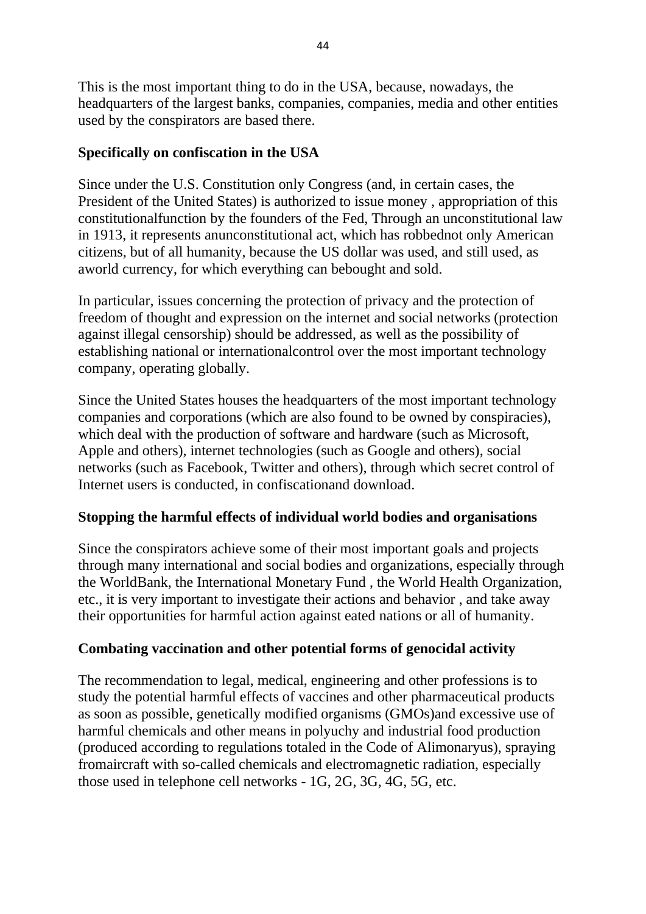This is the most important thing to do in the USA, because, nowadays, the headquarters of the largest banks, companies, companies, media and other entities used by the conspirators are based there.

**Specifically on confiscation in the USA**

Since under the U.S. Constitution only Congress (and, in certain cases, the President of the United States) is authorized to issue money , appropriation of this constitutionalfunction by the founders of the Fed, Through an unconstitutional law in 1913, it represents anunconstitutional act, which has robbednot only American citizens, but of all humanity, because the US dollar was used, and still used, as aworld currency, for which everything can bebought and sold.

In particular, issues concerning the protection of privacy and the protection of freedom of thought and expression on the internet and social networks (protection against illegal censorship) should be addressed, as well as the possibility of establishing national or internationalcontrol over the most important technology company, operating globally.

Since the United States houses the headquarters of the most important technology companies and corporations (which are also found to be owned by conspiracies), which deal with the production of software and hardware (such as Microsoft, Apple and others), internet technologies (such as Google and others), social networks (such as Facebook, Twitter and others), through which secret control of Internet users is conducted, in confiscationand download.

**Stopping the harmful effects of individual world bodies and organisations**

Since the conspirators achieve some of their most important goals and projects through many international and social bodies and organizations, especially through the WorldBank, the International Monetary Fund , the World Health Organization, etc., it is very important to investigate their actions and behavior , and take away their opportunities for harmful action against eated nations or all of humanity.

**Combating vaccination and other potential forms of genocidal activity**

The recommendation to legal, medical, engineering and other professions is to study the potential harmful effects of vaccines and other pharmaceutical products as soon as possible, genetically modified organisms (GMOs)and excessive use of harmful chemicals and other means in polyuchy and industrial food production (produced according to regulations totaled in the Code of Alimonaryus), spraying fromaircraft with so-called chemicals and electromagnetic radiation, especially those used in telephone cell networks - 1G, 2G, 3G, 4G, 5G, etc.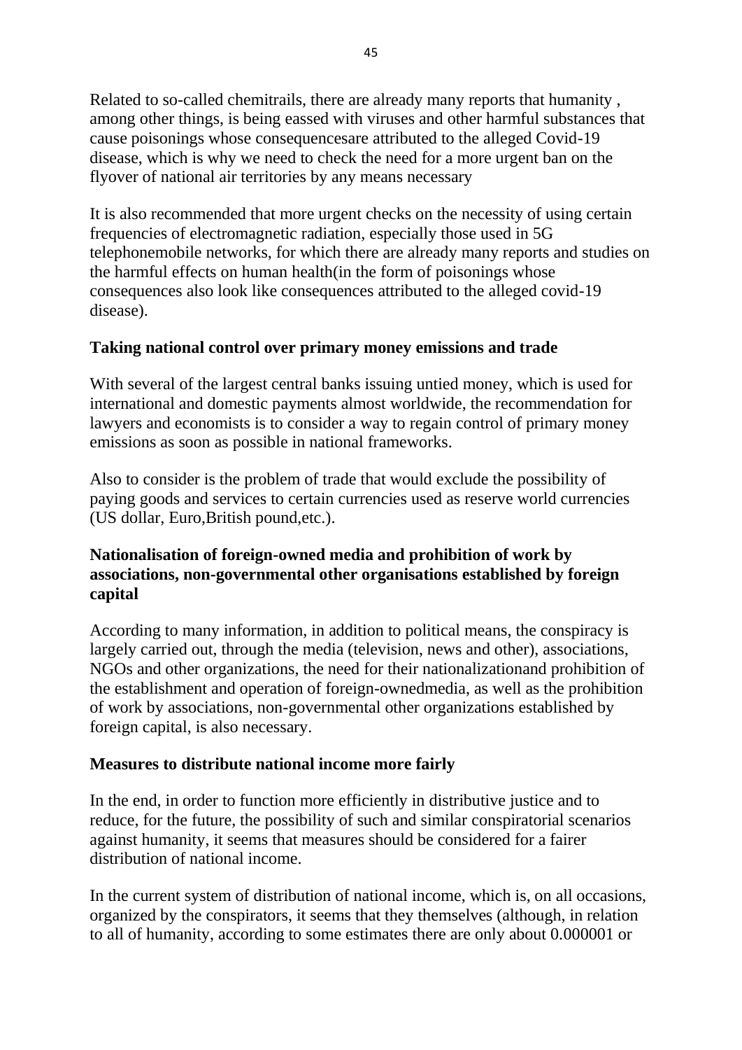Related to so-called chemitrails, there are already many reports that humanity , among other things, is being eassed with viruses and other harmful substances that cause poisonings whose consequencesare attributed to the alleged Covid-19 disease, which is why we need to check the need for a more urgent ban on the flyover of national air territories by any means necessary

It is also recommended that more urgent checks on the necessity of using certain frequencies of electromagnetic radiation, especially those used in 5G telephonemobile networks, for which there are already many reports and studies on the harmful effects on human health(in the form of poisonings whose consequences also look like consequences attributed to the alleged covid-19 disease).

**Taking national control over primary money emissions and trade**

With several of the largest central banks issuing untied money, which is used for international and domestic payments almost worldwide, the recommendation for lawyers and economists is to consider a way to regain control of primary money emissions as soon as possible in national frameworks.

Also to consider is the problem of trade that would exclude the possibility of paying goods and services to certain currencies used as reserve world currencies (US dollar, Euro,British pound,etc.).

**Nationalisation of foreign-owned media and prohibition of work by associations, non-governmental other organisations established by foreign capital**

According to many information, in addition to political means, the conspiracy is largely carried out, through the media (television, news and other), associations, NGOs and other organizations, the need for their nationalizationand prohibition of the establishment and operation of foreign-ownedmedia, as well as the prohibition of work by associations, non-governmental other organizations established by foreign capital, is also necessary.

**Measures to distribute national income more fairly**

In the end, in order to function more efficiently in distributive justice and to reduce, for the future, the possibility of such and similar conspiratorial scenarios against humanity, it seems that measures should be considered for a fairer distribution of national income.

In the current system of distribution of national income, which is, on all occasions, organized by the conspirators, it seems that they themselves (although, in relation to all of humanity, according to some estimates there are only about 0.000001 or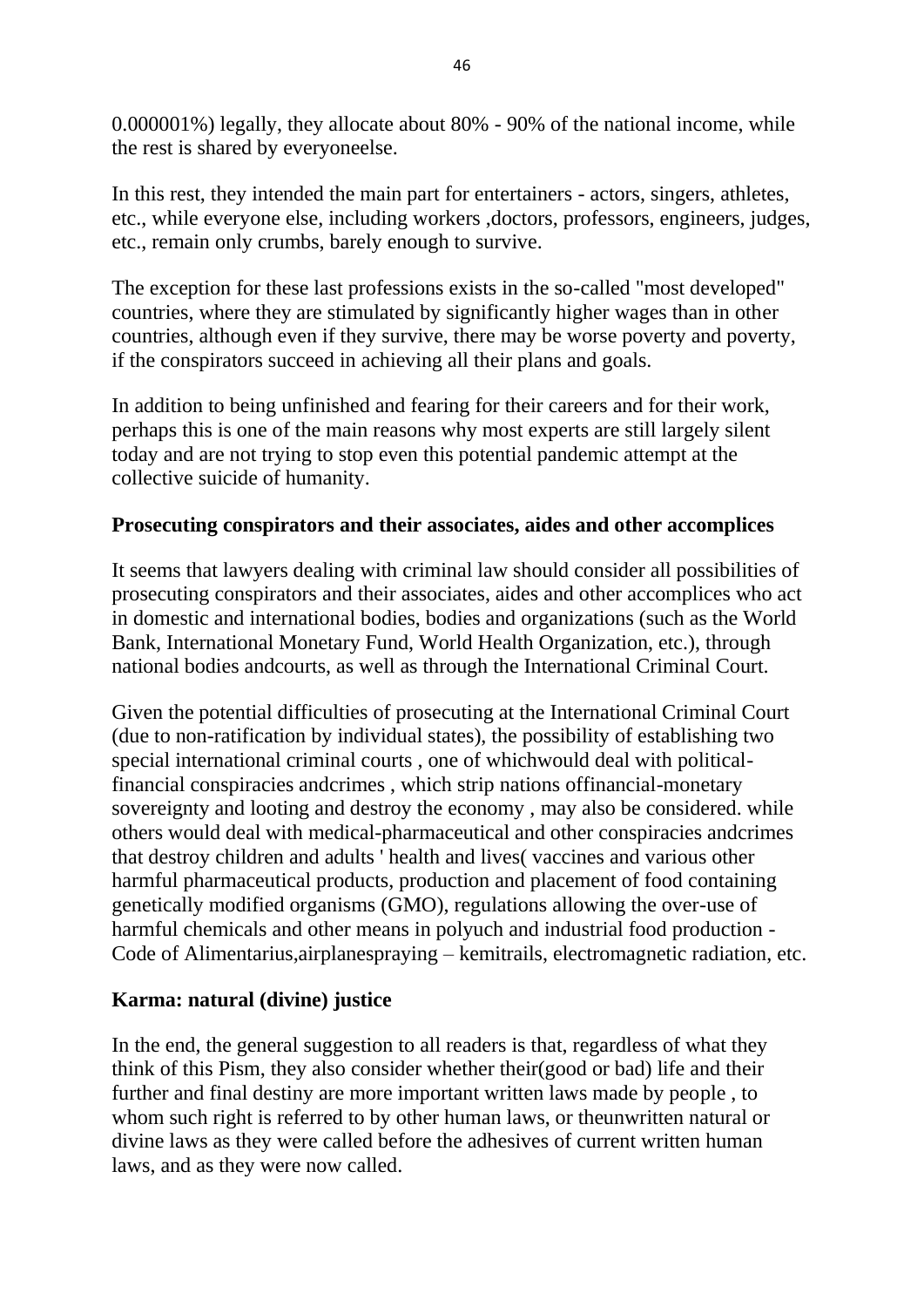0.000001%) legally, they allocate about 80% - 90% of the national income, while the rest is shared by everyoneelse.

In this rest, they intended the main part for entertainers - actors, singers, athletes, etc., while everyone else, including workers ,doctors, professors, engineers, judges, etc., remain only crumbs, barely enough to survive.

The exception for these last professions exists in the so-called "most developed" countries, where they are stimulated by significantly higher wages than in other countries, although even if they survive, there may be worse poverty and poverty, if the conspirators succeed in achieving all their plans and goals.

In addition to being unfinished and fearing for their careers and for their work, perhaps this is one of the main reasons why most experts are still largely silent today and are not trying to stop even this potential pandemic attempt at the collective suicide of humanity.

## Prosecuting conspirators and their associates, aides and other accomplices

It seems that lawyers dealing with criminal law should consider all possibilities of prosecuting conspirators and their associates, aides and other accomplices who act in domestic and international bodies, bodies and organizations (such as the World Bank, International Monetary Fund, World Health Organization, etc.), through national bodies andcourts, as well as through the International Criminal Court.

Given the potential difficulties of prosecuting at the International Criminal Court (due to non-ratification by individual states), the possibility of establishing two special international criminal courts , one of whichwould deal with political-financial conspiracies andcrimes , which strip nations offinancial-monetary sovereignty and looting and destroy the economy , may also be considered. while others would deal with medical-pharmaceutical and other conspiracies andcrimes that destroy children and adults ' health and lives( vaccines and various other harmful pharmaceutical products, production and placement of food containing genetically modified organisms (GMO), regulations allowing the over-use of harmful chemicals and other means in polyuch and industrial food production - Code of Alimentarius,airplanespraying – kemitrails, electromagnetic radiation, etc.

## Karma: natural (divine) justice

In the end, the general suggestion to all readers is that, regardless of what they think of this Pism, they also consider whether their(good or bad) life and their further and final destiny are more important written laws made by people , to whom such right is referred to by other human laws, or theunwritten natural or divine laws as they were called before the adhesives of current written human laws, and as they were now called.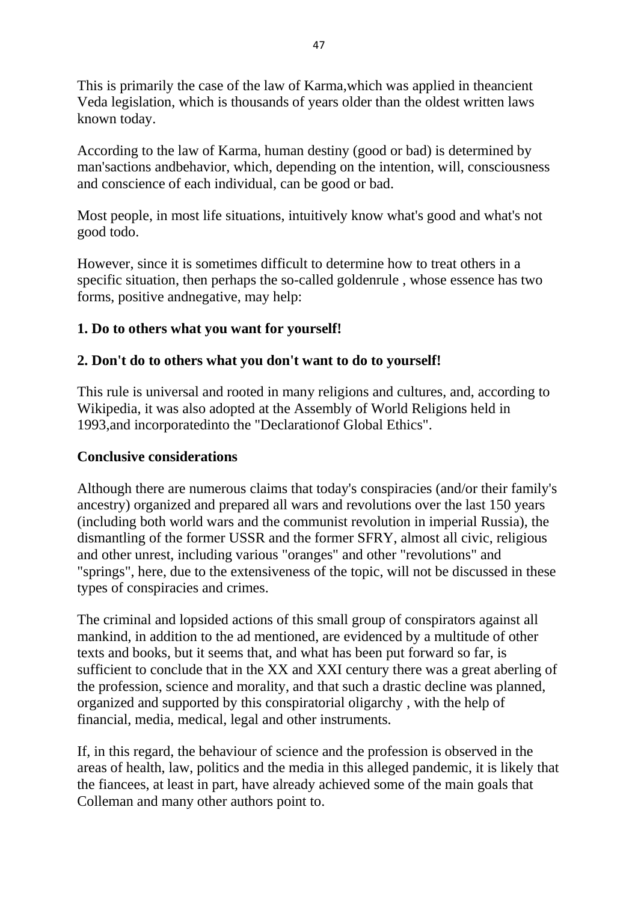This is primarily the case of the law of Karma,which was applied in theancient Veda legislation, which is thousands of years older than the oldest written laws known today.

According to the law of Karma, human destiny (good or bad) is determined by man'sactions andbehavior, which, depending on the intention, will, consciousness and conscience of each individual, can be good or bad.

Most people, in most life situations, intuitively know what's good and what's not good todo.

However, since it is sometimes difficult to determine how to treat others in a specific situation, then perhaps the so-called goldenrule , whose essence has two forms, positive andnegative, may help:

**1. Do to others what you want for yourself!**

**2. Don't do to others what you don't want to do to yourself!**

This rule is universal and rooted in many religions and cultures, and, according to Wikipedia, it was also adopted at the Assembly of World Religions held in 1993,and incorporatedinto the "Declarationof Global Ethics".

**Conclusive considerations**

Although there are numerous claims that today's conspiracies (and/or their family's ancestry) organized and prepared all wars and revolutions over the last 150 years (including both world wars and the communist revolution in imperial Russia), the dismantling of the former USSR and the former SFRY, almost all civic, religious and other unrest, including various "oranges" and other "revolutions" and "springs", here, due to the extensiveness of the topic, will not be discussed in these types of conspiracies and crimes.

The criminal and lopsided actions of this small group of conspirators against all mankind, in addition to the ad mentioned, are evidenced by a multitude of other texts and books, but it seems that, and what has been put forward so far, is sufficient to conclude that in the XX and XXI century there was a great aberling of the profession, science and morality, and that such a drastic decline was planned, organized and supported by this conspiratorial oligarchy , with the help of financial, media, medical, legal and other instruments.

If, in this regard, the behaviour of science and the profession is observed in the areas of health, law, politics and the media in this alleged pandemic, it is likely that the fiancees, at least in part, have already achieved some of the main goals that Colleman and many other authors point to.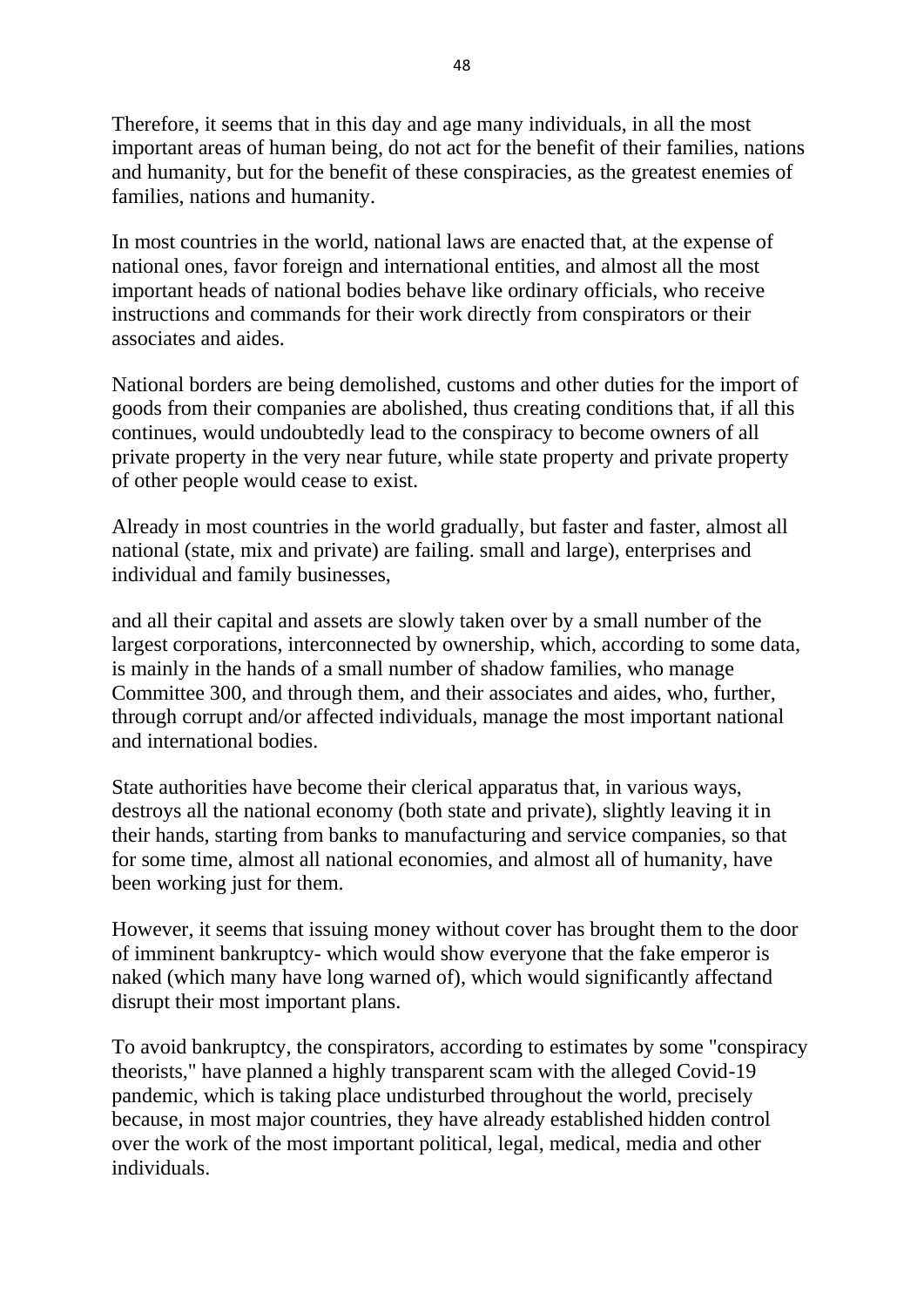Therefore, it seems that in this day and age many individuals, in all the most important areas of human being, do not act for the benefit of their families, nations and humanity, but for the benefit of these conspiracies, as the greatest enemies of families, nations and humanity.

In most countries in the world, national laws are enacted that, at the expense of national ones, favor foreign and international entities, and almost all the most important heads of national bodies behave like ordinary officials, who receive instructions and commands for their work directly from conspirators or their associates and aides.

National borders are being demolished, customs and other duties for the import of goods from their companies are abolished, thus creating conditions that, if all this continues, would undoubtedly lead to the conspiracy to become owners of all private property in the very near future, while state property and private property of other people would cease to exist.

Already in most countries in the world gradually, but faster and faster, almost all national (state, mix and private) are failing. small and large), enterprises and individual and family businesses,

and all their capital and assets are slowly taken over by a small number of the largest corporations, interconnected by ownership, which, according to some data, is mainly in the hands of a small number of shadow families, who manage Committee 300, and through them, and their associates and aides, who, further, through corrupt and/or affected individuals, manage the most important national and international bodies.

State authorities have become their clerical apparatus that, in various ways, destroys all the national economy (both state and private), slightly leaving it in their hands, starting from banks to manufacturing and service companies, so that for some time, almost all national economies, and almost all of humanity, have been working just for them.

However, it seems that issuing money without cover has brought them to the door of imminent bankruptcy- which would show everyone that the fake emperor is naked (which many have long warned of), which would significantly affectand disrupt their most important plans.

To avoid bankruptcy, the conspirators, according to estimates by some "conspiracy theorists," have planned a highly transparent scam with the alleged Covid-19 pandemic, which is taking place undisturbed throughout the world, precisely because, in most major countries, they have already established hidden control over the work of the most important political, legal, medical, media and other individuals.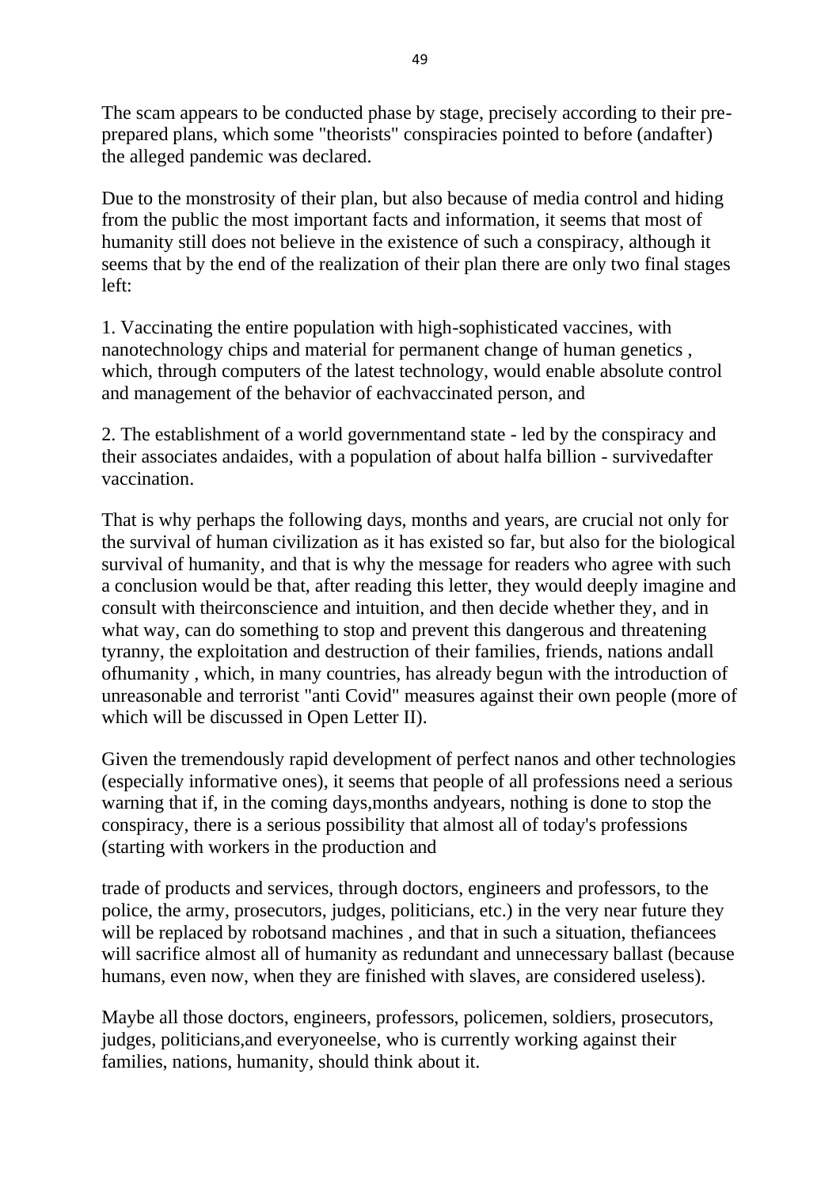The scam appears to be conducted phase by stage, precisely according to their pre-prepared plans, which some "theorists" conspiracies pointed to before (andafter) the alleged pandemic was declared.

Due to the monstrosity of their plan, but also because of media control and hiding from the public the most important facts and information, it seems that most of humanity still does not believe in the existence of such a conspiracy, although it seems that by the end of the realization of their plan there are only two final stages left:

1. Vaccinating the entire population with high-sophisticated vaccines, with nanotechnology chips and material for permanent change of human genetics , which, through computers of the latest technology, would enable absolute control and management of the behavior of eachvaccinated person, and

2. The establishment of a world governmentand state - led by the conspiracy and their associates andaides, with a population of about halfa billion - survivedafter vaccination.

That is why perhaps the following days, months and years, are crucial not only for the survival of human civilization as it has existed so far, but also for the biological survival of humanity, and that is why the message for readers who agree with such a conclusion would be that, after reading this letter, they would deeply imagine and consult with theirconscience and intuition, and then decide whether they, and in what way, can do something to stop and prevent this dangerous and threatening tyranny, the exploitation and destruction of their families, friends, nations andall ofhumanity , which, in many countries, has already begun with the introduction of unreasonable and terrorist "anti Covid" measures against their own people (more of which will be discussed in Open Letter II).

Given the tremendously rapid development of perfect nanos and other technologies (especially informative ones), it seems that people of all professions need a serious warning that if, in the coming days,months andyears, nothing is done to stop the conspiracy, there is a serious possibility that almost all of today's professions (starting with workers in the production and trade of products and services, through doctors, engineers and professors, to the police, the army, prosecutors, judges, politicians, etc.) in the very near future they will be replaced by robotsand machines , and that in such a situation, thefiancees will sacrifice almost all of humanity as redundant and unnecessary ballast (because humans, even now, when they are finished with slaves, are considered useless).

Maybe all those doctors, engineers, professors, policemen, soldiers, prosecutors, judges, politicians,and everyoneelse, who is currently working against their families, nations, humanity, should think about it.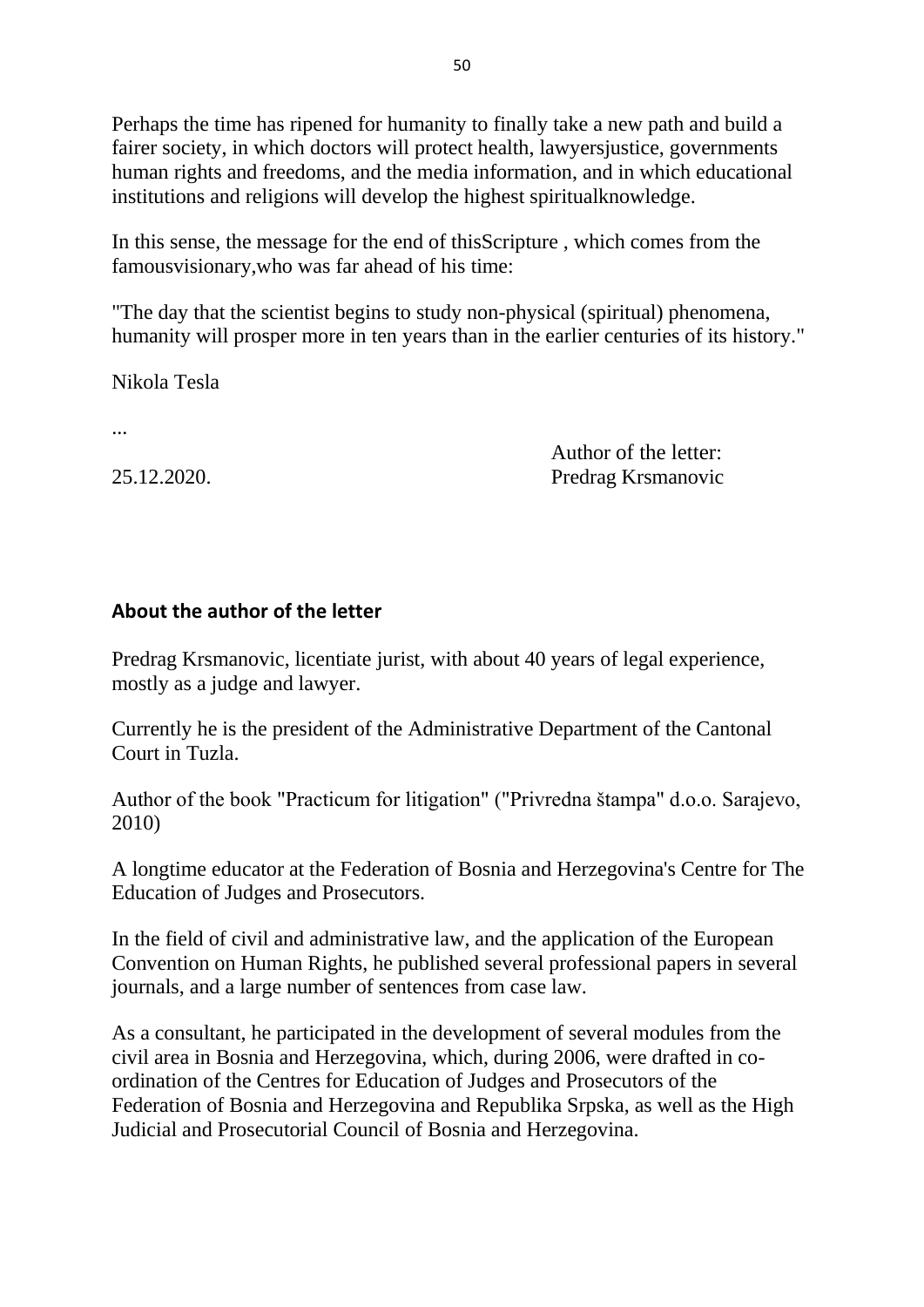Perhaps the time has ripened for humanity to finally take a new path and build a fairer society, in which doctors will protect health, lawyersjustice, governments human rights and freedoms, and the media information, and in which educational institutions and religions will develop the highest spiritualknowledge.

In this sense, the message for the end of thisScripture , which comes from the famousvisionary,who was far ahead of his time:

"The day that the scientist begins to study non-physical (spiritual) phenomena, humanity will prosper more in ten years than in the earlier centuries of its history."

Nikola Tesla

...

Author of the letter:
25.12.2020. Predrag Krsmanovic

## About the author of the letter

Predrag Krsmanovic, licentiate jurist, with about 40 years of legal experience, mostly as a judge and lawyer.

Currently he is the president of the Administrative Department of the Cantonal Court in Tuzla.

Author of the book "Practicum for litigation" ("Privredna štampa" d.o.o. Sarajevo, 2010)

A longtime educator at the Federation of Bosnia and Herzegovina's Centre for The Education of Judges and Prosecutors.

In the field of civil and administrative law, and the application of the European Convention on Human Rights, he published several professional papers in several journals, and a large number of sentences from case law.

As a consultant, he participated in the development of several modules from the civil area in Bosnia and Herzegovina, which, during 2006, were drafted in co-ordination of the Centres for Education of Judges and Prosecutors of the Federation of Bosnia and Herzegovina and Republika Srpska, as well as the High Judicial and Prosecutorial Council of Bosnia and Herzegovina.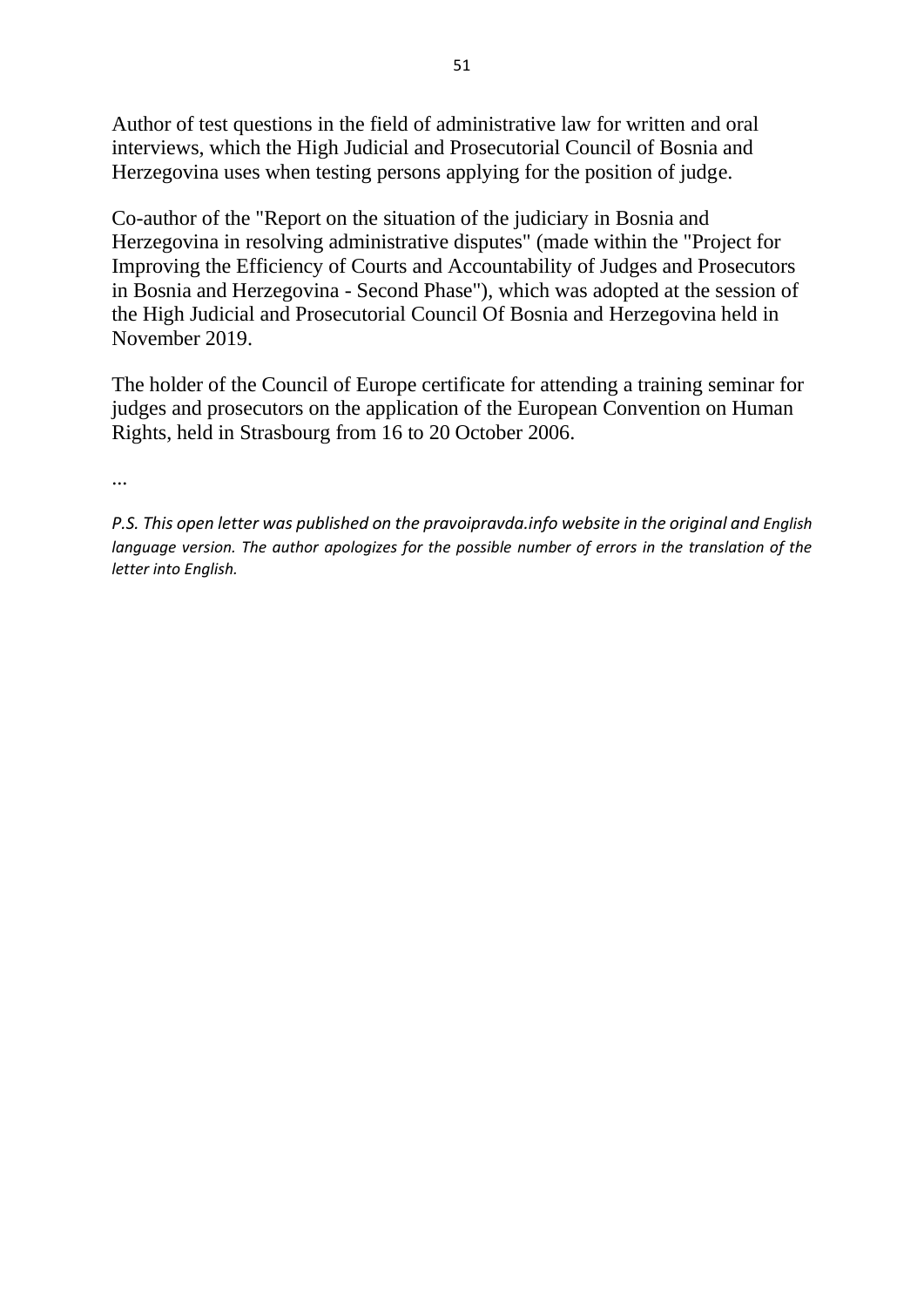Author of test questions in the field of administrative law for written and oral interviews, which the High Judicial and Prosecutorial Council of Bosnia and Herzegovina uses when testing persons applying for the position of judge.

Co-author of the "Report on the situation of the judiciary in Bosnia and Herzegovina in resolving administrative disputes" (made within the "Project for Improving the Efficiency of Courts and Accountability of Judges and Prosecutors in Bosnia and Herzegovina - Second Phase"), which was adopted at the session of the High Judicial and Prosecutorial Council Of Bosnia and Herzegovina held in November 2019.

The holder of the Council of Europe certificate for attending a training seminar for judges and prosecutors on the application of the European Convention on Human Rights, held in Strasbourg from 16 to 20 October 2006.

...

*P.S. This open letter was published on the pravoipravda.info website in the original and English language version. The author apologizes for the possible number of errors in the translation of the letter into English.*